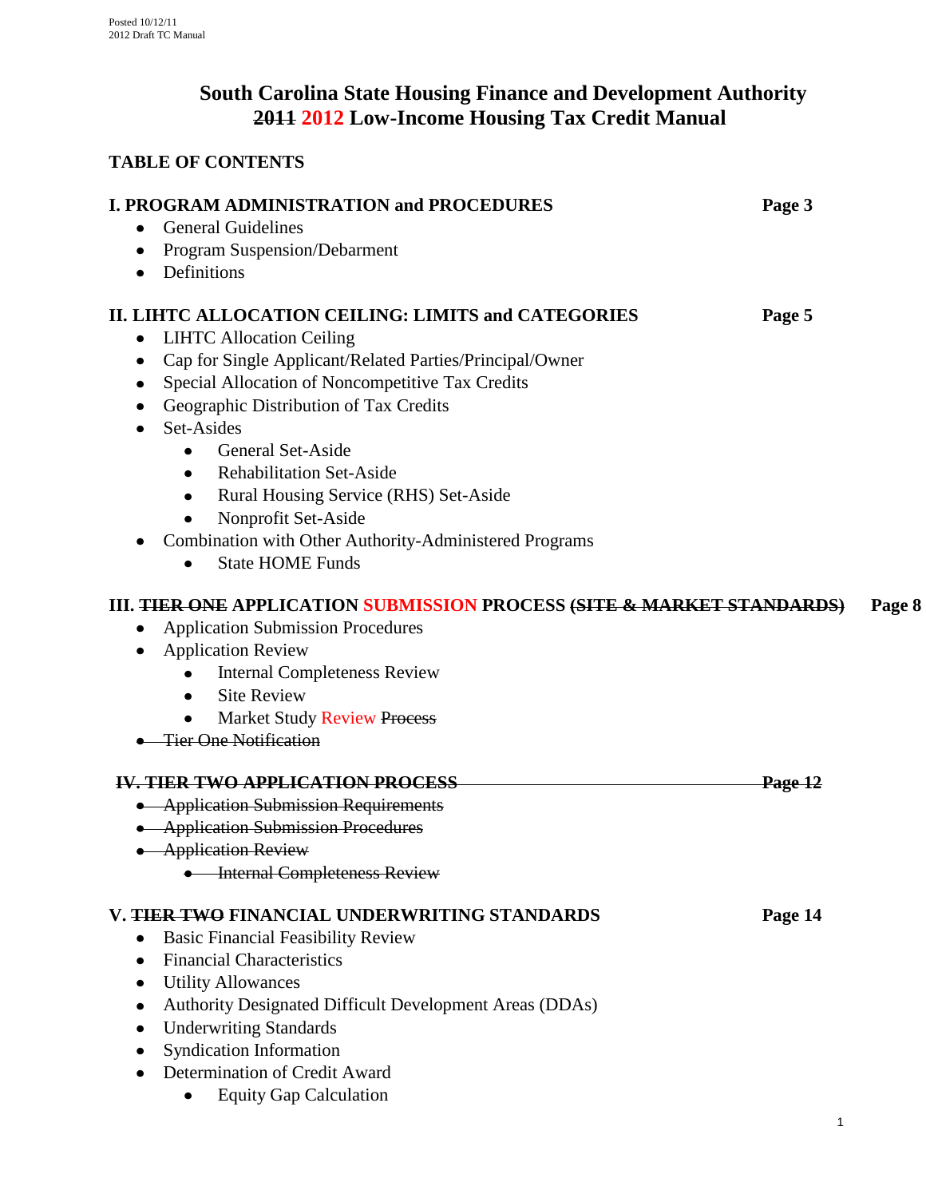# South Carolina State Housing Finance and Development Authority
## ~~2011~~ 2012 Low-Income Housing Tax Credit Manual

**TABLE OF CONTENTS**

**I. PROGRAM ADMINISTRATION and PROCEDURES** **Page 3**

- General Guidelines
- Program Suspension/Debarment
- Definitions

**II. LIHTC ALLOCATION CEILING: LIMITS and CATEGORIES** **Page 5**

- LIHTC Allocation Ceiling
- Cap for Single Applicant/Related Parties/Principal/Owner
- Special Allocation of Noncompetitive Tax Credits
- Geographic Distribution of Tax Credits
- Set-Asides
  - General Set-Aside
  - Rehabilitation Set-Aside
  - Rural Housing Service (RHS) Set-Aside
  - Nonprofit Set-Aside
- Combination with Other Authority-Administered Programs
  - State HOME Funds

**III. ~~TIER ONE~~ APPLICATION SUBMISSION PROCESS ~~(SITE & MARKET STANDARDS)~~** **Page 8**

- Application Submission Procedures
- Application Review
  - Internal Completeness Review
  - Site Review
  - Market Study Review ~~Process~~
- ~~Tier One Notification~~

~~**IV. TIER TWO APPLICATION PROCESS**~~ ~~**Page 12**~~

- ~~Application Submission Requirements~~
- ~~Application Submission Procedures~~
- ~~Application Review~~
  - ~~Internal Completeness Review~~

**V. ~~TIER TWO~~ FINANCIAL UNDERWRITING STANDARDS** **Page 14**

- Basic Financial Feasibility Review
- Financial Characteristics
- Utility Allowances
- Authority Designated Difficult Development Areas (DDAs)
- Underwriting Standards
- Syndication Information
- Determination of Credit Award
  - Equity Gap Calculation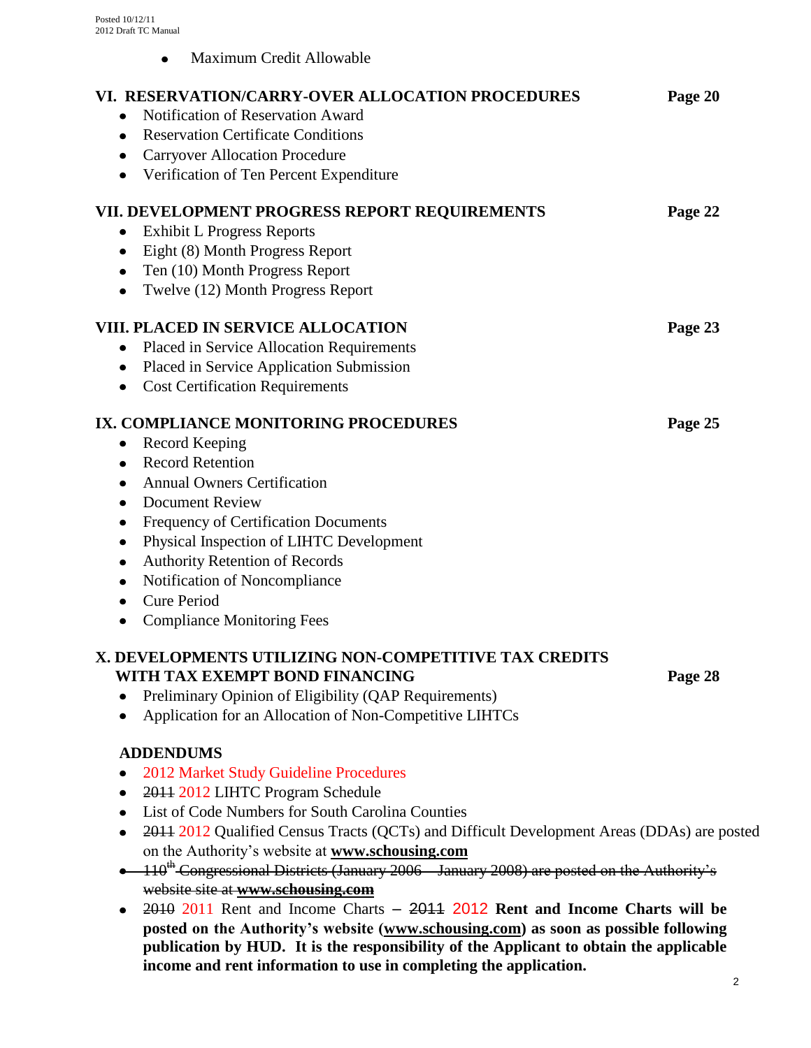- Maximum Credit Allowable

**VI. RESERVATION/CARRY-OVER ALLOCATION PROCEDURES** **Page 20**

- Notification of Reservation Award
- Reservation Certificate Conditions
- Carryover Allocation Procedure
- Verification of Ten Percent Expenditure

**VII. DEVELOPMENT PROGRESS REPORT REQUIREMENTS** **Page 22**

- Exhibit L Progress Reports
- Eight (8) Month Progress Report
- Ten (10) Month Progress Report
- Twelve (12) Month Progress Report

**VIII. PLACED IN SERVICE ALLOCATION** **Page 23**

- Placed in Service Allocation Requirements
- Placed in Service Application Submission
- Cost Certification Requirements

**IX. COMPLIANCE MONITORING PROCEDURES** **Page 25**

- Record Keeping
- Record Retention
- Annual Owners Certification
- Document Review
- Frequency of Certification Documents
- Physical Inspection of LIHTC Development
- Authority Retention of Records
- Notification of Noncompliance
- Cure Period
- Compliance Monitoring Fees

**X. DEVELOPMENTS UTILIZING NON-COMPETITIVE TAX CREDITS WITH TAX EXEMPT BOND FINANCING** **Page 28**

- Preliminary Opinion of Eligibility (QAP Requirements)
- Application for an Allocation of Non-Competitive LIHTCs

**ADDENDUMS**

- 2012 Market Study Guideline Procedures
- ~~2011~~ 2012 LIHTC Program Schedule
- List of Code Numbers for South Carolina Counties
- ~~2011~~ 2012 Qualified Census Tracts (QCTs) and Difficult Development Areas (DDAs) are posted on the Authority's website at **www.schousing.com**
- ~~110th Congressional Districts (January 2006 – January 2008) are posted on the Authority's website site at **www.schousing.com**~~
- ~~2010~~ 2011 Rent and Income Charts – ~~2011~~ 2012 **Rent and Income Charts will be posted on the Authority's website (www.schousing.com) as soon as possible following publication by HUD. It is the responsibility of the Applicant to obtain the applicable income and rent information to use in completing the application.**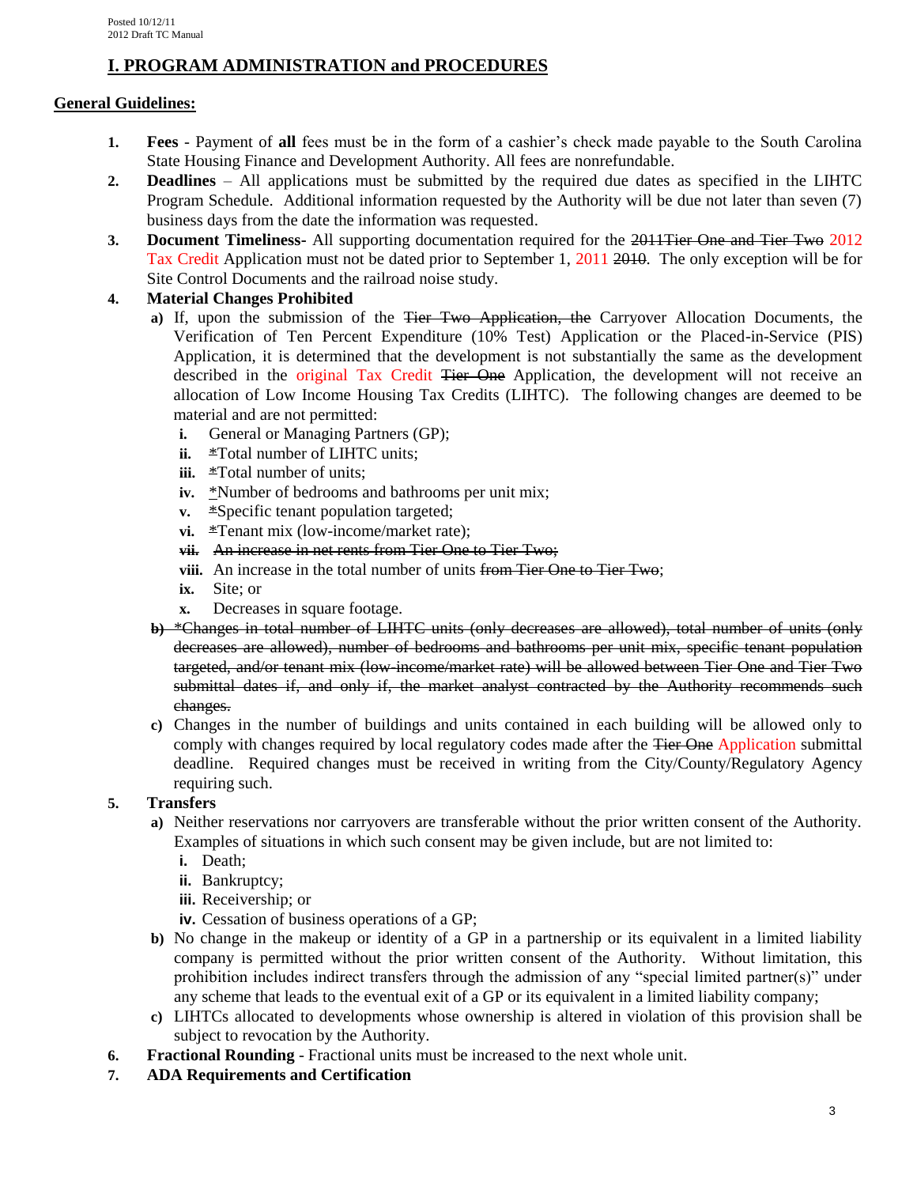# I. PROGRAM ADMINISTRATION and PROCEDURES

## General Guidelines:

1. **Fees** - Payment of **all** fees must be in the form of a cashier's check made payable to the South Carolina State Housing Finance and Development Authority. All fees are nonrefundable.
2. **Deadlines** – All applications must be submitted by the required due dates as specified in the LIHTC Program Schedule. Additional information requested by the Authority will be due not later than seven (7) business days from the date the information was requested.
3. **Document Timeliness-** All supporting documentation required for the ~~2011Tier One and Tier Two~~ 2012 Tax Credit Application must not be dated prior to September 1, 2011 ~~2010~~. The only exception will be for Site Control Documents and the railroad noise study.
4. **Material Changes Prohibited**
   - **a)** If, upon the submission of the ~~Tier Two Application, the~~ Carryover Allocation Documents, the Verification of Ten Percent Expenditure (10% Test) Application or the Placed-in-Service (PIS) Application, it is determined that the development is not substantially the same as the development described in the original Tax Credit ~~Tier One~~ Application, the development will not receive an allocation of Low Income Housing Tax Credits (LIHTC). The following changes are deemed to be material and are not permitted:
     - **i.** General or Managing Partners (GP);
     - **ii.** ~~*~~Total number of LIHTC units;
     - **iii.** ~~*~~Total number of units;
     - **iv.** ~~*~~Number of bedrooms and bathrooms per unit mix;
     - **v.** ~~*~~Specific tenant population targeted;
     - **vi.** ~~*~~Tenant mix (low-income/market rate);
     - ~~**vii.** An increase in net rents from Tier One to Tier Two;~~
     - **viii.** An increase in the total number of units ~~from Tier One to Tier Two~~;
     - **ix.** Site; or
     - **x.** Decreases in square footage.
   - ~~**b)** *Changes in total number of LIHTC units (only decreases are allowed), total number of units (only decreases are allowed), number of bedrooms and bathrooms per unit mix, specific tenant population targeted, and/or tenant mix (low-income/market rate) will be allowed between Tier One and Tier Two submittal dates if, and only if, the market analyst contracted by the Authority recommends such changes.~~
   - **c)** Changes in the number of buildings and units contained in each building will be allowed only to comply with changes required by local regulatory codes made after the ~~Tier One~~ Application submittal deadline. Required changes must be received in writing from the City/County/Regulatory Agency requiring such.
5. **Transfers**
   - **a)** Neither reservations nor carryovers are transferable without the prior written consent of the Authority. Examples of situations in which such consent may be given include, but are not limited to:
     - **i.** Death;
     - **ii.** Bankruptcy;
     - **iii.** Receivership; or
     - **iv.** Cessation of business operations of a GP;
   - **b)** No change in the makeup or identity of a GP in a partnership or its equivalent in a limited liability company is permitted without the prior written consent of the Authority. Without limitation, this prohibition includes indirect transfers through the admission of any "special limited partner(s)" under any scheme that leads to the eventual exit of a GP or its equivalent in a limited liability company;
   - **c)** LIHTCs allocated to developments whose ownership is altered in violation of this provision shall be subject to revocation by the Authority.
6. **Fractional Rounding** - Fractional units must be increased to the next whole unit.
7. **ADA Requirements and Certification**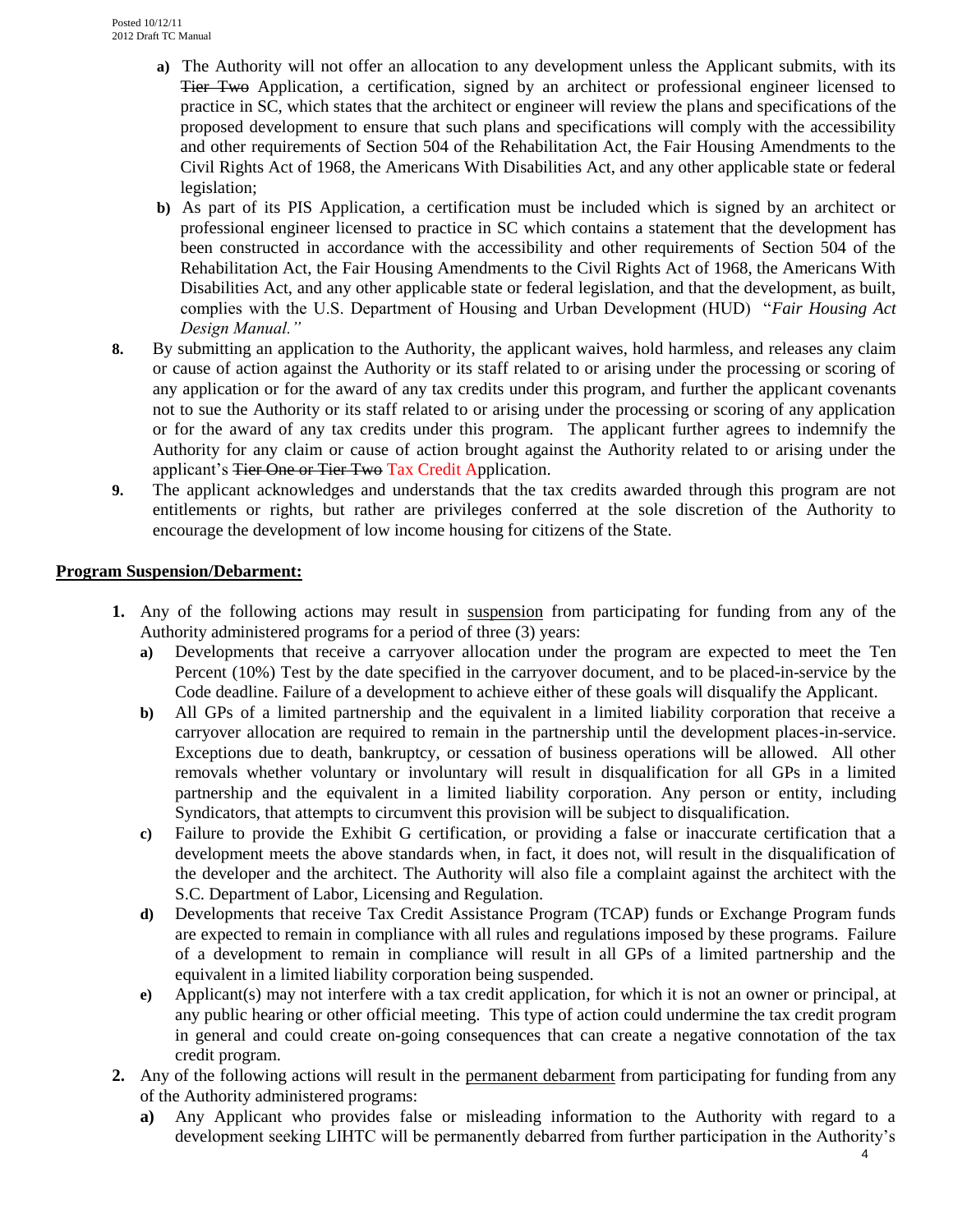- **a)** The Authority will not offer an allocation to any development unless the Applicant submits, with its ~~Tier Two~~ Application, a certification, signed by an architect or professional engineer licensed to practice in SC, which states that the architect or engineer will review the plans and specifications of the proposed development to ensure that such plans and specifications will comply with the accessibility and other requirements of Section 504 of the Rehabilitation Act, the Fair Housing Amendments to the Civil Rights Act of 1968, the Americans With Disabilities Act, and any other applicable state or federal legislation;
- **b)** As part of its PIS Application, a certification must be included which is signed by an architect or professional engineer licensed to practice in SC which contains a statement that the development has been constructed in accordance with the accessibility and other requirements of Section 504 of the Rehabilitation Act, the Fair Housing Amendments to the Civil Rights Act of 1968, the Americans With Disabilities Act, and any other applicable state or federal legislation, and that the development, as built, complies with the U.S. Department of Housing and Urban Development (HUD) "*Fair Housing Act Design Manual.*"

**8.** By submitting an application to the Authority, the applicant waives, hold harmless, and releases any claim or cause of action against the Authority or its staff related to or arising under the processing or scoring of any application or for the award of any tax credits under this program, and further the applicant covenants not to sue the Authority or its staff related to or arising under the processing or scoring of any application or for the award of any tax credits under this program. The applicant further agrees to indemnify the Authority for any claim or cause of action brought against the Authority related to or arising under the applicant's ~~Tier One or Tier Two~~ Tax Credit Application.

**9.** The applicant acknowledges and understands that the tax credits awarded through this program are not entitlements or rights, but rather are privileges conferred at the sole discretion of the Authority to encourage the development of low income housing for citizens of the State.

## Program Suspension/Debarment:

**1.** Any of the following actions may result in suspension from participating for funding from any of the Authority administered programs for a period of three (3) years:

- **a)** Developments that receive a carryover allocation under the program are expected to meet the Ten Percent (10%) Test by the date specified in the carryover document, and to be placed-in-service by the Code deadline. Failure of a development to achieve either of these goals will disqualify the Applicant.
- **b)** All GPs of a limited partnership and the equivalent in a limited liability corporation that receive a carryover allocation are required to remain in the partnership until the development places-in-service. Exceptions due to death, bankruptcy, or cessation of business operations will be allowed. All other removals whether voluntary or involuntary will result in disqualification for all GPs in a limited partnership and the equivalent in a limited liability corporation. Any person or entity, including Syndicators, that attempts to circumvent this provision will be subject to disqualification.
- **c)** Failure to provide the Exhibit G certification, or providing a false or inaccurate certification that a development meets the above standards when, in fact, it does not, will result in the disqualification of the developer and the architect. The Authority will also file a complaint against the architect with the S.C. Department of Labor, Licensing and Regulation.
- **d)** Developments that receive Tax Credit Assistance Program (TCAP) funds or Exchange Program funds are expected to remain in compliance with all rules and regulations imposed by these programs. Failure of a development to remain in compliance will result in all GPs of a limited partnership and the equivalent in a limited liability corporation being suspended.
- **e)** Applicant(s) may not interfere with a tax credit application, for which it is not an owner or principal, at any public hearing or other official meeting. This type of action could undermine the tax credit program in general and could create on-going consequences that can create a negative connotation of the tax credit program.

**2.** Any of the following actions will result in the permanent debarment from participating for funding from any of the Authority administered programs:

- **a)** Any Applicant who provides false or misleading information to the Authority with regard to a development seeking LIHTC will be permanently debarred from further participation in the Authority's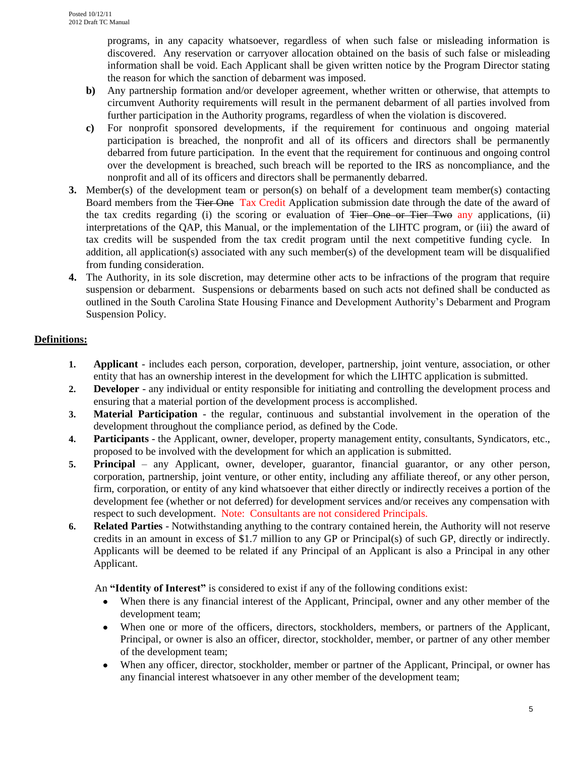programs, in any capacity whatsoever, regardless of when such false or misleading information is discovered. Any reservation or carryover allocation obtained on the basis of such false or misleading information shall be void. Each Applicant shall be given written notice by the Program Director stating the reason for which the sanction of debarment was imposed.

**b)** Any partnership formation and/or developer agreement, whether written or otherwise, that attempts to circumvent Authority requirements will result in the permanent debarment of all parties involved from further participation in the Authority programs, regardless of when the violation is discovered.

**c)** For nonprofit sponsored developments, if the requirement for continuous and ongoing material participation is breached, the nonprofit and all of its officers and directors shall be permanently debarred from future participation. In the event that the requirement for continuous and ongoing control over the development is breached, such breach will be reported to the IRS as noncompliance, and the nonprofit and all of its officers and directors shall be permanently debarred.

**3.** Member(s) of the development team or person(s) on behalf of a development team member(s) contacting Board members from the ~~Tier One~~ Tax Credit Application submission date through the date of the award of the tax credits regarding (i) the scoring or evaluation of ~~Tier One or Tier Two~~ any applications, (ii) interpretations of the QAP, this Manual, or the implementation of the LIHTC program, or (iii) the award of tax credits will be suspended from the tax credit program until the next competitive funding cycle. In addition, all application(s) associated with any such member(s) of the development team will be disqualified from funding consideration.

**4.** The Authority, in its sole discretion, may determine other acts to be infractions of the program that require suspension or debarment. Suspensions or debarments based on such acts not defined shall be conducted as outlined in the South Carolina State Housing Finance and Development Authority's Debarment and Program Suspension Policy.

## Definitions:

1. **Applicant** - includes each person, corporation, developer, partnership, joint venture, association, or other entity that has an ownership interest in the development for which the LIHTC application is submitted.
2. **Developer** - any individual or entity responsible for initiating and controlling the development process and ensuring that a material portion of the development process is accomplished.
3. **Material Participation** - the regular, continuous and substantial involvement in the operation of the development throughout the compliance period, as defined by the Code.
4. **Participants** - the Applicant, owner, developer, property management entity, consultants, Syndicators, etc., proposed to be involved with the development for which an application is submitted.
5. **Principal** – any Applicant, owner, developer, guarantor, financial guarantor, or any other person, corporation, partnership, joint venture, or other entity, including any affiliate thereof, or any other person, firm, corporation, or entity of any kind whatsoever that either directly or indirectly receives a portion of the development fee (whether or not deferred) for development services and/or receives any compensation with respect to such development. Note: Consultants are not considered Principals.
6. **Related Parties** - Notwithstanding anything to the contrary contained herein, the Authority will not reserve credits in an amount in excess of $1.7 million to any GP or Principal(s) of such GP, directly or indirectly. Applicants will be deemed to be related if any Principal of an Applicant is also a Principal in any other Applicant.

   An **"Identity of Interest"** is considered to exist if any of the following conditions exist:

   - When there is any financial interest of the Applicant, Principal, owner and any other member of the development team;
   - When one or more of the officers, directors, stockholders, members, or partners of the Applicant, Principal, or owner is also an officer, director, stockholder, member, or partner of any other member of the development team;
   - When any officer, director, stockholder, member or partner of the Applicant, Principal, or owner has any financial interest whatsoever in any other member of the development team;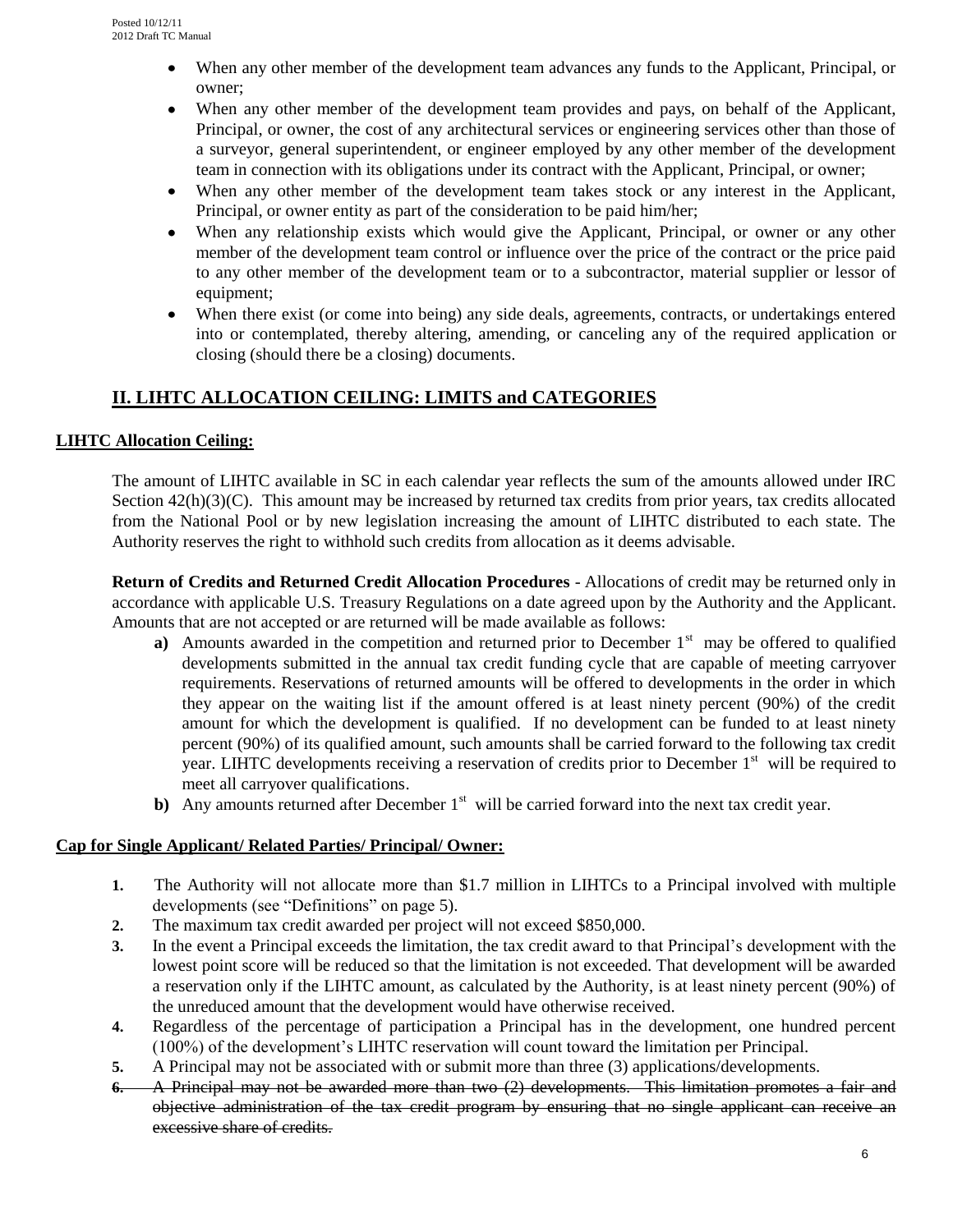- When any other member of the development team advances any funds to the Applicant, Principal, or owner;
- When any other member of the development team provides and pays, on behalf of the Applicant, Principal, or owner, the cost of any architectural services or engineering services other than those of a surveyor, general superintendent, or engineer employed by any other member of the development team in connection with its obligations under its contract with the Applicant, Principal, or owner;
- When any other member of the development team takes stock or any interest in the Applicant, Principal, or owner entity as part of the consideration to be paid him/her;
- When any relationship exists which would give the Applicant, Principal, or owner or any other member of the development team control or influence over the price of the contract or the price paid to any other member of the development team or to a subcontractor, material supplier or lessor of equipment;
- When there exist (or come into being) any side deals, agreements, contracts, or undertakings entered into or contemplated, thereby altering, amending, or canceling any of the required application or closing (should there be a closing) documents.

## II. LIHTC ALLOCATION CEILING: LIMITS and CATEGORIES

### LIHTC Allocation Ceiling:

The amount of LIHTC available in SC in each calendar year reflects the sum of the amounts allowed under IRC Section 42(h)(3)(C). This amount may be increased by returned tax credits from prior years, tax credits allocated from the National Pool or by new legislation increasing the amount of LIHTC distributed to each state. The Authority reserves the right to withhold such credits from allocation as it deems advisable.

**Return of Credits and Returned Credit Allocation Procedures** - Allocations of credit may be returned only in accordance with applicable U.S. Treasury Regulations on a date agreed upon by the Authority and the Applicant. Amounts that are not accepted or are returned will be made available as follows:

**a)** Amounts awarded in the competition and returned prior to December 1st may be offered to qualified developments submitted in the annual tax credit funding cycle that are capable of meeting carryover requirements. Reservations of returned amounts will be offered to developments in the order in which they appear on the waiting list if the amount offered is at least ninety percent (90%) of the credit amount for which the development is qualified. If no development can be funded to at least ninety percent (90%) of its qualified amount, such amounts shall be carried forward to the following tax credit year. LIHTC developments receiving a reservation of credits prior to December 1st will be required to meet all carryover qualifications.

**b)** Any amounts returned after December 1st will be carried forward into the next tax credit year.

### Cap for Single Applicant/ Related Parties/ Principal/ Owner:

1. The Authority will not allocate more than \$1.7 million in LIHTCs to a Principal involved with multiple developments (see "Definitions" on page 5).
2. The maximum tax credit awarded per project will not exceed \$850,000.
3. In the event a Principal exceeds the limitation, the tax credit award to that Principal's development with the lowest point score will be reduced so that the limitation is not exceeded. That development will be awarded a reservation only if the LIHTC amount, as calculated by the Authority, is at least ninety percent (90%) of the unreduced amount that the development would have otherwise received.
4. Regardless of the percentage of participation a Principal has in the development, one hundred percent (100%) of the development's LIHTC reservation will count toward the limitation per Principal.
5. A Principal may not be associated with or submit more than three (3) applications/developments.
6. ~~A Principal may not be awarded more than two (2) developments. This limitation promotes a fair and objective administration of the tax credit program by ensuring that no single applicant can receive an excessive share of credits.~~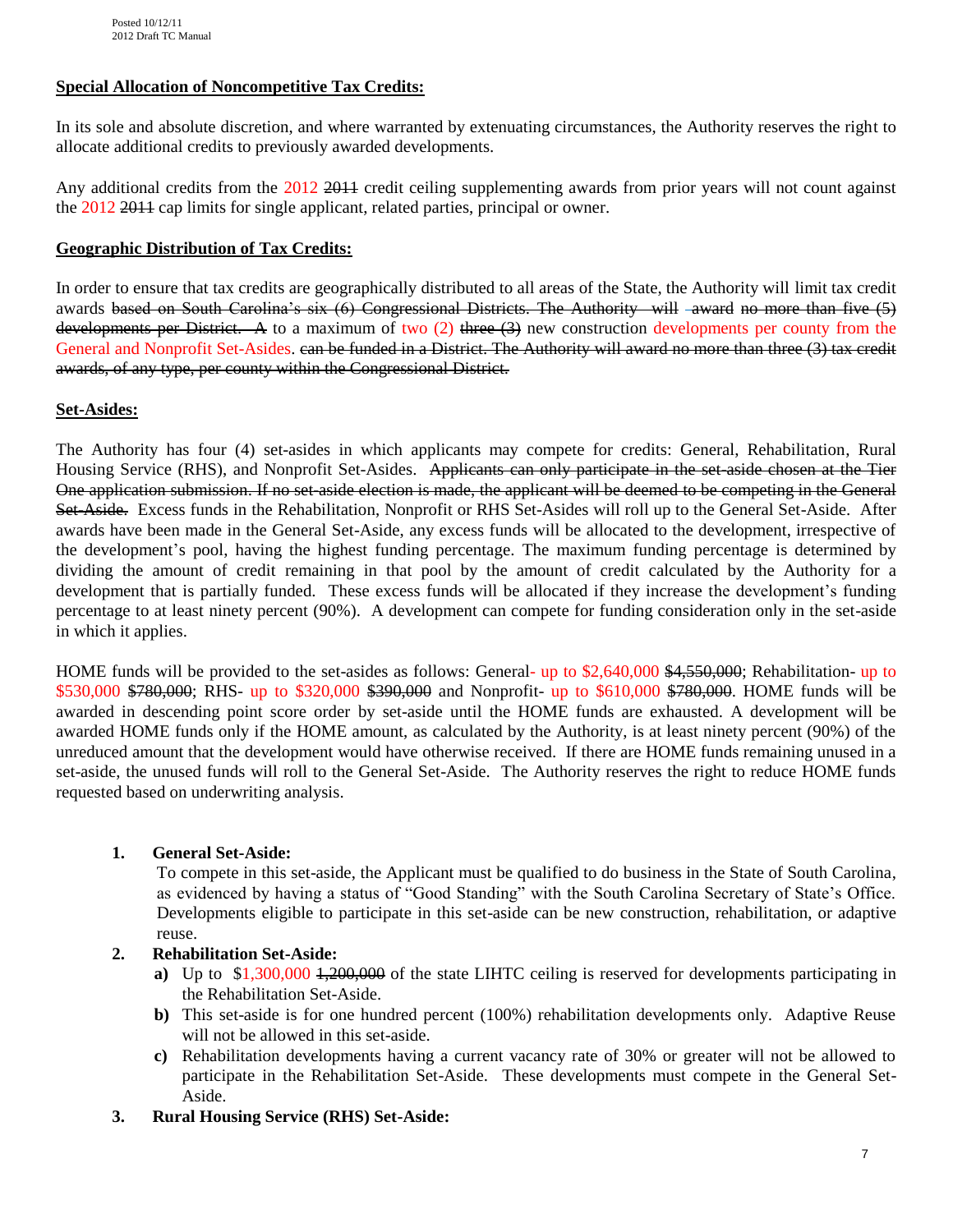**Special Allocation of Noncompetitive Tax Credits:**

In its sole and absolute discretion, and where warranted by extenuating circumstances, the Authority reserves the right to allocate additional credits to previously awarded developments.

Any additional credits from the 2012 ~~2011~~ credit ceiling supplementing awards from prior years will not count against the 2012 ~~2011~~ cap limits for single applicant, related parties, principal or owner.

**Geographic Distribution of Tax Credits:**

In order to ensure that tax credits are geographically distributed to all areas of the State, the Authority will limit tax credit awards ~~based on South Carolina's six (6) Congressional Districts. The Authority will award no more than five (5) developments per District. A~~ to a maximum of two (2) ~~three (3)~~ new construction developments per county from the General and Nonprofit Set-Asides. ~~can be funded in a District. The Authority will award no more than three (3) tax credit awards, of any type, per county within the Congressional District.~~

**Set-Asides:**

The Authority has four (4) set-asides in which applicants may compete for credits: General, Rehabilitation, Rural Housing Service (RHS), and Nonprofit Set-Asides. ~~Applicants can only participate in the set-aside chosen at the Tier One application submission. If no set-aside election is made, the applicant will be deemed to be competing in the General Set-Aside.~~ Excess funds in the Rehabilitation, Nonprofit or RHS Set-Asides will roll up to the General Set-Aside. After awards have been made in the General Set-Aside, any excess funds will be allocated to the development, irrespective of the development's pool, having the highest funding percentage. The maximum funding percentage is determined by dividing the amount of credit remaining in that pool by the amount of credit calculated by the Authority for a development that is partially funded. These excess funds will be allocated if they increase the development's funding percentage to at least ninety percent (90%). A development can compete for funding consideration only in the set-aside in which it applies.

HOME funds will be provided to the set-asides as follows: General- up to $2,640,000 ~~$4,550,000~~; Rehabilitation- up to $530,000 ~~$780,000~~; RHS- up to $320,000 ~~$390,000~~ and Nonprofit- up to $610,000 ~~$780,000~~. HOME funds will be awarded in descending point score order by set-aside until the HOME funds are exhausted. A development will be awarded HOME funds only if the HOME amount, as calculated by the Authority, is at least ninety percent (90%) of the unreduced amount that the development would have otherwise received. If there are HOME funds remaining unused in a set-aside, the unused funds will roll to the General Set-Aside. The Authority reserves the right to reduce HOME funds requested based on underwriting analysis.

1. **General Set-Aside:**
   To compete in this set-aside, the Applicant must be qualified to do business in the State of South Carolina, as evidenced by having a status of "Good Standing" with the South Carolina Secretary of State's Office. Developments eligible to participate in this set-aside can be new construction, rehabilitation, or adaptive reuse.

2. **Rehabilitation Set-Aside:**
   - **a)** Up to $1,300,000 ~~1,200,000~~ of the state LIHTC ceiling is reserved for developments participating in the Rehabilitation Set-Aside.
   - **b)** This set-aside is for one hundred percent (100%) rehabilitation developments only. Adaptive Reuse will not be allowed in this set-aside.
   - **c)** Rehabilitation developments having a current vacancy rate of 30% or greater will not be allowed to participate in the Rehabilitation Set-Aside. These developments must compete in the General Set-Aside.

3. **Rural Housing Service (RHS) Set-Aside:**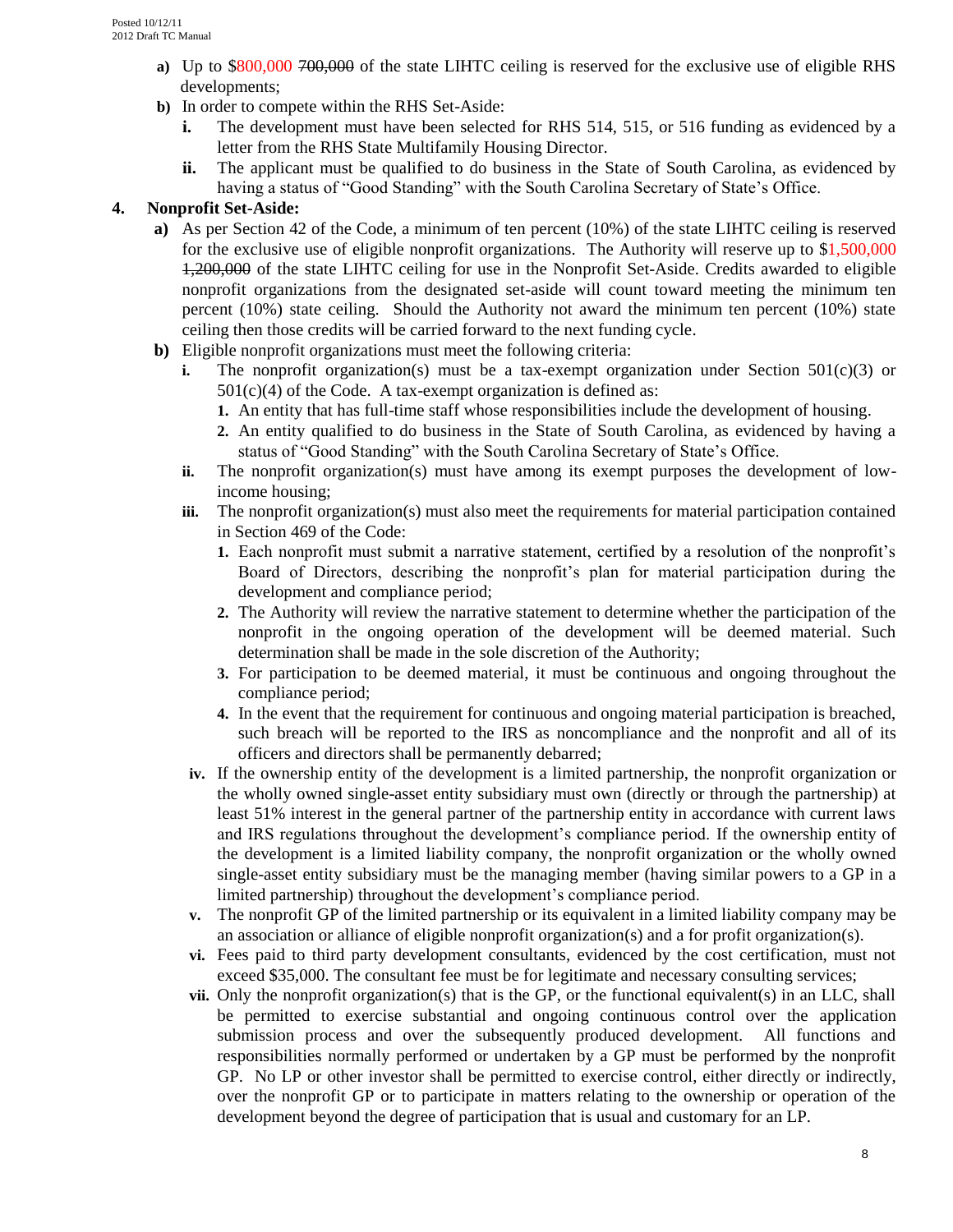a) Up to $800,000 ~~700,000~~ of the state LIHTC ceiling is reserved for the exclusive use of eligible RHS developments;

b) In order to compete within the RHS Set-Aside:
   - i. The development must have been selected for RHS 514, 515, or 516 funding as evidenced by a letter from the RHS State Multifamily Housing Director.
   - ii. The applicant must be qualified to do business in the State of South Carolina, as evidenced by having a status of "Good Standing" with the South Carolina Secretary of State's Office.

## 4. Nonprofit Set-Aside:

a) As per Section 42 of the Code, a minimum of ten percent (10%) of the state LIHTC ceiling is reserved for the exclusive use of eligible nonprofit organizations. The Authority will reserve up to $1,500,000 ~~1,200,000~~ of the state LIHTC ceiling for use in the Nonprofit Set-Aside. Credits awarded to eligible nonprofit organizations from the designated set-aside will count toward meeting the minimum ten percent (10%) state ceiling. Should the Authority not award the minimum ten percent (10%) state ceiling then those credits will be carried forward to the next funding cycle.

b) Eligible nonprofit organizations must meet the following criteria:
   - i. The nonprofit organization(s) must be a tax-exempt organization under Section 501(c)(3) or 501(c)(4) of the Code. A tax-exempt organization is defined as:
     1. An entity that has full-time staff whose responsibilities include the development of housing.
     2. An entity qualified to do business in the State of South Carolina, as evidenced by having a status of "Good Standing" with the South Carolina Secretary of State's Office.
   - ii. The nonprofit organization(s) must have among its exempt purposes the development of low-income housing;
   - iii. The nonprofit organization(s) must also meet the requirements for material participation contained in Section 469 of the Code:
     1. Each nonprofit must submit a narrative statement, certified by a resolution of the nonprofit's Board of Directors, describing the nonprofit's plan for material participation during the development and compliance period;
     2. The Authority will review the narrative statement to determine whether the participation of the nonprofit in the ongoing operation of the development will be deemed material. Such determination shall be made in the sole discretion of the Authority;
     3. For participation to be deemed material, it must be continuous and ongoing throughout the compliance period;
     4. In the event that the requirement for continuous and ongoing material participation is breached, such breach will be reported to the IRS as noncompliance and the nonprofit and all of its officers and directors shall be permanently debarred;
   - iv. If the ownership entity of the development is a limited partnership, the nonprofit organization or the wholly owned single-asset entity subsidiary must own (directly or through the partnership) at least 51% interest in the general partner of the partnership entity in accordance with current laws and IRS regulations throughout the development's compliance period. If the ownership entity of the development is a limited liability company, the nonprofit organization or the wholly owned single-asset entity subsidiary must be the managing member (having similar powers to a GP in a limited partnership) throughout the development's compliance period.
   - v. The nonprofit GP of the limited partnership or its equivalent in a limited liability company may be an association or alliance of eligible nonprofit organization(s) and a for profit organization(s).
   - vi. Fees paid to third party development consultants, evidenced by the cost certification, must not exceed $35,000. The consultant fee must be for legitimate and necessary consulting services;
   - vii. Only the nonprofit organization(s) that is the GP, or the functional equivalent(s) in an LLC, shall be permitted to exercise substantial and ongoing continuous control over the application submission process and over the subsequently produced development. All functions and responsibilities normally performed or undertaken by a GP must be performed by the nonprofit GP. No LP or other investor shall be permitted to exercise control, either directly or indirectly, over the nonprofit GP or to participate in matters relating to the ownership or operation of the development beyond the degree of participation that is usual and customary for an LP.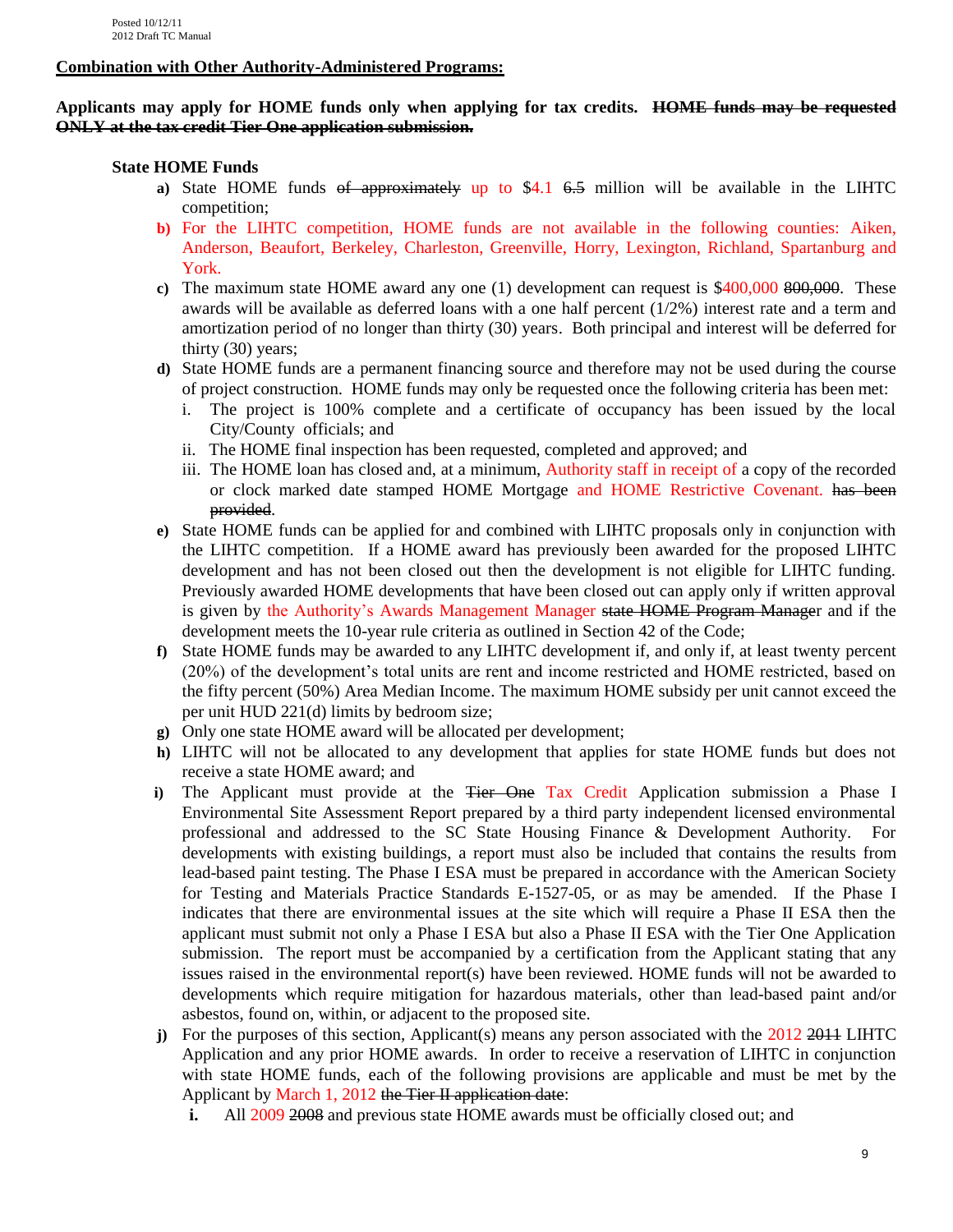**Combination with Other Authority-Administered Programs:**

**Applicants may apply for HOME funds only when applying for tax credits. ~~HOME funds may be requested ONLY at the tax credit Tier One application submission.~~**

**State HOME Funds**

- **a)** State HOME funds ~~of approximately~~ up to $4.1 ~~6.5~~ million will be available in the LIHTC competition;
- **b)** For the LIHTC competition, HOME funds are not available in the following counties: Aiken, Anderson, Beaufort, Berkeley, Charleston, Greenville, Horry, Lexington, Richland, Spartanburg and York.
- **c)** The maximum state HOME award any one (1) development can request is $400,000 ~~800,000~~. These awards will be available as deferred loans with a one half percent (1/2%) interest rate and a term and amortization period of no longer than thirty (30) years. Both principal and interest will be deferred for thirty (30) years;
- **d)** State HOME funds are a permanent financing source and therefore may not be used during the course of project construction. HOME funds may only be requested once the following criteria has been met:
  - i. The project is 100% complete and a certificate of occupancy has been issued by the local City/County officials; and
  - ii. The HOME final inspection has been requested, completed and approved; and
  - iii. The HOME loan has closed and, at a minimum, Authority staff in receipt of a copy of the recorded or clock marked date stamped HOME Mortgage and HOME Restrictive Covenant. ~~has been provided~~.
- **e)** State HOME funds can be applied for and combined with LIHTC proposals only in conjunction with the LIHTC competition. If a HOME award has previously been awarded for the proposed LIHTC development and has not been closed out then the development is not eligible for LIHTC funding. Previously awarded HOME developments that have been closed out can apply only if written approval is given by the Authority's Awards Management Manager ~~state HOME Program Manager~~ and if the development meets the 10-year rule criteria as outlined in Section 42 of the Code;
- **f)** State HOME funds may be awarded to any LIHTC development if, and only if, at least twenty percent (20%) of the development's total units are rent and income restricted and HOME restricted, based on the fifty percent (50%) Area Median Income. The maximum HOME subsidy per unit cannot exceed the per unit HUD 221(d) limits by bedroom size;
- **g)** Only one state HOME award will be allocated per development;
- **h)** LIHTC will not be allocated to any development that applies for state HOME funds but does not receive a state HOME award; and
- **i)** The Applicant must provide at the ~~Tier One~~ Tax Credit Application submission a Phase I Environmental Site Assessment Report prepared by a third party independent licensed environmental professional and addressed to the SC State Housing Finance & Development Authority. For developments with existing buildings, a report must also be included that contains the results from lead-based paint testing. The Phase I ESA must be prepared in accordance with the American Society for Testing and Materials Practice Standards E-1527-05, or as may be amended. If the Phase I indicates that there are environmental issues at the site which will require a Phase II ESA then the applicant must submit not only a Phase I ESA but also a Phase II ESA with the Tier One Application submission. The report must be accompanied by a certification from the Applicant stating that any issues raised in the environmental report(s) have been reviewed. HOME funds will not be awarded to developments which require mitigation for hazardous materials, other than lead-based paint and/or asbestos, found on, within, or adjacent to the proposed site.
- **j)** For the purposes of this section, Applicant(s) means any person associated with the 2012 ~~2011~~ LIHTC Application and any prior HOME awards. In order to receive a reservation of LIHTC in conjunction with state HOME funds, each of the following provisions are applicable and must be met by the Applicant by March 1, 2012 ~~the Tier II application date~~:
  - **i.** All 2009 ~~2008~~ and previous state HOME awards must be officially closed out; and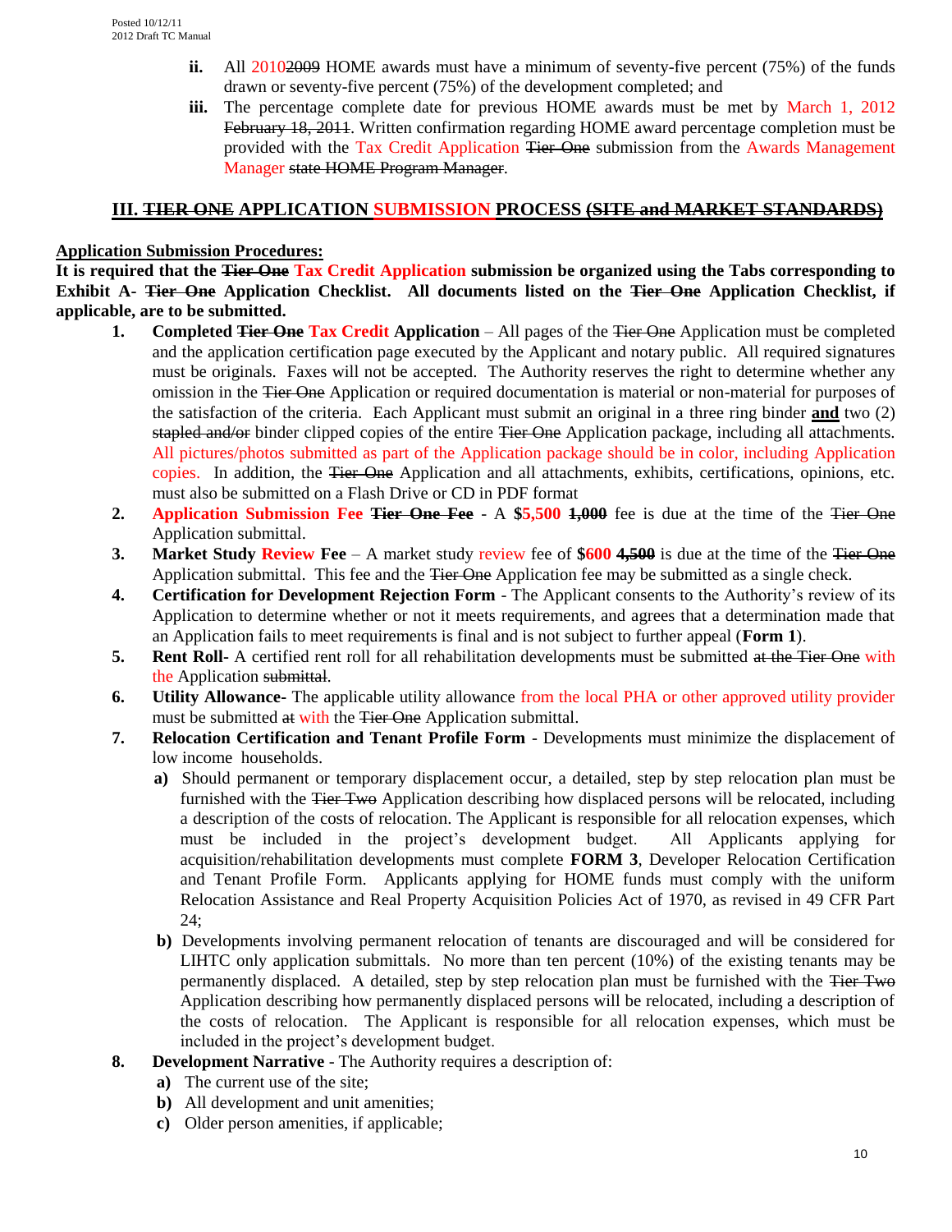ii. All ~~2009~~ 2010 HOME awards must have a minimum of seventy-five percent (75%) of the funds drawn or seventy-five percent (75%) of the development completed; and

iii. The percentage complete date for previous HOME awards must be met by March 1, 2012 ~~February 18, 2011~~. Written confirmation regarding HOME award percentage completion must be provided with the Tax Credit Application ~~Tier One~~ submission from the Awards Management Manager ~~state HOME Program Manager~~.

## III. ~~TIER ONE~~ APPLICATION SUBMISSION PROCESS ~~(SITE and MARKET STANDARDS)~~

**Application Submission Procedures:**

**It is required that the ~~Tier One~~ Tax Credit Application submission be organized using the Tabs corresponding to Exhibit A- ~~Tier One~~ Application Checklist. All documents listed on the ~~Tier One~~ Application Checklist, if applicable, are to be submitted.**

1. **Completed ~~Tier One~~ Tax Credit Application** – All pages of the ~~Tier One~~ Application must be completed and the application certification page executed by the Applicant and notary public. All required signatures must be originals. Faxes will not be accepted. The Authority reserves the right to determine whether any omission in the ~~Tier One~~ Application or required documentation is material or non-material for purposes of the satisfaction of the criteria. Each Applicant must submit an original in a three ring binder **and** two (2) ~~stapled and/or~~ binder clipped copies of the entire ~~Tier One~~ Application package, including all attachments. All pictures/photos submitted as part of the Application package should be in color, including Application copies. In addition, the ~~Tier One~~ Application and all attachments, exhibits, certifications, opinions, etc. must also be submitted on a Flash Drive or CD in PDF format
2. **Application Submission Fee ~~Tier One Fee~~** - A **$5,500 ~~1,000~~** fee is due at the time of the ~~Tier One~~ Application submittal.
3. **Market Study Review Fee** – A market study review fee of **$600 ~~4,500~~** is due at the time of the ~~Tier One~~ Application submittal. This fee and the ~~Tier One~~ Application fee may be submitted as a single check.
4. **Certification for Development Rejection Form** - The Applicant consents to the Authority's review of its Application to determine whether or not it meets requirements, and agrees that a determination made that an Application fails to meet requirements is final and is not subject to further appeal (**Form 1**).
5. **Rent Roll**- A certified rent roll for all rehabilitation developments must be submitted ~~at the Tier One~~ with the Application ~~submittal~~.
6. **Utility Allowance**- The applicable utility allowance from the local PHA or other approved utility provider must be submitted ~~at~~ with the ~~Tier One~~ Application submittal.
7. **Relocation Certification and Tenant Profile Form** - Developments must minimize the displacement of low income households.
   a) Should permanent or temporary displacement occur, a detailed, step by step relocation plan must be furnished with the ~~Tier Two~~ Application describing how displaced persons will be relocated, including a description of the costs of relocation. The Applicant is responsible for all relocation expenses, which must be included in the project's development budget. All Applicants applying for acquisition/rehabilitation developments must complete **FORM 3**, Developer Relocation Certification and Tenant Profile Form. Applicants applying for HOME funds must comply with the uniform Relocation Assistance and Real Property Acquisition Policies Act of 1970, as revised in 49 CFR Part 24;
   b) Developments involving permanent relocation of tenants are discouraged and will be considered for LIHTC only application submittals. No more than ten percent (10%) of the existing tenants may be permanently displaced. A detailed, step by step relocation plan must be furnished with the ~~Tier Two~~ Application describing how permanently displaced persons will be relocated, including a description of the costs of relocation. The Applicant is responsible for all relocation expenses, which must be included in the project's development budget.
8. **Development Narrative** - The Authority requires a description of:
   a) The current use of the site;
   b) All development and unit amenities;
   c) Older person amenities, if applicable;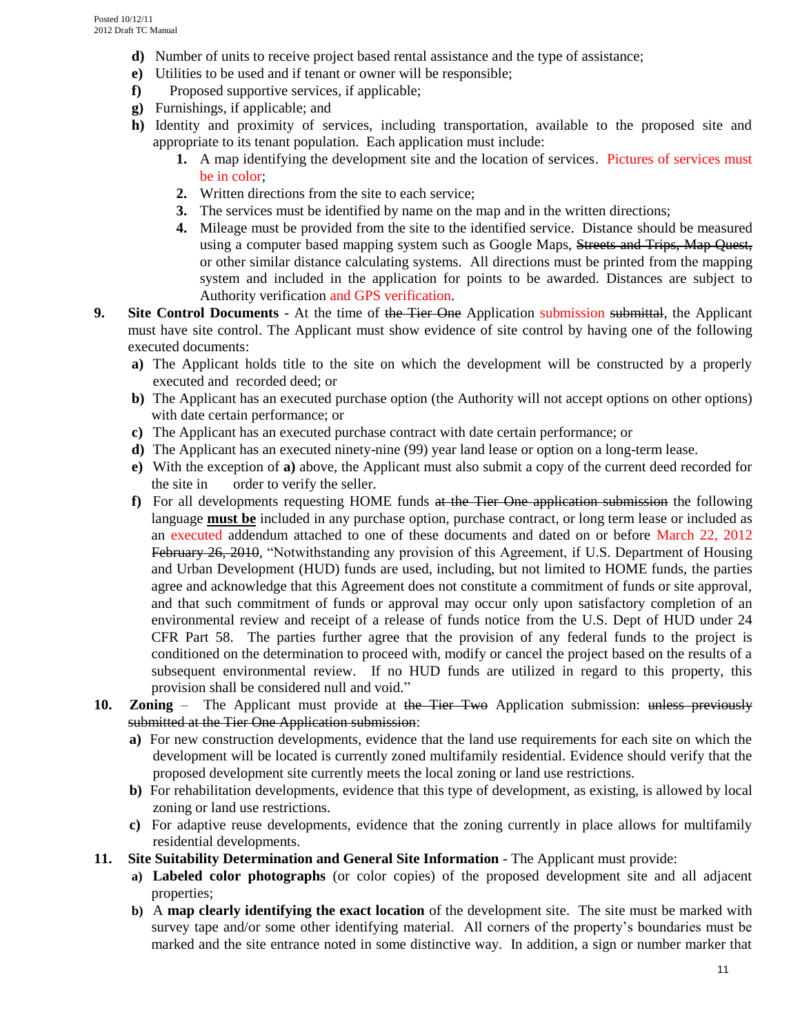- **d)** Number of units to receive project based rental assistance and the type of assistance;
- **e)** Utilities to be used and if tenant or owner will be responsible;
- **f)** Proposed supportive services, if applicable;
- **g)** Furnishings, if applicable; and
- **h)** Identity and proximity of services, including transportation, available to the proposed site and appropriate to its tenant population. Each application must include:
  1. A map identifying the development site and the location of services. Pictures of services must be in color;
  2. Written directions from the site to each service;
  3. The services must be identified by name on the map and in the written directions;
  4. Mileage must be provided from the site to the identified service. Distance should be measured using a computer based mapping system such as Google Maps, ~~Streets and Trips, Map Quest,~~ or other similar distance calculating systems. All directions must be printed from the mapping system and included in the application for points to be awarded. Distances are subject to Authority verification and GPS verification.

**9. Site Control Documents** - At the time of ~~the Tier One~~ Application submission ~~submittal~~, the Applicant must have site control. The Applicant must show evidence of site control by having one of the following executed documents:

- **a)** The Applicant holds title to the site on which the development will be constructed by a properly executed and recorded deed; or
- **b)** The Applicant has an executed purchase option (the Authority will not accept options on other options) with date certain performance; or
- **c)** The Applicant has an executed purchase contract with date certain performance; or
- **d)** The Applicant has an executed ninety-nine (99) year land lease or option on a long-term lease.
- **e)** With the exception of **a)** above, the Applicant must also submit a copy of the current deed recorded for the site in order to verify the seller.
- **f)** For all developments requesting HOME funds ~~at the Tier One application submission~~ the following language **<u>must be</u>** included in any purchase option, purchase contract, or long term lease or included as an executed addendum attached to one of these documents and dated on or before March 22, 2012 ~~February 26, 2010~~, "Notwithstanding any provision of this Agreement, if U.S. Department of Housing and Urban Development (HUD) funds are used, including, but not limited to HOME funds, the parties agree and acknowledge that this Agreement does not constitute a commitment of funds or site approval, and that such commitment of funds or approval may occur only upon satisfactory completion of an environmental review and receipt of a release of funds notice from the U.S. Dept of HUD under 24 CFR Part 58. The parties further agree that the provision of any federal funds to the project is conditioned on the determination to proceed with, modify or cancel the project based on the results of a subsequent environmental review. If no HUD funds are utilized in regard to this property, this provision shall be considered null and void."

**10. Zoning** – The Applicant must provide at ~~the Tier Two~~ Application submission: ~~unless previously submitted at the Tier One Application submission~~:

- **a)** For new construction developments, evidence that the land use requirements for each site on which the development will be located is currently zoned multifamily residential. Evidence should verify that the proposed development site currently meets the local zoning or land use restrictions.
- **b)** For rehabilitation developments, evidence that this type of development, as existing, is allowed by local zoning or land use restrictions.
- **c)** For adaptive reuse developments, evidence that the zoning currently in place allows for multifamily residential developments.

**11. Site Suitability Determination and General Site Information** - The Applicant must provide:

- **a) Labeled color photographs** (or color copies) of the proposed development site and all adjacent properties;
- **b)** A **map clearly identifying the exact location** of the development site. The site must be marked with survey tape and/or some other identifying material. All corners of the property's boundaries must be marked and the site entrance noted in some distinctive way. In addition, a sign or number marker that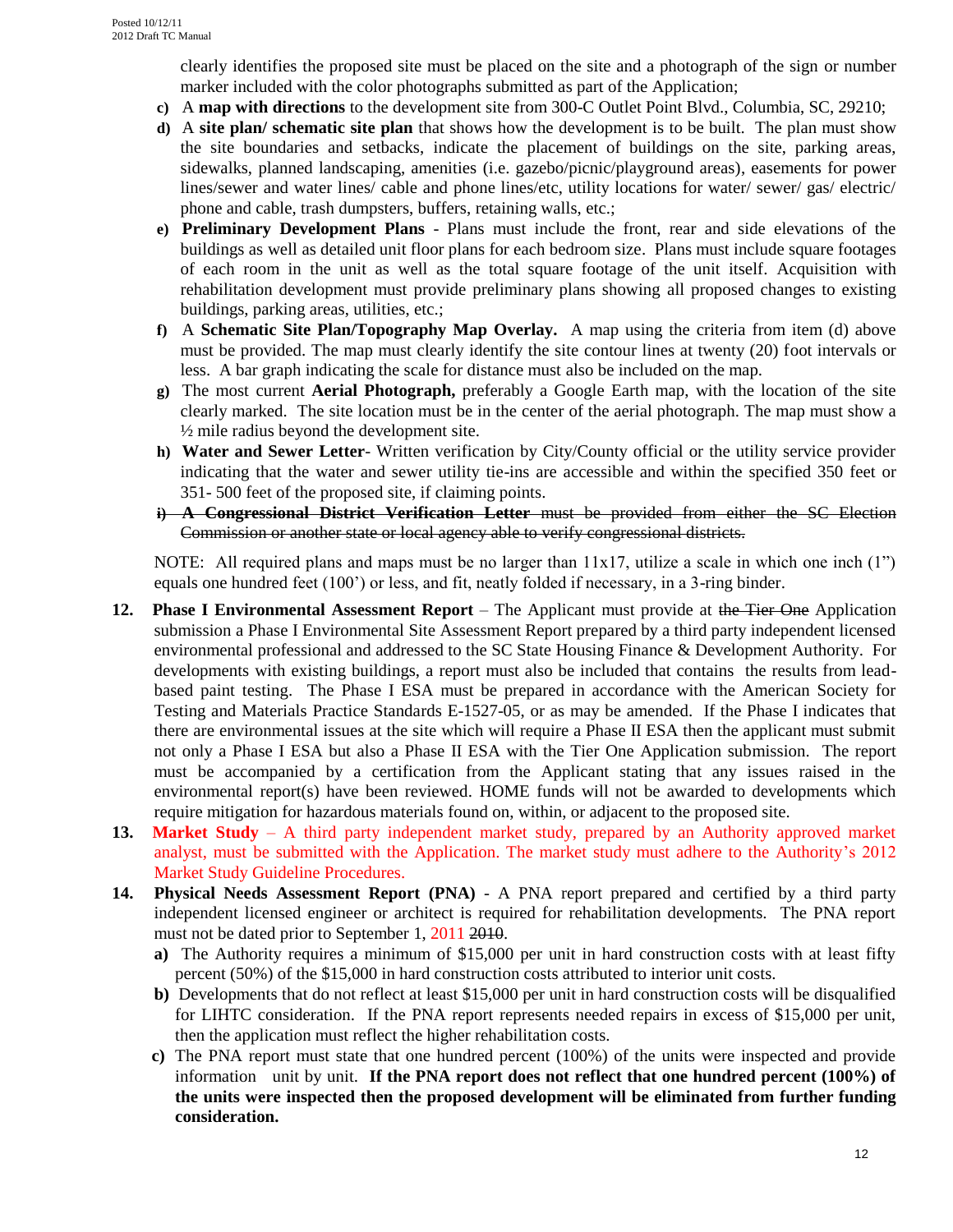clearly identifies the proposed site must be placed on the site and a photograph of the sign or number marker included with the color photographs submitted as part of the Application;

- **c)** A **map with directions** to the development site from 300-C Outlet Point Blvd., Columbia, SC, 29210;
- **d)** A **site plan/ schematic site plan** that shows how the development is to be built. The plan must show the site boundaries and setbacks, indicate the placement of buildings on the site, parking areas, sidewalks, planned landscaping, amenities (i.e. gazebo/picnic/playground areas), easements for power lines/sewer and water lines/ cable and phone lines/etc, utility locations for water/ sewer/ gas/ electric/ phone and cable, trash dumpsters, buffers, retaining walls, etc.;
- **e)** **Preliminary Development Plans** - Plans must include the front, rear and side elevations of the buildings as well as detailed unit floor plans for each bedroom size. Plans must include square footages of each room in the unit as well as the total square footage of the unit itself. Acquisition with rehabilitation development must provide preliminary plans showing all proposed changes to existing buildings, parking areas, utilities, etc.;
- **f)** A **Schematic Site Plan/Topography Map Overlay.** A map using the criteria from item (d) above must be provided. The map must clearly identify the site contour lines at twenty (20) foot intervals or less. A bar graph indicating the scale for distance must also be included on the map.
- **g)** The most current **Aerial Photograph,** preferably a Google Earth map, with the location of the site clearly marked. The site location must be in the center of the aerial photograph. The map must show a ½ mile radius beyond the development site.
- **h)** **Water and Sewer Letter**- Written verification by City/County official or the utility service provider indicating that the water and sewer utility tie-ins are accessible and within the specified 350 feet or 351- 500 feet of the proposed site, if claiming points.
- ~~**i)** **A Congressional District Verification Letter** must be provided from either the SC Election Commission or another state or local agency able to verify congressional districts.~~

NOTE: All required plans and maps must be no larger than 11x17, utilize a scale in which one inch (1") equals one hundred feet (100') or less, and fit, neatly folded if necessary, in a 3-ring binder.

**12.** **Phase I Environmental Assessment Report** – The Applicant must provide at ~~the Tier One~~ Application submission a Phase I Environmental Site Assessment Report prepared by a third party independent licensed environmental professional and addressed to the SC State Housing Finance & Development Authority. For developments with existing buildings, a report must also be included that contains the results from lead-based paint testing. The Phase I ESA must be prepared in accordance with the American Society for Testing and Materials Practice Standards E-1527-05, or as may be amended. If the Phase I indicates that there are environmental issues at the site which will require a Phase II ESA then the applicant must submit not only a Phase I ESA but also a Phase II ESA with the Tier One Application submission. The report must be accompanied by a certification from the Applicant stating that any issues raised in the environmental report(s) have been reviewed. HOME funds will not be awarded to developments which require mitigation for hazardous materials found on, within, or adjacent to the proposed site.

**13.** **Market Study** – A third party independent market study, prepared by an Authority approved market analyst, must be submitted with the Application. The market study must adhere to the Authority's 2012 Market Study Guideline Procedures.

**14.** **Physical Needs Assessment Report (PNA)** - A PNA report prepared and certified by a third party independent licensed engineer or architect is required for rehabilitation developments. The PNA report must not be dated prior to September 1, 2011 ~~2010~~.

- **a)** The Authority requires a minimum of $15,000 per unit in hard construction costs with at least fifty percent (50%) of the $15,000 in hard construction costs attributed to interior unit costs.
- **b)** Developments that do not reflect at least $15,000 per unit in hard construction costs will be disqualified for LIHTC consideration. If the PNA report represents needed repairs in excess of $15,000 per unit, then the application must reflect the higher rehabilitation costs.
- **c)** The PNA report must state that one hundred percent (100%) of the units were inspected and provide information unit by unit. **If the PNA report does not reflect that one hundred percent (100%) of the units were inspected then the proposed development will be eliminated from further funding consideration.**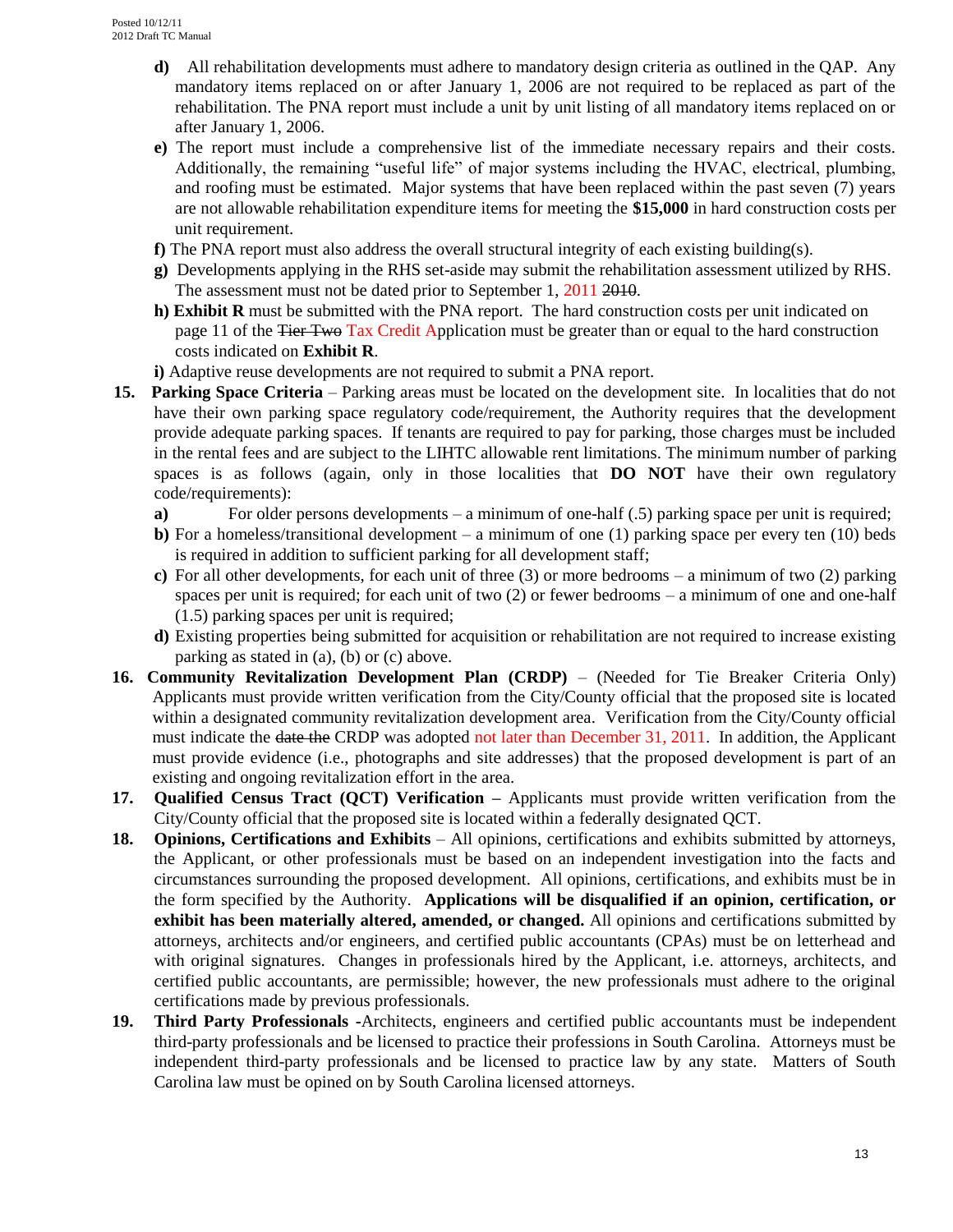**d)** All rehabilitation developments must adhere to mandatory design criteria as outlined in the QAP. Any mandatory items replaced on or after January 1, 2006 are not required to be replaced as part of the rehabilitation. The PNA report must include a unit by unit listing of all mandatory items replaced on or after January 1, 2006.

**e)** The report must include a comprehensive list of the immediate necessary repairs and their costs. Additionally, the remaining "useful life" of major systems including the HVAC, electrical, plumbing, and roofing must be estimated. Major systems that have been replaced within the past seven (7) years are not allowable rehabilitation expenditure items for meeting the **$15,000** in hard construction costs per unit requirement.

**f)** The PNA report must also address the overall structural integrity of each existing building(s).

**g)** Developments applying in the RHS set-aside may submit the rehabilitation assessment utilized by RHS. The assessment must not be dated prior to September 1, 2011 ~~2010~~.

**h) Exhibit R** must be submitted with the PNA report. The hard construction costs per unit indicated on page 11 of the ~~Tier Two~~ Tax Credit Application must be greater than or equal to the hard construction costs indicated on **Exhibit R**.

**i)** Adaptive reuse developments are not required to submit a PNA report.

**15. Parking Space Criteria** – Parking areas must be located on the development site. In localities that do not have their own parking space regulatory code/requirement, the Authority requires that the development provide adequate parking spaces. If tenants are required to pay for parking, those charges must be included in the rental fees and are subject to the LIHTC allowable rent limitations. The minimum number of parking spaces is as follows (again, only in those localities that **DO NOT** have their own regulatory code/requirements):

**a)** For older persons developments – a minimum of one-half (.5) parking space per unit is required;

**b)** For a homeless/transitional development – a minimum of one (1) parking space per every ten (10) beds is required in addition to sufficient parking for all development staff;

**c)** For all other developments, for each unit of three (3) or more bedrooms – a minimum of two (2) parking spaces per unit is required; for each unit of two (2) or fewer bedrooms – a minimum of one and one-half (1.5) parking spaces per unit is required;

**d)** Existing properties being submitted for acquisition or rehabilitation are not required to increase existing parking as stated in (a), (b) or (c) above.

**16. Community Revitalization Development Plan (CRDP)** – (Needed for Tie Breaker Criteria Only) Applicants must provide written verification from the City/County official that the proposed site is located within a designated community revitalization development area. Verification from the City/County official must indicate the ~~date the~~ CRDP was adopted not later than December 31, 2011. In addition, the Applicant must provide evidence (i.e., photographs and site addresses) that the proposed development is part of an existing and ongoing revitalization effort in the area.

**17. Qualified Census Tract (QCT) Verification –** Applicants must provide written verification from the City/County official that the proposed site is located within a federally designated QCT.

**18. Opinions, Certifications and Exhibits** – All opinions, certifications and exhibits submitted by attorneys, the Applicant, or other professionals must be based on an independent investigation into the facts and circumstances surrounding the proposed development. All opinions, certifications, and exhibits must be in the form specified by the Authority. **Applications will be disqualified if an opinion, certification, or exhibit has been materially altered, amended, or changed.** All opinions and certifications submitted by attorneys, architects and/or engineers, and certified public accountants (CPAs) must be on letterhead and with original signatures. Changes in professionals hired by the Applicant, i.e. attorneys, architects, and certified public accountants, are permissible; however, the new professionals must adhere to the original certifications made by previous professionals.

**19. Third Party Professionals** -Architects, engineers and certified public accountants must be independent third-party professionals and be licensed to practice their professions in South Carolina. Attorneys must be independent third-party professionals and be licensed to practice law by any state. Matters of South Carolina law must be opined on by South Carolina licensed attorneys.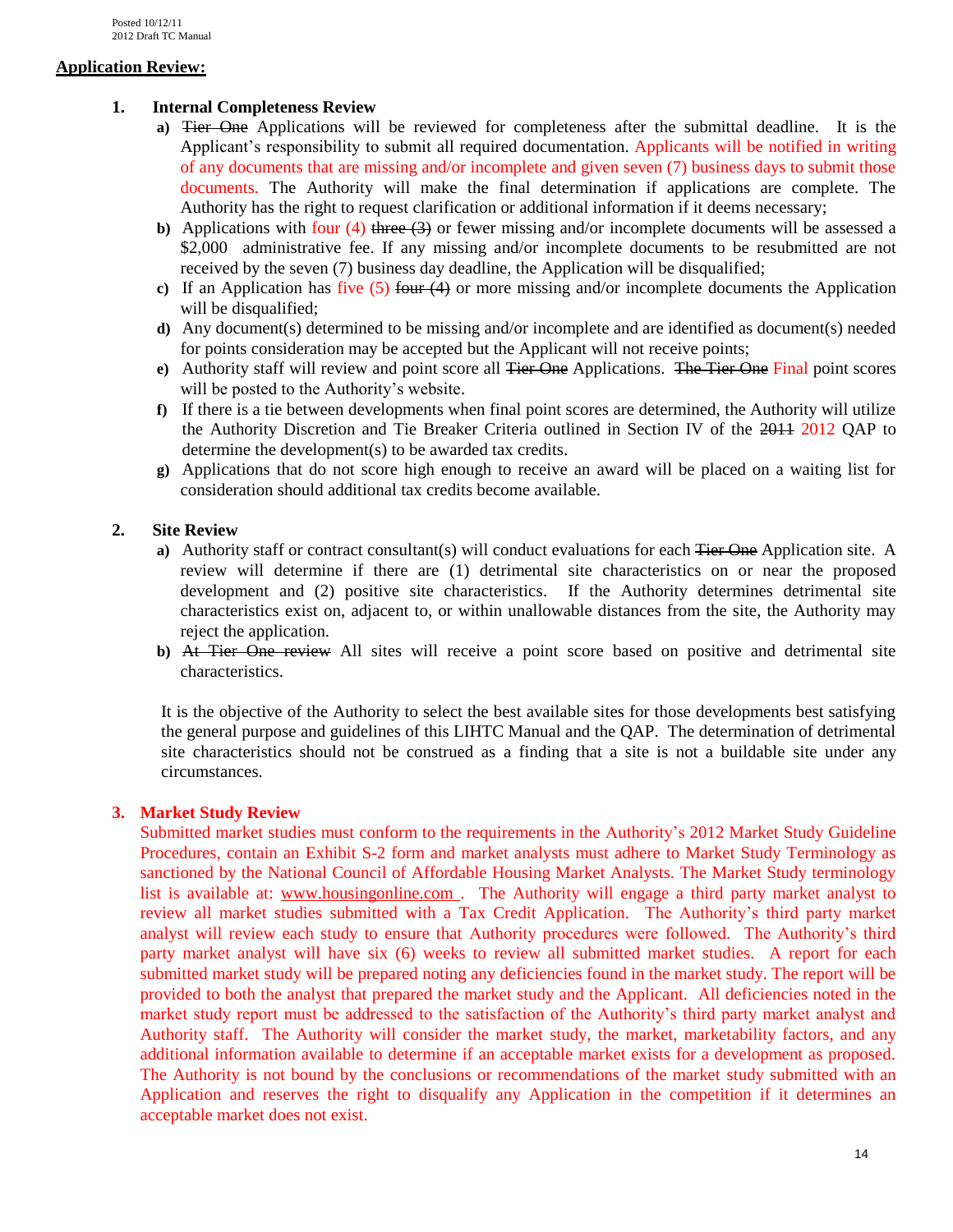## Application Review:

### 1. Internal Completeness Review

- **a)** ~~Tier One~~ Applications will be reviewed for completeness after the submittal deadline. It is the Applicant's responsibility to submit all required documentation. Applicants will be notified in writing of any documents that are missing and/or incomplete and given seven (7) business days to submit those documents. The Authority will make the final determination if applications are complete. The Authority has the right to request clarification or additional information if it deems necessary;
- **b)** Applications with four (4) ~~three (3)~~ or fewer missing and/or incomplete documents will be assessed a $2,000 administrative fee. If any missing and/or incomplete documents to be resubmitted are not received by the seven (7) business day deadline, the Application will be disqualified;
- **c)** If an Application has five (5) ~~four (4)~~ or more missing and/or incomplete documents the Application will be disqualified;
- **d)** Any document(s) determined to be missing and/or incomplete and are identified as document(s) needed for points consideration may be accepted but the Applicant will not receive points;
- **e)** Authority staff will review and point score all ~~Tier One~~ Applications. ~~The Tier One~~ Final point scores will be posted to the Authority's website.
- **f)** If there is a tie between developments when final point scores are determined, the Authority will utilize the Authority Discretion and Tie Breaker Criteria outlined in Section IV of the ~~2011~~ 2012 QAP to determine the development(s) to be awarded tax credits.
- **g)** Applications that do not score high enough to receive an award will be placed on a waiting list for consideration should additional tax credits become available.

### 2. Site Review

- **a)** Authority staff or contract consultant(s) will conduct evaluations for each ~~Tier One~~ Application site. A review will determine if there are (1) detrimental site characteristics on or near the proposed development and (2) positive site characteristics. If the Authority determines detrimental site characteristics exist on, adjacent to, or within unallowable distances from the site, the Authority may reject the application.
- **b)** ~~At Tier One review~~ All sites will receive a point score based on positive and detrimental site characteristics.

It is the objective of the Authority to select the best available sites for those developments best satisfying the general purpose and guidelines of this LIHTC Manual and the QAP. The determination of detrimental site characteristics should not be construed as a finding that a site is not a buildable site under any circumstances.

### 3. Market Study Review

Submitted market studies must conform to the requirements in the Authority's 2012 Market Study Guideline Procedures, contain an Exhibit S-2 form and market analysts must adhere to Market Study Terminology as sanctioned by the National Council of Affordable Housing Market Analysts. The Market Study terminology list is available at: www.housingonline.com . The Authority will engage a third party market analyst to review all market studies submitted with a Tax Credit Application. The Authority's third party market analyst will review each study to ensure that Authority procedures were followed. The Authority's third party market analyst will have six (6) weeks to review all submitted market studies. A report for each submitted market study will be prepared noting any deficiencies found in the market study. The report will be provided to both the analyst that prepared the market study and the Applicant. All deficiencies noted in the market study report must be addressed to the satisfaction of the Authority's third party market analyst and Authority staff. The Authority will consider the market study, the market, marketability factors, and any additional information available to determine if an acceptable market exists for a development as proposed. The Authority is not bound by the conclusions or recommendations of the market study submitted with an Application and reserves the right to disqualify any Application in the competition if it determines an acceptable market does not exist.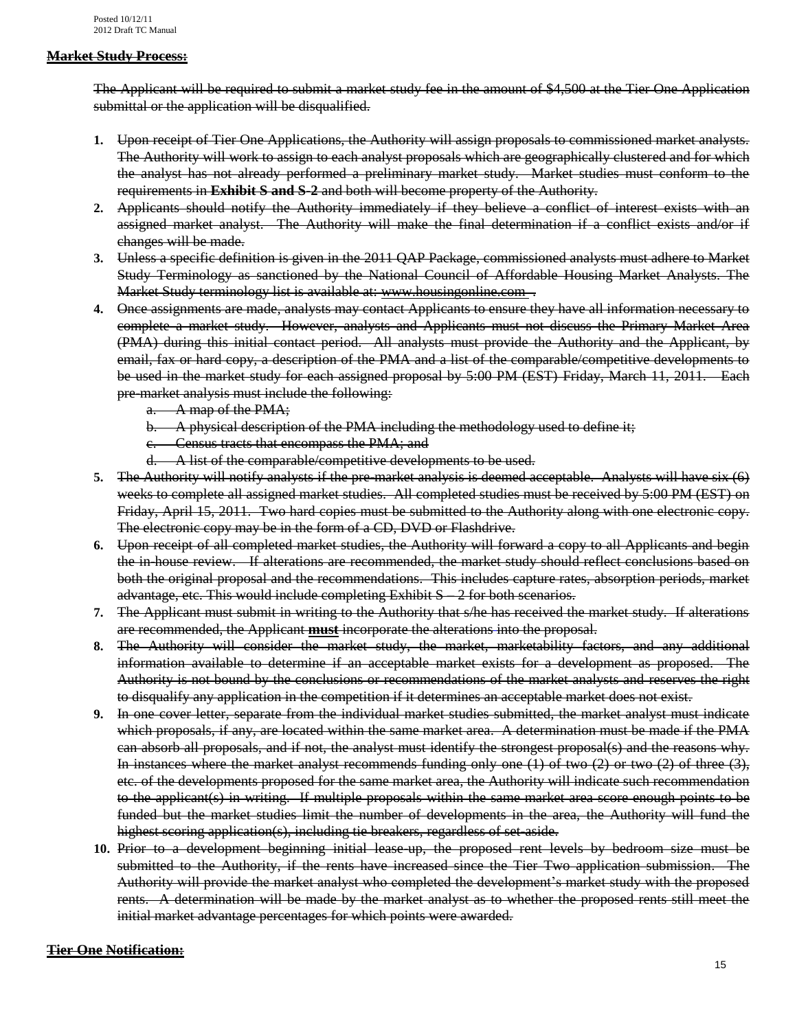## ~~Market Study Process:~~

~~The Applicant will be required to submit a market study fee in the amount of $4,500 at the Tier One Application submittal or the application will be disqualified.~~

1. ~~Upon receipt of Tier One Applications, the Authority will assign proposals to commissioned market analysts. The Authority will work to assign to each analyst proposals which are geographically clustered and for which the analyst has not already performed a preliminary market study. Market studies must conform to the requirements in **Exhibit S and S-2** and both will become property of the Authority.~~
2. ~~Applicants should notify the Authority immediately if they believe a conflict of interest exists with an assigned market analyst. The Authority will make the final determination if a conflict exists and/or if changes will be made.~~
3. ~~Unless a specific definition is given in the 2011 QAP Package, commissioned analysts must adhere to Market Study Terminology as sanctioned by the National Council of Affordable Housing Market Analysts. The Market Study terminology list is available at: www.housingonline.com .~~
4. ~~Once assignments are made, analysts may contact Applicants to ensure they have all information necessary to complete a market study. However, analysts and Applicants must not discuss the Primary Market Area (PMA) during this initial contact period. All analysts must provide the Authority and the Applicant, by email, fax or hard copy, a description of the PMA and a list of the comparable/competitive developments to be used in the market study for each assigned proposal by 5:00 PM (EST) Friday, March 11, 2011. Each pre-market analysis must include the following:~~
   a. ~~A map of the PMA;~~
   b. ~~A physical description of the PMA including the methodology used to define it;~~
   c. ~~Census tracts that encompass the PMA; and~~
   d. ~~A list of the comparable/competitive developments to be used.~~
5. ~~The Authority will notify analysts if the pre-market analysis is deemed acceptable. Analysts will have six (6) weeks to complete all assigned market studies. All completed studies must be received by 5:00 PM (EST) on Friday, April 15, 2011. Two hard copies must be submitted to the Authority along with one electronic copy. The electronic copy may be in the form of a CD, DVD or Flashdrive.~~
6. ~~Upon receipt of all completed market studies, the Authority will forward a copy to all Applicants and begin the in-house review. If alterations are recommended, the market study should reflect conclusions based on both the original proposal and the recommendations. This includes capture rates, absorption periods, market advantage, etc. This would include completing Exhibit S – 2 for both scenarios.~~
7. ~~The Applicant must submit in writing to the Authority that s/he has received the market study. If alterations are recommended, the Applicant **must** incorporate the alterations into the proposal.~~
8. ~~The Authority will consider the market study, the market, marketability factors, and any additional information available to determine if an acceptable market exists for a development as proposed. The Authority is not bound by the conclusions or recommendations of the market analysts and reserves the right to disqualify any application in the competition if it determines an acceptable market does not exist.~~
9. ~~In one cover letter, separate from the individual market studies submitted, the market analyst must indicate which proposals, if any, are located within the same market area. A determination must be made if the PMA can absorb all proposals, and if not, the analyst must identify the strongest proposal(s) and the reasons why. In instances where the market analyst recommends funding only one (1) of two (2) or two (2) of three (3), etc. of the developments proposed for the same market area, the Authority will indicate such recommendation to the applicant(s) in writing. If multiple proposals within the same market area score enough points to be funded but the market studies limit the number of developments in the area, the Authority will fund the highest scoring application(s), including tie breakers, regardless of set-aside.~~
10. ~~Prior to a development beginning initial lease-up, the proposed rent levels by bedroom size must be submitted to the Authority, if the rents have increased since the Tier Two application submission. The Authority will provide the market analyst who completed the development's market study with the proposed rents. A determination will be made by the market analyst as to whether the proposed rents still meet the initial market advantage percentages for which points were awarded.~~

## ~~Tier One Notification:~~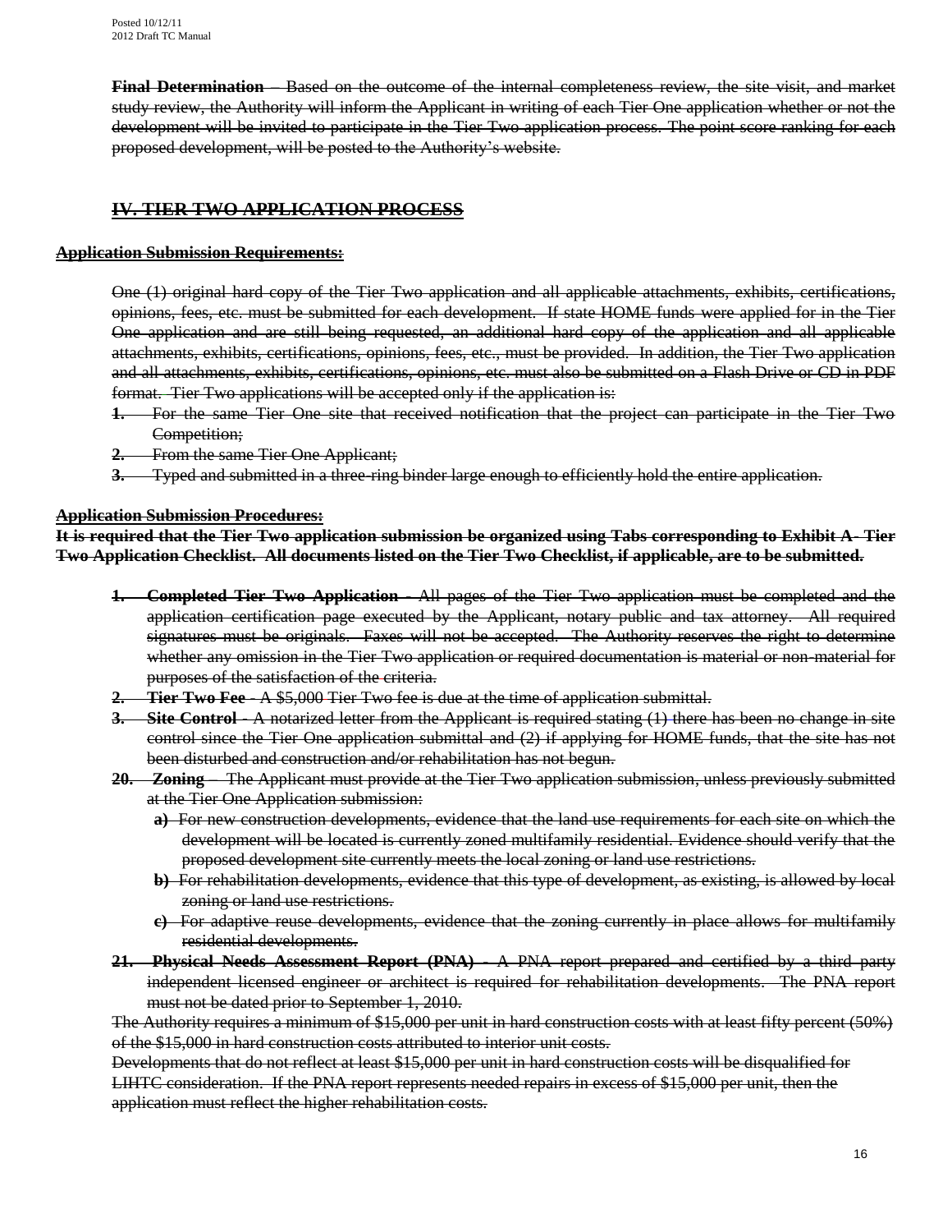~~**Final Determination** – Based on the outcome of the internal completeness review, the site visit, and market study review, the Authority will inform the Applicant in writing of each Tier One application whether or not the development will be invited to participate in the Tier Two application process. The point score ranking for each proposed development, will be posted to the Authority's website.~~

## ~~IV. TIER TWO APPLICATION PROCESS~~

### ~~Application Submission Requirements:~~

~~One (1) original hard copy of the Tier Two application and all applicable attachments, exhibits, certifications, opinions, fees, etc. must be submitted for each development. If state HOME funds were applied for in the Tier One application and are still being requested, an additional hard copy of the application and all applicable attachments, exhibits, certifications, opinions, fees, etc., must be provided. In addition, the Tier Two application and all attachments, exhibits, certifications, opinions, etc. must also be submitted on a Flash Drive or CD in PDF format. Tier Two applications will be accepted only if the application is:~~

1. ~~For the same Tier One site that received notification that the project can participate in the Tier Two Competition;~~
2. ~~From the same Tier One Applicant;~~
3. ~~Typed and submitted in a three-ring binder large enough to efficiently hold the entire application.~~

### ~~Application Submission Procedures:~~

~~**It is required that the Tier Two application submission be organized using Tabs corresponding to Exhibit A- Tier Two Application Checklist. All documents listed on the Tier Two Checklist, if applicable, are to be submitted.**~~

1. ~~**Completed Tier Two Application** - All pages of the Tier Two application must be completed and the application certification page executed by the Applicant, notary public and tax attorney. All required signatures must be originals. Faxes will not be accepted. The Authority reserves the right to determine whether any omission in the Tier Two application or required documentation is material or non-material for purposes of the satisfaction of the criteria.~~
2. ~~**Tier Two Fee** - A $5,000 Tier Two fee is due at the time of application submittal.~~
3. ~~**Site Control** - A notarized letter from the Applicant is required stating (1) there has been no change in site control since the Tier One application submittal and (2) if applying for HOME funds, that the site has not been disturbed and construction and/or rehabilitation has not begun.~~

20. ~~**Zoning** – The Applicant must provide at the Tier Two application submission, unless previously submitted at the Tier One Application submission:~~
    - ~~**a)** For new construction developments, evidence that the land use requirements for each site on which the development will be located is currently zoned multifamily residential. Evidence should verify that the proposed development site currently meets the local zoning or land use restrictions.~~
    - ~~**b)** For rehabilitation developments, evidence that this type of development, as existing, is allowed by local zoning or land use restrictions.~~
    - ~~**c)** For adaptive reuse developments, evidence that the zoning currently in place allows for multifamily residential developments.~~
21. ~~**Physical Needs Assessment Report (PNA)** - A PNA report prepared and certified by a third party independent licensed engineer or architect is required for rehabilitation developments. The PNA report must not be dated prior to September 1, 2010.~~

~~The Authority requires a minimum of $15,000 per unit in hard construction costs with at least fifty percent (50%) of the $15,000 in hard construction costs attributed to interior unit costs.~~

~~Developments that do not reflect at least $15,000 per unit in hard construction costs will be disqualified for LIHTC consideration. If the PNA report represents needed repairs in excess of $15,000 per unit, then the application must reflect the higher rehabilitation costs.~~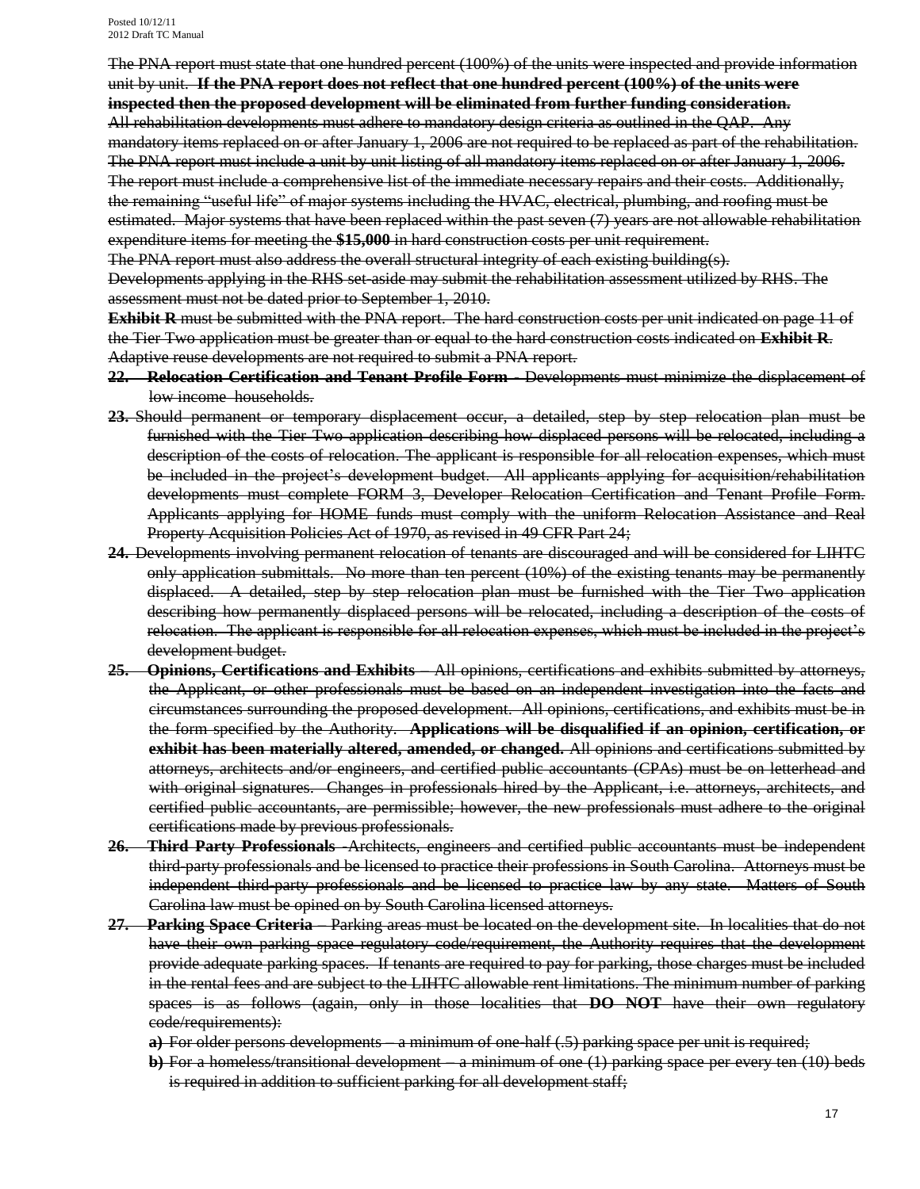~~The PNA report must state that one hundred percent (100%) of the units were inspected and provide information unit by unit. **If the PNA report does not reflect that one hundred percent (100%) of the units were inspected then the proposed development will be eliminated from further funding consideration.**~~

~~All rehabilitation developments must adhere to mandatory design criteria as outlined in the QAP. Any mandatory items replaced on or after January 1, 2006 are not required to be replaced as part of the rehabilitation. The PNA report must include a unit by unit listing of all mandatory items replaced on or after January 1, 2006. The report must include a comprehensive list of the immediate necessary repairs and their costs. Additionally, the remaining "useful life" of major systems including the HVAC, electrical, plumbing, and roofing must be estimated. Major systems that have been replaced within the past seven (7) years are not allowable rehabilitation expenditure items for meeting the **$15,000** in hard construction costs per unit requirement.~~

~~The PNA report must also address the overall structural integrity of each existing building(s).~~

~~Developments applying in the RHS set-aside may submit the rehabilitation assessment utilized by RHS. The assessment must not be dated prior to September 1, 2010.~~

~~**Exhibit R** must be submitted with the PNA report. The hard construction costs per unit indicated on page 11 of the Tier Two application must be greater than or equal to the hard construction costs indicated on **Exhibit R**.~~

~~Adaptive reuse developments are not required to submit a PNA report.~~

**22.** ~~**Relocation Certification and Tenant Profile Form** - Developments must minimize the displacement of low income households.~~

**23.** ~~Should permanent or temporary displacement occur, a detailed, step by step relocation plan must be furnished with the Tier Two application describing how displaced persons will be relocated, including a description of the costs of relocation. The applicant is responsible for all relocation expenses, which must be included in the project's development budget. All applicants applying for acquisition/rehabilitation developments must complete FORM 3, Developer Relocation Certification and Tenant Profile Form. Applicants applying for HOME funds must comply with the uniform Relocation Assistance and Real Property Acquisition Policies Act of 1970, as revised in 49 CFR Part 24;~~

**24.** ~~Developments involving permanent relocation of tenants are discouraged and will be considered for LIHTC only application submittals. No more than ten percent (10%) of the existing tenants may be permanently displaced. A detailed, step by step relocation plan must be furnished with the Tier Two application describing how permanently displaced persons will be relocated, including a description of the costs of relocation. The applicant is responsible for all relocation expenses, which must be included in the project's development budget.~~

**25.** ~~**Opinions, Certifications and Exhibits** – All opinions, certifications and exhibits submitted by attorneys, the Applicant, or other professionals must be based on an independent investigation into the facts and circumstances surrounding the proposed development. All opinions, certifications, and exhibits must be in the form specified by the Authority. **Applications will be disqualified if an opinion, certification, or exhibit has been materially altered, amended, or changed.** All opinions and certifications submitted by attorneys, architects and/or engineers, and certified public accountants (CPAs) must be on letterhead and with original signatures. Changes in professionals hired by the Applicant, i.e. attorneys, architects, and certified public accountants, are permissible; however, the new professionals must adhere to the original certifications made by previous professionals.~~

**26.** ~~**Third Party Professionals** -Architects, engineers and certified public accountants must be independent third-party professionals and be licensed to practice their professions in South Carolina. Attorneys must be independent third-party professionals and be licensed to practice law by any state. Matters of South Carolina law must be opined on by South Carolina licensed attorneys.~~

**27.** ~~**Parking Space Criteria** – Parking areas must be located on the development site. In localities that do not have their own parking space regulatory code/requirement, the Authority requires that the development provide adequate parking spaces. If tenants are required to pay for parking, those charges must be included in the rental fees and are subject to the LIHTC allowable rent limitations. The minimum number of parking spaces is as follows (again, only in those localities that **DO NOT** have their own regulatory code/requirements):~~

**a)** ~~For older persons developments – a minimum of one-half (.5) parking space per unit is required;~~

**b)** ~~For a homeless/transitional development – a minimum of one (1) parking space per every ten (10) beds is required in addition to sufficient parking for all development staff;~~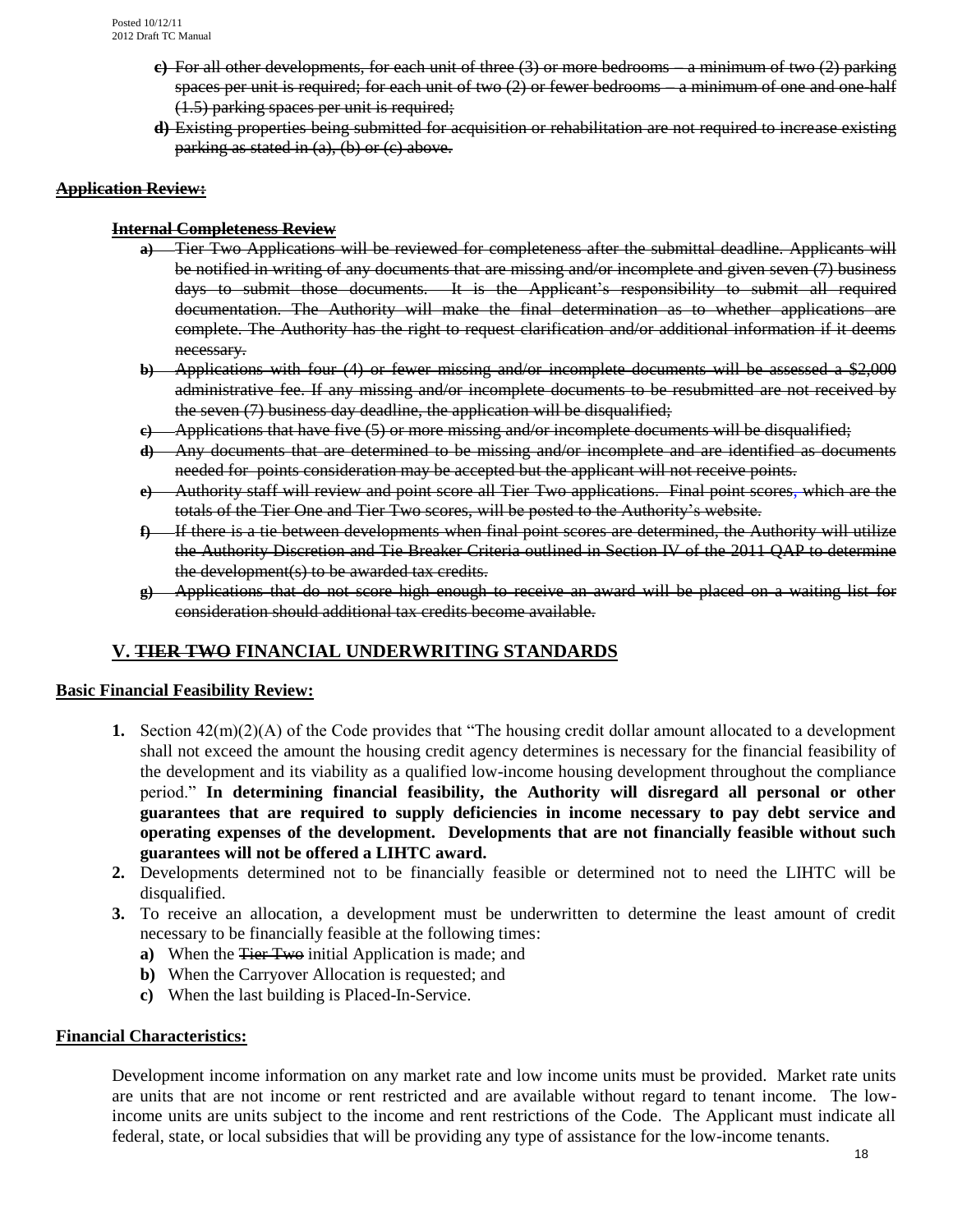- **c)** ~~For all other developments, for each unit of three (3) or more bedrooms – a minimum of two (2) parking spaces per unit is required; for each unit of two (2) or fewer bedrooms – a minimum of one and one-half (1.5) parking spaces per unit is required;~~
- **d)** ~~Existing properties being submitted for acquisition or rehabilitation are not required to increase existing parking as stated in (a), (b) or (c) above.~~

**~~Application Review:~~**

**~~Internal Completeness Review~~**

- **a)** ~~Tier Two Applications will be reviewed for completeness after the submittal deadline. Applicants will be notified in writing of any documents that are missing and/or incomplete and given seven (7) business days to submit those documents. It is the Applicant's responsibility to submit all required documentation. The Authority will make the final determination as to whether applications are complete. The Authority has the right to request clarification and/or additional information if it deems necessary.~~
- **b)** ~~Applications with four (4) or fewer missing and/or incomplete documents will be assessed a $2,000 administrative fee. If any missing and/or incomplete documents to be resubmitted are not received by the seven (7) business day deadline, the application will be disqualified;~~
- **c)** ~~Applications that have five (5) or more missing and/or incomplete documents will be disqualified;~~
- **d)** ~~Any documents that are determined to be missing and/or incomplete and are identified as documents needed for points consideration may be accepted but the applicant will not receive points.~~
- **e)** ~~Authority staff will review and point score all Tier Two applications. Final point scores, which are the totals of the Tier One and Tier Two scores, will be posted to the Authority's website.~~
- **f)** ~~If there is a tie between developments when final point scores are determined, the Authority will utilize the Authority Discretion and Tie Breaker Criteria outlined in Section IV of the 2011 QAP to determine the development(s) to be awarded tax credits.~~
- **g)** ~~Applications that do not score high enough to receive an award will be placed on a waiting list for consideration should additional tax credits become available.~~

## V. ~~TIER TWO~~ FINANCIAL UNDERWRITING STANDARDS

**Basic Financial Feasibility Review:**

1. Section 42(m)(2)(A) of the Code provides that "The housing credit dollar amount allocated to a development shall not exceed the amount the housing credit agency determines is necessary for the financial feasibility of the development and its viability as a qualified low-income housing development throughout the compliance period." **In determining financial feasibility, the Authority will disregard all personal or other guarantees that are required to supply deficiencies in income necessary to pay debt service and operating expenses of the development. Developments that are not financially feasible without such guarantees will not be offered a LIHTC award.**
2. Developments determined not to be financially feasible or determined not to need the LIHTC will be disqualified.
3. To receive an allocation, a development must be underwritten to determine the least amount of credit necessary to be financially feasible at the following times:
   - **a)** When the ~~Tier Two~~ initial Application is made; and
   - **b)** When the Carryover Allocation is requested; and
   - **c)** When the last building is Placed-In-Service.

**Financial Characteristics:**

Development income information on any market rate and low income units must be provided. Market rate units are units that are not income or rent restricted and are available without regard to tenant income. The low-income units are units subject to the income and rent restrictions of the Code. The Applicant must indicate all federal, state, or local subsidies that will be providing any type of assistance for the low-income tenants.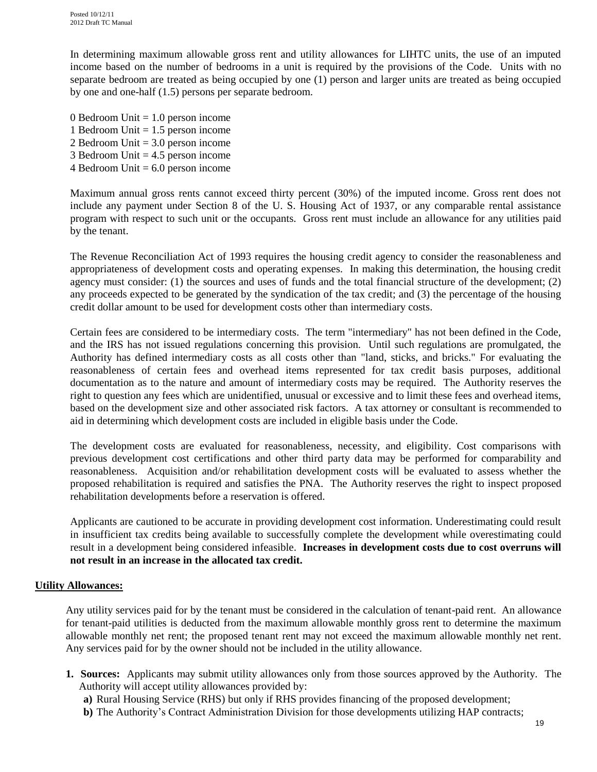In determining maximum allowable gross rent and utility allowances for LIHTC units, the use of an imputed income based on the number of bedrooms in a unit is required by the provisions of the Code. Units with no separate bedroom are treated as being occupied by one (1) person and larger units are treated as being occupied by one and one-half (1.5) persons per separate bedroom.

0 Bedroom Unit = 1.0 person income
1 Bedroom Unit = 1.5 person income
2 Bedroom Unit = 3.0 person income
3 Bedroom Unit = 4.5 person income
4 Bedroom Unit = 6.0 person income

Maximum annual gross rents cannot exceed thirty percent (30%) of the imputed income. Gross rent does not include any payment under Section 8 of the U. S. Housing Act of 1937, or any comparable rental assistance program with respect to such unit or the occupants. Gross rent must include an allowance for any utilities paid by the tenant.

The Revenue Reconciliation Act of 1993 requires the housing credit agency to consider the reasonableness and appropriateness of development costs and operating expenses. In making this determination, the housing credit agency must consider: (1) the sources and uses of funds and the total financial structure of the development; (2) any proceeds expected to be generated by the syndication of the tax credit; and (3) the percentage of the housing credit dollar amount to be used for development costs other than intermediary costs.

Certain fees are considered to be intermediary costs. The term "intermediary" has not been defined in the Code, and the IRS has not issued regulations concerning this provision. Until such regulations are promulgated, the Authority has defined intermediary costs as all costs other than "land, sticks, and bricks." For evaluating the reasonableness of certain fees and overhead items represented for tax credit basis purposes, additional documentation as to the nature and amount of intermediary costs may be required. The Authority reserves the right to question any fees which are unidentified, unusual or excessive and to limit these fees and overhead items, based on the development size and other associated risk factors. A tax attorney or consultant is recommended to aid in determining which development costs are included in eligible basis under the Code.

The development costs are evaluated for reasonableness, necessity, and eligibility. Cost comparisons with previous development cost certifications and other third party data may be performed for comparability and reasonableness. Acquisition and/or rehabilitation development costs will be evaluated to assess whether the proposed rehabilitation is required and satisfies the PNA. The Authority reserves the right to inspect proposed rehabilitation developments before a reservation is offered.

Applicants are cautioned to be accurate in providing development cost information. Underestimating could result in insufficient tax credits being available to successfully complete the development while overestimating could result in a development being considered infeasible. **Increases in development costs due to cost overruns will not result in an increase in the allocated tax credit.**

## Utility Allowances:

Any utility services paid for by the tenant must be considered in the calculation of tenant-paid rent. An allowance for tenant-paid utilities is deducted from the maximum allowable monthly gross rent to determine the maximum allowable monthly net rent; the proposed tenant rent may not exceed the maximum allowable monthly net rent. Any services paid for by the owner should not be included in the utility allowance.

1. **Sources:** Applicants may submit utility allowances only from those sources approved by the Authority. The Authority will accept utility allowances provided by:
   - **a)** Rural Housing Service (RHS) but only if RHS provides financing of the proposed development;
   - **b)** The Authority's Contract Administration Division for those developments utilizing HAP contracts;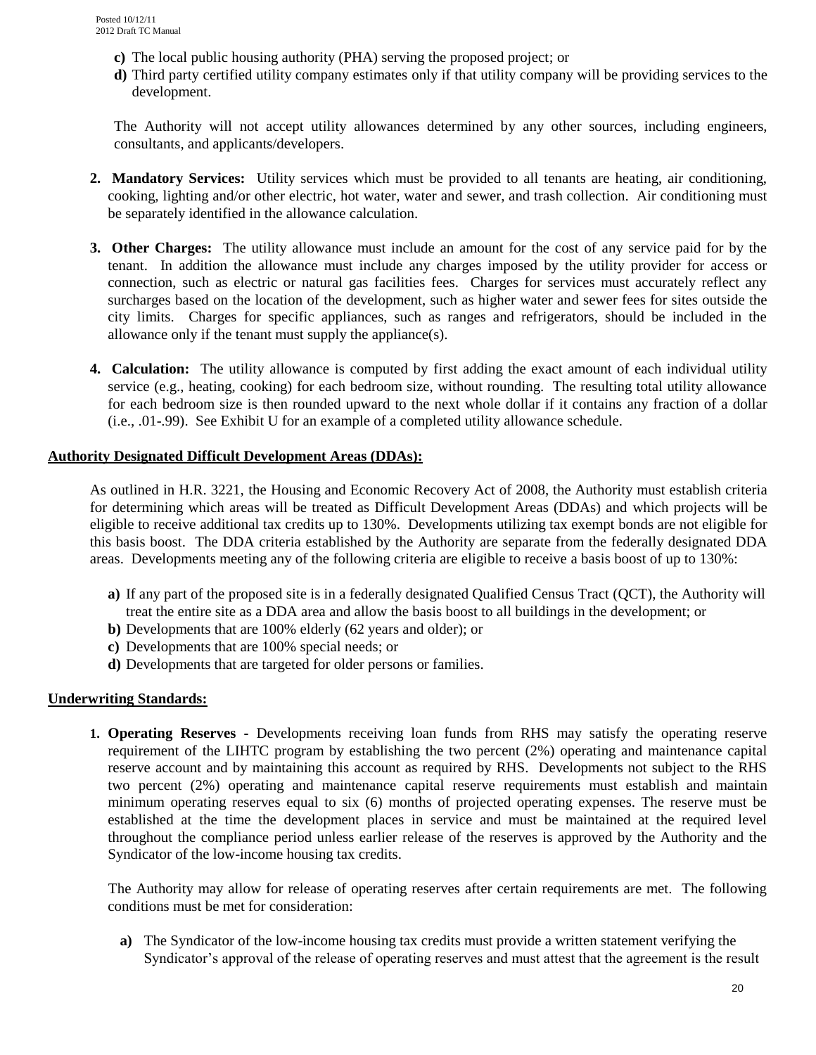c) The local public housing authority (PHA) serving the proposed project; or

d) Third party certified utility company estimates only if that utility company will be providing services to the development.

The Authority will not accept utility allowances determined by any other sources, including engineers, consultants, and applicants/developers.

2. **Mandatory Services:** Utility services which must be provided to all tenants are heating, air conditioning, cooking, lighting and/or other electric, hot water, water and sewer, and trash collection. Air conditioning must be separately identified in the allowance calculation.

3. **Other Charges:** The utility allowance must include an amount for the cost of any service paid for by the tenant. In addition the allowance must include any charges imposed by the utility provider for access or connection, such as electric or natural gas facilities fees. Charges for services must accurately reflect any surcharges based on the location of the development, such as higher water and sewer fees for sites outside the city limits. Charges for specific appliances, such as ranges and refrigerators, should be included in the allowance only if the tenant must supply the appliance(s).

4. **Calculation:** The utility allowance is computed by first adding the exact amount of each individual utility service (e.g., heating, cooking) for each bedroom size, without rounding. The resulting total utility allowance for each bedroom size is then rounded upward to the next whole dollar if it contains any fraction of a dollar (i.e., .01-.99). See Exhibit U for an example of a completed utility allowance schedule.

## Authority Designated Difficult Development Areas (DDAs):

As outlined in H.R. 3221, the Housing and Economic Recovery Act of 2008, the Authority must establish criteria for determining which areas will be treated as Difficult Development Areas (DDAs) and which projects will be eligible to receive additional tax credits up to 130%. Developments utilizing tax exempt bonds are not eligible for this basis boost. The DDA criteria established by the Authority are separate from the federally designated DDA areas. Developments meeting any of the following criteria are eligible to receive a basis boost of up to 130%:

a) If any part of the proposed site is in a federally designated Qualified Census Tract (QCT), the Authority will treat the entire site as a DDA area and allow the basis boost to all buildings in the development; or

b) Developments that are 100% elderly (62 years and older); or

c) Developments that are 100% special needs; or

d) Developments that are targeted for older persons or families.

## Underwriting Standards:

1. **Operating Reserves -** Developments receiving loan funds from RHS may satisfy the operating reserve requirement of the LIHTC program by establishing the two percent (2%) operating and maintenance capital reserve account and by maintaining this account as required by RHS. Developments not subject to the RHS two percent (2%) operating and maintenance capital reserve requirements must establish and maintain minimum operating reserves equal to six (6) months of projected operating expenses. The reserve must be established at the time the development places in service and must be maintained at the required level throughout the compliance period unless earlier release of the reserves is approved by the Authority and the Syndicator of the low-income housing tax credits.

   The Authority may allow for release of operating reserves after certain requirements are met. The following conditions must be met for consideration:

   a) The Syndicator of the low-income housing tax credits must provide a written statement verifying the Syndicator's approval of the release of operating reserves and must attest that the agreement is the result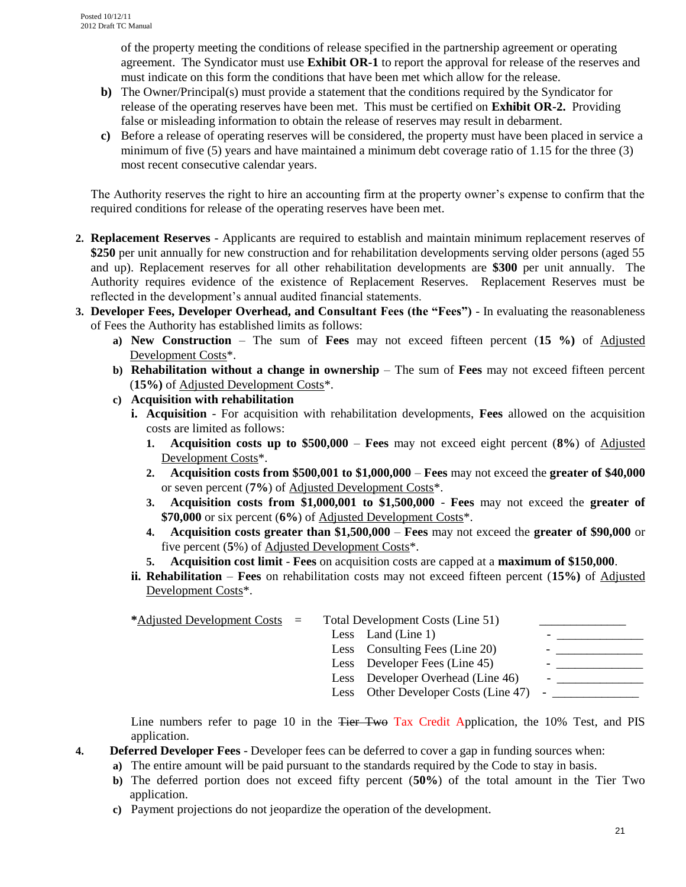of the property meeting the conditions of release specified in the partnership agreement or operating agreement. The Syndicator must use **Exhibit OR-1** to report the approval for release of the reserves and must indicate on this form the conditions that have been met which allow for the release.

**b)** The Owner/Principal(s) must provide a statement that the conditions required by the Syndicator for release of the operating reserves have been met. This must be certified on **Exhibit OR-2.** Providing false or misleading information to obtain the release of reserves may result in debarment.

**c)** Before a release of operating reserves will be considered, the property must have been placed in service a minimum of five (5) years and have maintained a minimum debt coverage ratio of 1.15 for the three (3) most recent consecutive calendar years.

The Authority reserves the right to hire an accounting firm at the property owner's expense to confirm that the required conditions for release of the operating reserves have been met.

2. **Replacement Reserves** - Applicants are required to establish and maintain minimum replacement reserves of **$250** per unit annually for new construction and for rehabilitation developments serving older persons (aged 55 and up). Replacement reserves for all other rehabilitation developments are **$300** per unit annually. The Authority requires evidence of the existence of Replacement Reserves. Replacement Reserves must be reflected in the development's annual audited financial statements.

3. **Developer Fees, Developer Overhead, and Consultant Fees (the "Fees")** - In evaluating the reasonableness of Fees the Authority has established limits as follows:
   - **a) New Construction** – The sum of **Fees** may not exceed fifteen percent (**15 %)** of Adjusted Development Costs*.
   - **b) Rehabilitation without a change in ownership** – The sum of **Fees** may not exceed fifteen percent (**15%)** of Adjusted Development Costs*.
   - **c) Acquisition with rehabilitation**
     - **i. Acquisition** - For acquisition with rehabilitation developments, **Fees** allowed on the acquisition costs are limited as follows:
       1. **Acquisition costs up to $500,000** – **Fees** may not exceed eight percent (**8%**) of Adjusted Development Costs*.
       2. **Acquisition costs from $500,001 to $1,000,000** – **Fees** may not exceed the **greater of $40,000** or seven percent (**7%**) of Adjusted Development Costs*.
       3. **Acquisition costs from $1,000,001 to $1,500,000** - **Fees** may not exceed the **greater of $70,000** or six percent (**6%**) of Adjusted Development Costs*.
       4. **Acquisition costs greater than $1,500,000** – **Fees** may not exceed the **greater of $90,000** or five percent (**5**%) of Adjusted Development Costs*.
       5. **Acquisition cost limit** - **Fees** on acquisition costs are capped at a **maximum of $150,000**.
     - **ii. Rehabilitation** – **Fees** on rehabilitation costs may not exceed fifteen percent (**15%)** of Adjusted Development Costs*.

| **\***Adjusted Development Costs | = | Total Development Costs (Line 51) | ______________ |
|---|---|---|---|
| | | Less Land (Line 1) | - ______________ |
| | | Less Consulting Fees (Line 20) | - ______________ |
| | | Less Developer Fees (Line 45) | - ______________ |
| | | Less Developer Overhead (Line 46) | - ______________ |
| | | Less Other Developer Costs (Line 47) | - ______________ |

Line numbers refer to page 10 in the ~~Tier Two~~ Tax Credit Application, the 10% Test, and PIS application.

4. **Deferred Developer Fees** - Developer fees can be deferred to cover a gap in funding sources when:
   - **a)** The entire amount will be paid pursuant to the standards required by the Code to stay in basis.
   - **b)** The deferred portion does not exceed fifty percent (**50%**) of the total amount in the Tier Two application.
   - **c)** Payment projections do not jeopardize the operation of the development.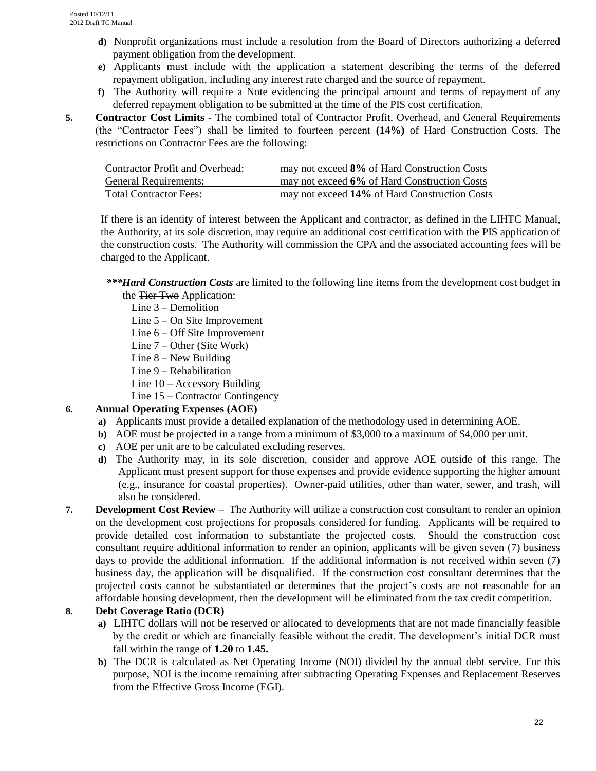d) Nonprofit organizations must include a resolution from the Board of Directors authorizing a deferred payment obligation from the development.

e) Applicants must include with the application a statement describing the terms of the deferred repayment obligation, including any interest rate charged and the source of repayment.

f) The Authority will require a Note evidencing the principal amount and terms of repayment of any deferred repayment obligation to be submitted at the time of the PIS cost certification.

**5. Contractor Cost Limits** - The combined total of Contractor Profit, Overhead, and General Requirements (the "Contractor Fees") shall be limited to fourteen percent **(14%)** of Hard Construction Costs. The restrictions on Contractor Fees are the following:

| | |
|---|---|
| Contractor Profit and Overhead: | may not exceed **8%** of Hard Construction Costs |
| General Requirements: | may not exceed **6%** of Hard Construction Costs |
| Total Contractor Fees: | may not exceed **14%** of Hard Construction Costs |

If there is an identity of interest between the Applicant and contractor, as defined in the LIHTC Manual, the Authority, at its sole discretion, may require an additional cost certification with the PIS application of the construction costs. The Authority will commission the CPA and the associated accounting fees will be charged to the Applicant.

***\*\*\*Hard Construction Costs*** are limited to the following line items from the development cost budget in the ~~Tier Two~~ Application:

- Line 3 – Demolition
- Line 5 – On Site Improvement
- Line 6 – Off Site Improvement
- Line 7 – Other (Site Work)
- Line 8 – New Building
- Line 9 – Rehabilitation
- Line 10 – Accessory Building
- Line 15 – Contractor Contingency

**6. Annual Operating Expenses (AOE)**

a) Applicants must provide a detailed explanation of the methodology used in determining AOE.

b) AOE must be projected in a range from a minimum of $3,000 to a maximum of $4,000 per unit.

c) AOE per unit are to be calculated excluding reserves.

d) The Authority may, in its sole discretion, consider and approve AOE outside of this range. The Applicant must present support for those expenses and provide evidence supporting the higher amount (e.g., insurance for coastal properties). Owner-paid utilities, other than water, sewer, and trash, will also be considered.

**7. Development Cost Review** – The Authority will utilize a construction cost consultant to render an opinion on the development cost projections for proposals considered for funding. Applicants will be required to provide detailed cost information to substantiate the projected costs. Should the construction cost consultant require additional information to render an opinion, applicants will be given seven (7) business days to provide the additional information. If the additional information is not received within seven (7) business day, the application will be disqualified. If the construction cost consultant determines that the projected costs cannot be substantiated or determines that the project's costs are not reasonable for an affordable housing development, then the development will be eliminated from the tax credit competition.

**8. Debt Coverage Ratio (DCR)**

a) LIHTC dollars will not be reserved or allocated to developments that are not made financially feasible by the credit or which are financially feasible without the credit. The development's initial DCR must fall within the range of **1.20** to **1.45.**

b) The DCR is calculated as Net Operating Income (NOI) divided by the annual debt service. For this purpose, NOI is the income remaining after subtracting Operating Expenses and Replacement Reserves from the Effective Gross Income (EGI).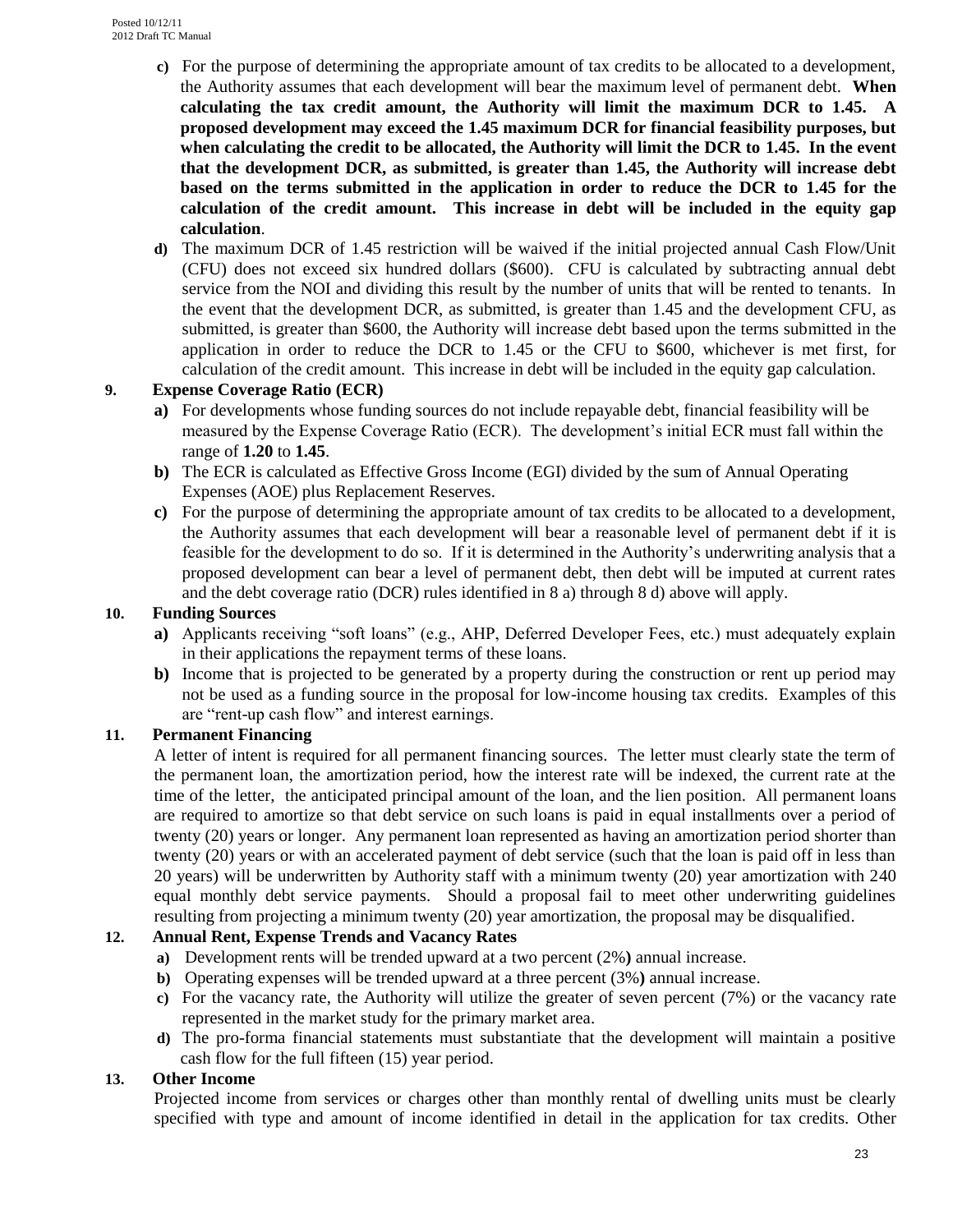- **c)** For the purpose of determining the appropriate amount of tax credits to be allocated to a development, the Authority assumes that each development will bear the maximum level of permanent debt. **When calculating the tax credit amount, the Authority will limit the maximum DCR to 1.45. A proposed development may exceed the 1.45 maximum DCR for financial feasibility purposes, but when calculating the credit to be allocated, the Authority will limit the DCR to 1.45. In the event that the development DCR, as submitted, is greater than 1.45, the Authority will increase debt based on the terms submitted in the application in order to reduce the DCR to 1.45 for the calculation of the credit amount. This increase in debt will be included in the equity gap calculation**.
- **d)** The maximum DCR of 1.45 restriction will be waived if the initial projected annual Cash Flow/Unit (CFU) does not exceed six hundred dollars ($600). CFU is calculated by subtracting annual debt service from the NOI and dividing this result by the number of units that will be rented to tenants. In the event that the development DCR, as submitted, is greater than 1.45 and the development CFU, as submitted, is greater than $600, the Authority will increase debt based upon the terms submitted in the application in order to reduce the DCR to 1.45 or the CFU to $600, whichever is met first, for calculation of the credit amount. This increase in debt will be included in the equity gap calculation.

### 9. Expense Coverage Ratio (ECR)

- **a)** For developments whose funding sources do not include repayable debt, financial feasibility will be measured by the Expense Coverage Ratio (ECR). The development's initial ECR must fall within the range of **1.20** to **1.45**.
- **b)** The ECR is calculated as Effective Gross Income (EGI) divided by the sum of Annual Operating Expenses (AOE) plus Replacement Reserves.
- **c)** For the purpose of determining the appropriate amount of tax credits to be allocated to a development, the Authority assumes that each development will bear a reasonable level of permanent debt if it is feasible for the development to do so. If it is determined in the Authority's underwriting analysis that a proposed development can bear a level of permanent debt, then debt will be imputed at current rates and the debt coverage ratio (DCR) rules identified in 8 a) through 8 d) above will apply.

### 10. Funding Sources

- **a)** Applicants receiving "soft loans" (e.g., AHP, Deferred Developer Fees, etc.) must adequately explain in their applications the repayment terms of these loans.
- **b)** Income that is projected to be generated by a property during the construction or rent up period may not be used as a funding source in the proposal for low-income housing tax credits. Examples of this are "rent-up cash flow" and interest earnings.

### 11. Permanent Financing

A letter of intent is required for all permanent financing sources. The letter must clearly state the term of the permanent loan, the amortization period, how the interest rate will be indexed, the current rate at the time of the letter, the anticipated principal amount of the loan, and the lien position. All permanent loans are required to amortize so that debt service on such loans is paid in equal installments over a period of twenty (20) years or longer. Any permanent loan represented as having an amortization period shorter than twenty (20) years or with an accelerated payment of debt service (such that the loan is paid off in less than 20 years) will be underwritten by Authority staff with a minimum twenty (20) year amortization with 240 equal monthly debt service payments. Should a proposal fail to meet other underwriting guidelines resulting from projecting a minimum twenty (20) year amortization, the proposal may be disqualified.

### 12. Annual Rent, Expense Trends and Vacancy Rates

- **a)** Development rents will be trended upward at a two percent (2%**)** annual increase.
- **b)** Operating expenses will be trended upward at a three percent (3%**)** annual increase.
- **c)** For the vacancy rate, the Authority will utilize the greater of seven percent (7%) or the vacancy rate represented in the market study for the primary market area.
- **d)** The pro-forma financial statements must substantiate that the development will maintain a positive cash flow for the full fifteen (15) year period.

### 13. Other Income

Projected income from services or charges other than monthly rental of dwelling units must be clearly specified with type and amount of income identified in detail in the application for tax credits. Other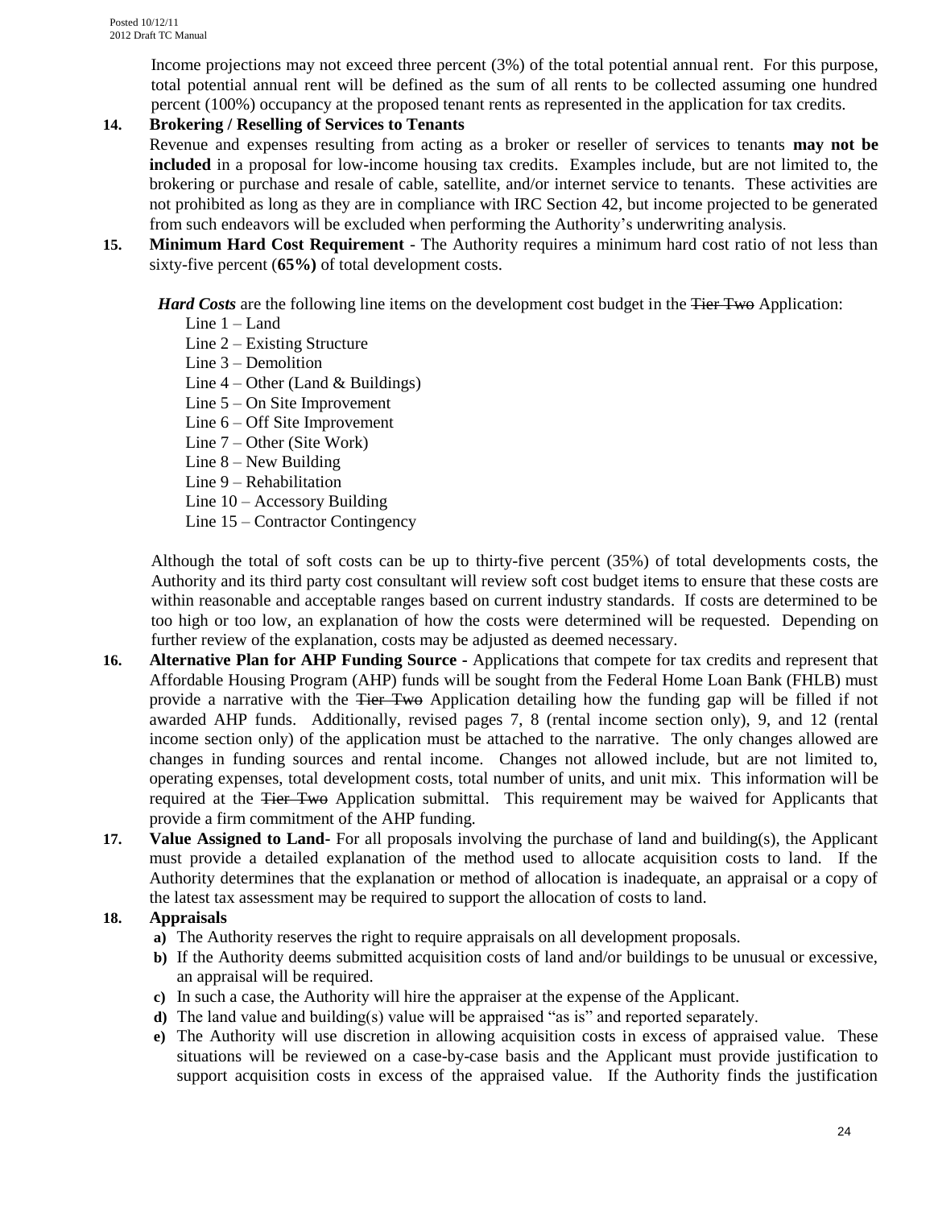Income projections may not exceed three percent (3%) of the total potential annual rent. For this purpose, total potential annual rent will be defined as the sum of all rents to be collected assuming one hundred percent (100%) occupancy at the proposed tenant rents as represented in the application for tax credits.

**14. Brokering / Reselling of Services to Tenants**

Revenue and expenses resulting from acting as a broker or reseller of services to tenants **may not be included** in a proposal for low-income housing tax credits. Examples include, but are not limited to, the brokering or purchase and resale of cable, satellite, and/or internet service to tenants. These activities are not prohibited as long as they are in compliance with IRC Section 42, but income projected to be generated from such endeavors will be excluded when performing the Authority's underwriting analysis.

**15. Minimum Hard Cost Requirement** - The Authority requires a minimum hard cost ratio of not less than sixty-five percent (**65%)** of total development costs.

***Hard Costs*** are the following line items on the development cost budget in the ~~Tier Two~~ Application:

Line 1 – Land
Line 2 – Existing Structure
Line 3 – Demolition
Line 4 – Other (Land & Buildings)
Line 5 – On Site Improvement
Line 6 – Off Site Improvement
Line 7 – Other (Site Work)
Line 8 – New Building
Line 9 – Rehabilitation
Line 10 – Accessory Building
Line 15 – Contractor Contingency

Although the total of soft costs can be up to thirty-five percent (35%) of total developments costs, the Authority and its third party cost consultant will review soft cost budget items to ensure that these costs are within reasonable and acceptable ranges based on current industry standards. If costs are determined to be too high or too low, an explanation of how the costs were determined will be requested. Depending on further review of the explanation, costs may be adjusted as deemed necessary.

**16. Alternative Plan for AHP Funding Source** - Applications that compete for tax credits and represent that Affordable Housing Program (AHP) funds will be sought from the Federal Home Loan Bank (FHLB) must provide a narrative with the ~~Tier Two~~ Application detailing how the funding gap will be filled if not awarded AHP funds. Additionally, revised pages 7, 8 (rental income section only), 9, and 12 (rental income section only) of the application must be attached to the narrative. The only changes allowed are changes in funding sources and rental income. Changes not allowed include, but are not limited to, operating expenses, total development costs, total number of units, and unit mix. This information will be required at the ~~Tier Two~~ Application submittal. This requirement may be waived for Applicants that provide a firm commitment of the AHP funding.

**17. Value Assigned to Land**- For all proposals involving the purchase of land and building(s), the Applicant must provide a detailed explanation of the method used to allocate acquisition costs to land. If the Authority determines that the explanation or method of allocation is inadequate, an appraisal or a copy of the latest tax assessment may be required to support the allocation of costs to land.

**18. Appraisals**

- **a)** The Authority reserves the right to require appraisals on all development proposals.
- **b)** If the Authority deems submitted acquisition costs of land and/or buildings to be unusual or excessive, an appraisal will be required.
- **c)** In such a case, the Authority will hire the appraiser at the expense of the Applicant.
- **d)** The land value and building(s) value will be appraised "as is" and reported separately.
- **e)** The Authority will use discretion in allowing acquisition costs in excess of appraised value. These situations will be reviewed on a case-by-case basis and the Applicant must provide justification to support acquisition costs in excess of the appraised value. If the Authority finds the justification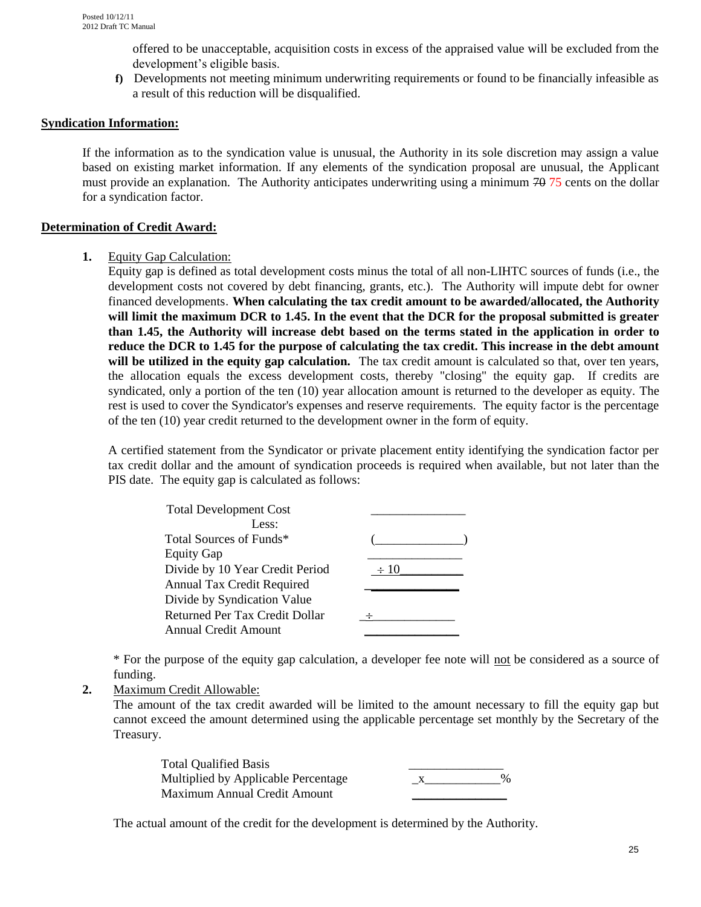offered to be unacceptable, acquisition costs in excess of the appraised value will be excluded from the development's eligible basis.

f) Developments not meeting minimum underwriting requirements or found to be financially infeasible as a result of this reduction will be disqualified.

**Syndication Information:**

If the information as to the syndication value is unusual, the Authority in its sole discretion may assign a value based on existing market information. If any elements of the syndication proposal are unusual, the Applicant must provide an explanation. The Authority anticipates underwriting using a minimum ~~70~~ 75 cents on the dollar for a syndication factor.

**Determination of Credit Award:**

1. Equity Gap Calculation:
   Equity gap is defined as total development costs minus the total of all non-LIHTC sources of funds (i.e., the development costs not covered by debt financing, grants, etc.). The Authority will impute debt for owner financed developments. **When calculating the tax credit amount to be awarded/allocated, the Authority will limit the maximum DCR to 1.45. In the event that the DCR for the proposal submitted is greater than 1.45, the Authority will increase debt based on the terms stated in the application in order to reduce the DCR to 1.45 for the purpose of calculating the tax credit. This increase in the debt amount will be utilized in the equity gap calculation.** The tax credit amount is calculated so that, over ten years, the allocation equals the excess development costs, thereby "closing" the equity gap. If credits are syndicated, only a portion of the ten (10) year allocation amount is returned to the developer as equity. The rest is used to cover the Syndicator's expenses and reserve requirements. The equity factor is the percentage of the ten (10) year credit returned to the development owner in the form of equity.

   A certified statement from the Syndicator or private placement entity identifying the syndication factor per tax credit dollar and the amount of syndication proceeds is required when available, but not later than the PIS date. The equity gap is calculated as follows:

   | | |
   |---|---|
   | Total Development Cost | _______________ |
   | Less: | |
   | Total Sources of Funds* | (______________) |
   | Equity Gap | _______________ |
   | Divide by 10 Year Credit Period | ÷ 10__________ |
   | Annual Tax Credit Required | _______________ |
   | Divide by Syndication Value | |
   | Returned Per Tax Credit Dollar | ÷_____________ |
   | Annual Credit Amount | _______________ |

   \* For the purpose of the equity gap calculation, a developer fee note will not be considered as a source of funding.

2. Maximum Credit Allowable:
   The amount of the tax credit awarded will be limited to the amount necessary to fill the equity gap but cannot exceed the amount determined using the applicable percentage set monthly by the Secretary of the Treasury.

   | | |
   |---|---|
   | Total Qualified Basis | _______________ |
   | Multiplied by Applicable Percentage | _x____________% |
   | Maximum Annual Credit Amount | _______________ |

   The actual amount of the credit for the development is determined by the Authority.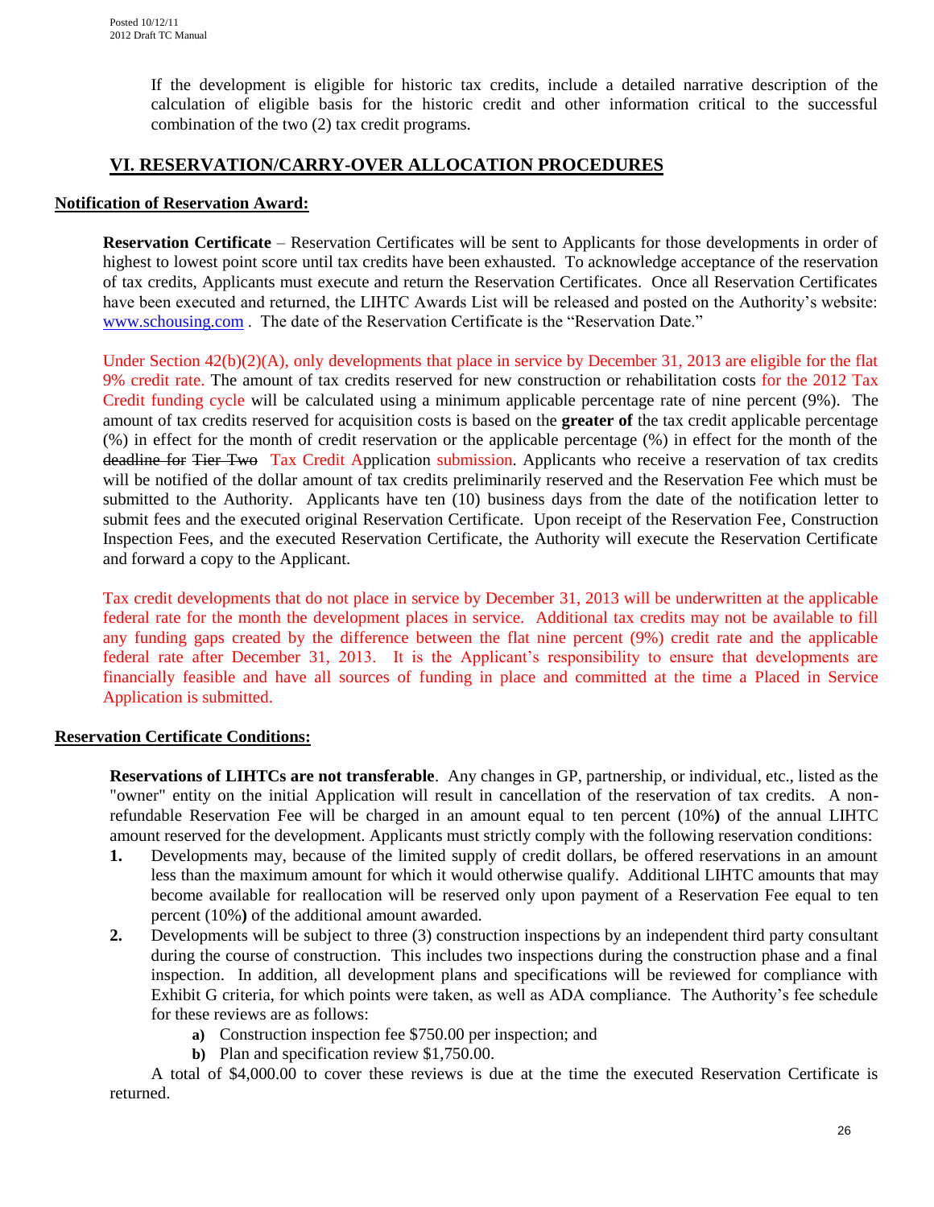If the development is eligible for historic tax credits, include a detailed narrative description of the calculation of eligible basis for the historic credit and other information critical to the successful combination of the two (2) tax credit programs.

## VI. RESERVATION/CARRY-OVER ALLOCATION PROCEDURES

### Notification of Reservation Award:

**Reservation Certificate** – Reservation Certificates will be sent to Applicants for those developments in order of highest to lowest point score until tax credits have been exhausted. To acknowledge acceptance of the reservation of tax credits, Applicants must execute and return the Reservation Certificates. Once all Reservation Certificates have been executed and returned, the LIHTC Awards List will be released and posted on the Authority's website: www.schousing.com . The date of the Reservation Certificate is the "Reservation Date."

Under Section 42(b)(2)(A), only developments that place in service by December 31, 2013 are eligible for the flat 9% credit rate. The amount of tax credits reserved for new construction or rehabilitation costs for the 2012 Tax Credit funding cycle will be calculated using a minimum applicable percentage rate of nine percent (9%). The amount of tax credits reserved for acquisition costs is based on the **greater of** the tax credit applicable percentage (%) in effect for the month of credit reservation or the applicable percentage (%) in effect for the month of the ~~deadline for~~ ~~Tier Two~~ Tax Credit Application submission. Applicants who receive a reservation of tax credits will be notified of the dollar amount of tax credits preliminarily reserved and the Reservation Fee which must be submitted to the Authority. Applicants have ten (10) business days from the date of the notification letter to submit fees and the executed original Reservation Certificate. Upon receipt of the Reservation Fee, Construction Inspection Fees, and the executed Reservation Certificate, the Authority will execute the Reservation Certificate and forward a copy to the Applicant.

Tax credit developments that do not place in service by December 31, 2013 will be underwritten at the applicable federal rate for the month the development places in service. Additional tax credits may not be available to fill any funding gaps created by the difference between the flat nine percent (9%) credit rate and the applicable federal rate after December 31, 2013. It is the Applicant's responsibility to ensure that developments are financially feasible and have all sources of funding in place and committed at the time a Placed in Service Application is submitted.

### Reservation Certificate Conditions:

**Reservations of LIHTCs are not transferable**. Any changes in GP, partnership, or individual, etc., listed as the "owner" entity on the initial Application will result in cancellation of the reservation of tax credits. A non-refundable Reservation Fee will be charged in an amount equal to ten percent (10%) of the annual LIHTC amount reserved for the development. Applicants must strictly comply with the following reservation conditions:

1. Developments may, because of the limited supply of credit dollars, be offered reservations in an amount less than the maximum amount for which it would otherwise qualify. Additional LIHTC amounts that may become available for reallocation will be reserved only upon payment of a Reservation Fee equal to ten percent (10%) of the additional amount awarded.
2. Developments will be subject to three (3) construction inspections by an independent third party consultant during the course of construction. This includes two inspections during the construction phase and a final inspection. In addition, all development plans and specifications will be reviewed for compliance with Exhibit G criteria, for which points were taken, as well as ADA compliance. The Authority's fee schedule for these reviews are as follows:
   - **a)** Construction inspection fee $750.00 per inspection; and
   - **b)** Plan and specification review $1,750.00.

   A total of $4,000.00 to cover these reviews is due at the time the executed Reservation Certificate is returned.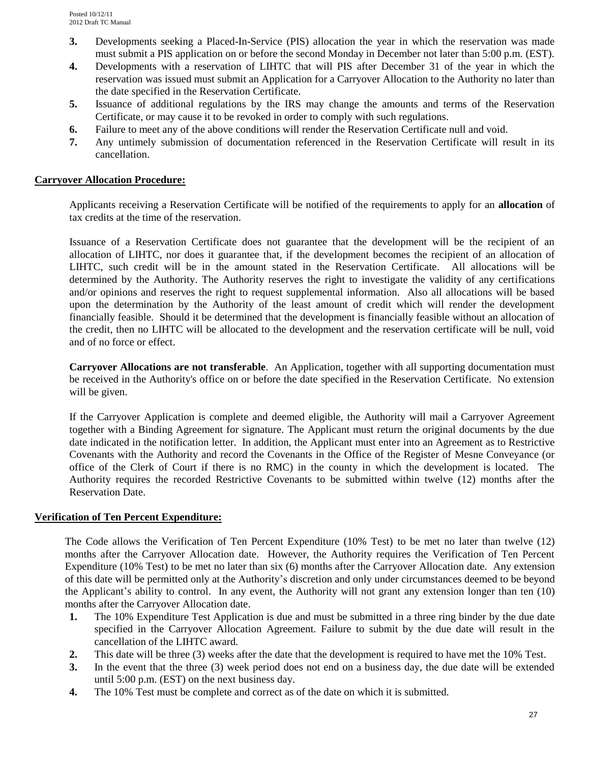3. Developments seeking a Placed-In-Service (PIS) allocation the year in which the reservation was made must submit a PIS application on or before the second Monday in December not later than 5:00 p.m. (EST).
4. Developments with a reservation of LIHTC that will PIS after December 31 of the year in which the reservation was issued must submit an Application for a Carryover Allocation to the Authority no later than the date specified in the Reservation Certificate.
5. Issuance of additional regulations by the IRS may change the amounts and terms of the Reservation Certificate, or may cause it to be revoked in order to comply with such regulations.
6. Failure to meet any of the above conditions will render the Reservation Certificate null and void.
7. Any untimely submission of documentation referenced in the Reservation Certificate will result in its cancellation.

## Carryover Allocation Procedure:

Applicants receiving a Reservation Certificate will be notified of the requirements to apply for an **allocation** of tax credits at the time of the reservation.

Issuance of a Reservation Certificate does not guarantee that the development will be the recipient of an allocation of LIHTC, nor does it guarantee that, if the development becomes the recipient of an allocation of LIHTC, such credit will be in the amount stated in the Reservation Certificate. All allocations will be determined by the Authority. The Authority reserves the right to investigate the validity of any certifications and/or opinions and reserves the right to request supplemental information. Also all allocations will be based upon the determination by the Authority of the least amount of credit which will render the development financially feasible. Should it be determined that the development is financially feasible without an allocation of the credit, then no LIHTC will be allocated to the development and the reservation certificate will be null, void and of no force or effect.

**Carryover Allocations are not transferable**. An Application, together with all supporting documentation must be received in the Authority's office on or before the date specified in the Reservation Certificate. No extension will be given.

If the Carryover Application is complete and deemed eligible, the Authority will mail a Carryover Agreement together with a Binding Agreement for signature. The Applicant must return the original documents by the due date indicated in the notification letter. In addition, the Applicant must enter into an Agreement as to Restrictive Covenants with the Authority and record the Covenants in the Office of the Register of Mesne Conveyance (or office of the Clerk of Court if there is no RMC) in the county in which the development is located. The Authority requires the recorded Restrictive Covenants to be submitted within twelve (12) months after the Reservation Date.

## Verification of Ten Percent Expenditure:

The Code allows the Verification of Ten Percent Expenditure (10% Test) to be met no later than twelve (12) months after the Carryover Allocation date. However, the Authority requires the Verification of Ten Percent Expenditure (10% Test) to be met no later than six (6) months after the Carryover Allocation date. Any extension of this date will be permitted only at the Authority's discretion and only under circumstances deemed to be beyond the Applicant's ability to control. In any event, the Authority will not grant any extension longer than ten (10) months after the Carryover Allocation date.

1. The 10% Expenditure Test Application is due and must be submitted in a three ring binder by the due date specified in the Carryover Allocation Agreement. Failure to submit by the due date will result in the cancellation of the LIHTC award.
2. This date will be three (3) weeks after the date that the development is required to have met the 10% Test.
3. In the event that the three (3) week period does not end on a business day, the due date will be extended until 5:00 p.m. (EST) on the next business day.
4. The 10% Test must be complete and correct as of the date on which it is submitted.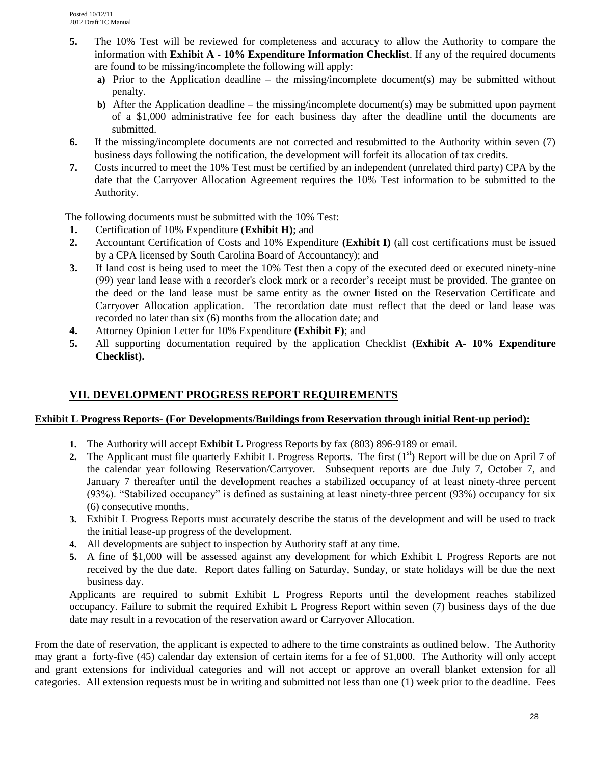5. The 10% Test will be reviewed for completeness and accuracy to allow the Authority to compare the information with **Exhibit A - 10% Expenditure Information Checklist**. If any of the required documents are found to be missing/incomplete the following will apply:
   - **a)** Prior to the Application deadline – the missing/incomplete document(s) may be submitted without penalty.
   - **b)** After the Application deadline – the missing/incomplete document(s) may be submitted upon payment of a $1,000 administrative fee for each business day after the deadline until the documents are submitted.
6. If the missing/incomplete documents are not corrected and resubmitted to the Authority within seven (7) business days following the notification, the development will forfeit its allocation of tax credits.
7. Costs incurred to meet the 10% Test must be certified by an independent (unrelated third party) CPA by the date that the Carryover Allocation Agreement requires the 10% Test information to be submitted to the Authority.

The following documents must be submitted with the 10% Test:

1. Certification of 10% Expenditure (**Exhibit H)**; and
2. Accountant Certification of Costs and 10% Expenditure **(Exhibit I)** (all cost certifications must be issued by a CPA licensed by South Carolina Board of Accountancy); and
3. If land cost is being used to meet the 10% Test then a copy of the executed deed or executed ninety-nine (99) year land lease with a recorder's clock mark or a recorder's receipt must be provided. The grantee on the deed or the land lease must be same entity as the owner listed on the Reservation Certificate and Carryover Allocation application. The recordation date must reflect that the deed or land lease was recorded no later than six (6) months from the allocation date; and
4. Attorney Opinion Letter for 10% Expenditure **(Exhibit F)**; and
5. All supporting documentation required by the application Checklist **(Exhibit A- 10% Expenditure Checklist).**

## VII. DEVELOPMENT PROGRESS REPORT REQUIREMENTS

### Exhibit L Progress Reports- (For Developments/Buildings from Reservation through initial Rent-up period):

1. The Authority will accept **Exhibit L** Progress Reports by fax (803) 896-9189 or email.
2. The Applicant must file quarterly Exhibit L Progress Reports. The first (1st) Report will be due on April 7 of the calendar year following Reservation/Carryover. Subsequent reports are due July 7, October 7, and January 7 thereafter until the development reaches a stabilized occupancy of at least ninety-three percent (93%). "Stabilized occupancy" is defined as sustaining at least ninety-three percent (93%) occupancy for six (6) consecutive months.
3. Exhibit L Progress Reports must accurately describe the status of the development and will be used to track the initial lease-up progress of the development.
4. All developments are subject to inspection by Authority staff at any time.
5. A fine of $1,000 will be assessed against any development for which Exhibit L Progress Reports are not received by the due date. Report dates falling on Saturday, Sunday, or state holidays will be due the next business day.

Applicants are required to submit Exhibit L Progress Reports until the development reaches stabilized occupancy. Failure to submit the required Exhibit L Progress Report within seven (7) business days of the due date may result in a revocation of the reservation award or Carryover Allocation.

From the date of reservation, the applicant is expected to adhere to the time constraints as outlined below. The Authority may grant a forty-five (45) calendar day extension of certain items for a fee of $1,000. The Authority will only accept and grant extensions for individual categories and will not accept or approve an overall blanket extension for all categories. All extension requests must be in writing and submitted not less than one (1) week prior to the deadline. Fees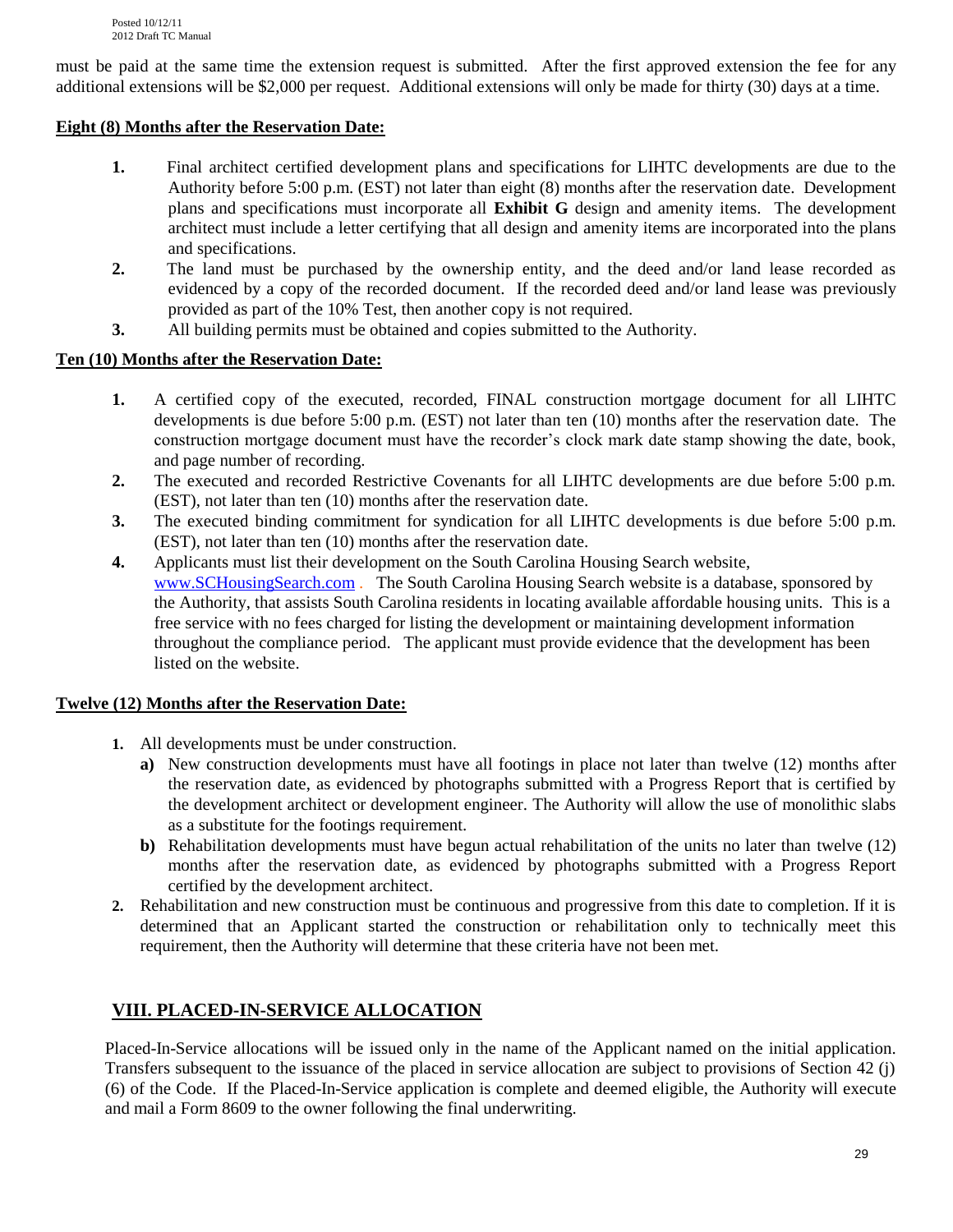must be paid at the same time the extension request is submitted. After the first approved extension the fee for any additional extensions will be $2,000 per request. Additional extensions will only be made for thirty (30) days at a time.

**Eight (8) Months after the Reservation Date:**

1. Final architect certified development plans and specifications for LIHTC developments are due to the Authority before 5:00 p.m. (EST) not later than eight (8) months after the reservation date. Development plans and specifications must incorporate all **Exhibit G** design and amenity items. The development architect must include a letter certifying that all design and amenity items are incorporated into the plans and specifications.
2. The land must be purchased by the ownership entity, and the deed and/or land lease recorded as evidenced by a copy of the recorded document. If the recorded deed and/or land lease was previously provided as part of the 10% Test, then another copy is not required.
3. All building permits must be obtained and copies submitted to the Authority.

**Ten (10) Months after the Reservation Date:**

1. A certified copy of the executed, recorded, FINAL construction mortgage document for all LIHTC developments is due before 5:00 p.m. (EST) not later than ten (10) months after the reservation date. The construction mortgage document must have the recorder's clock mark date stamp showing the date, book, and page number of recording.
2. The executed and recorded Restrictive Covenants for all LIHTC developments are due before 5:00 p.m. (EST), not later than ten (10) months after the reservation date.
3. The executed binding commitment for syndication for all LIHTC developments is due before 5:00 p.m. (EST), not later than ten (10) months after the reservation date.
4. Applicants must list their development on the South Carolina Housing Search website, www.SCHousingSearch.com . The South Carolina Housing Search website is a database, sponsored by the Authority, that assists South Carolina residents in locating available affordable housing units. This is a free service with no fees charged for listing the development or maintaining development information throughout the compliance period. The applicant must provide evidence that the development has been listed on the website.

**Twelve (12) Months after the Reservation Date:**

1. All developments must be under construction.
   - **a)** New construction developments must have all footings in place not later than twelve (12) months after the reservation date, as evidenced by photographs submitted with a Progress Report that is certified by the development architect or development engineer. The Authority will allow the use of monolithic slabs as a substitute for the footings requirement.
   - **b)** Rehabilitation developments must have begun actual rehabilitation of the units no later than twelve (12) months after the reservation date, as evidenced by photographs submitted with a Progress Report certified by the development architect.
2. Rehabilitation and new construction must be continuous and progressive from this date to completion. If it is determined that an Applicant started the construction or rehabilitation only to technically meet this requirement, then the Authority will determine that these criteria have not been met.

## VIII. PLACED-IN-SERVICE ALLOCATION

Placed-In-Service allocations will be issued only in the name of the Applicant named on the initial application. Transfers subsequent to the issuance of the placed in service allocation are subject to provisions of Section 42 (j) (6) of the Code. If the Placed-In-Service application is complete and deemed eligible, the Authority will execute and mail a Form 8609 to the owner following the final underwriting.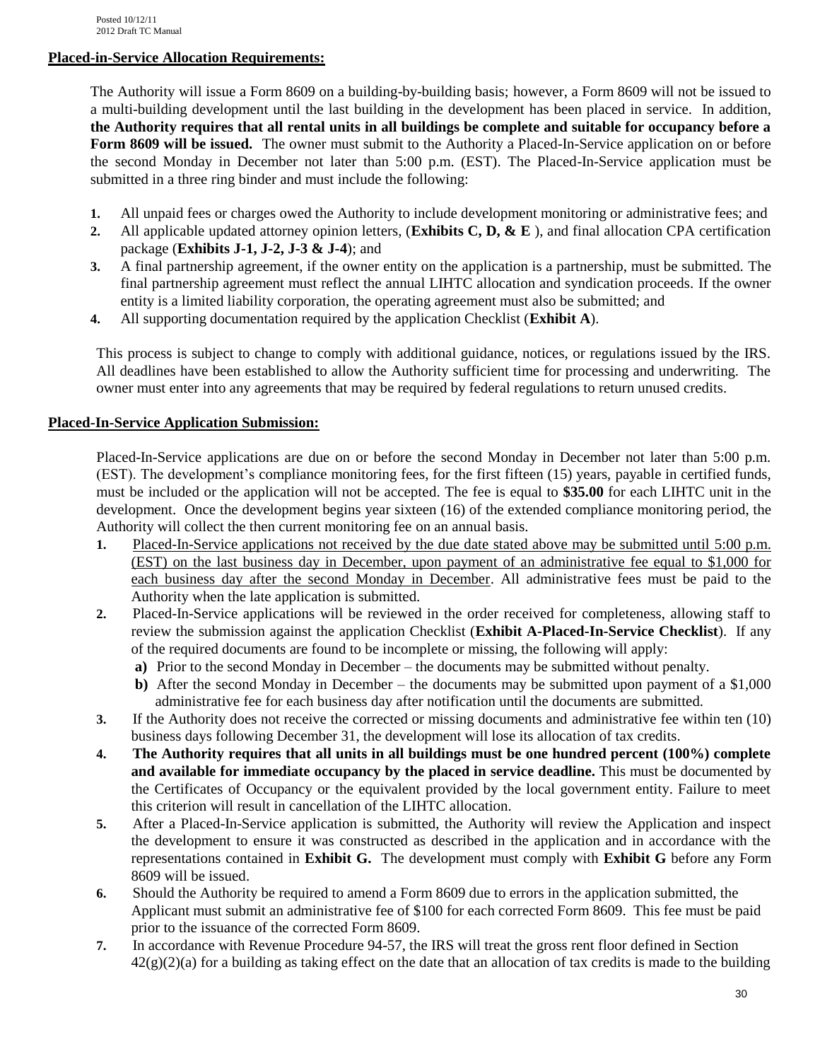**Placed-in-Service Allocation Requirements:**

The Authority will issue a Form 8609 on a building-by-building basis; however, a Form 8609 will not be issued to a multi-building development until the last building in the development has been placed in service. In addition, **the Authority requires that all rental units in all buildings be complete and suitable for occupancy before a Form 8609 will be issued.** The owner must submit to the Authority a Placed-In-Service application on or before the second Monday in December not later than 5:00 p.m. (EST). The Placed-In-Service application must be submitted in a three ring binder and must include the following:

1. All unpaid fees or charges owed the Authority to include development monitoring or administrative fees; and
2. All applicable updated attorney opinion letters, (**Exhibits C, D, & E** ), and final allocation CPA certification package (**Exhibits J-1, J-2, J-3 & J-4**); and
3. A final partnership agreement, if the owner entity on the application is a partnership, must be submitted. The final partnership agreement must reflect the annual LIHTC allocation and syndication proceeds. If the owner entity is a limited liability corporation, the operating agreement must also be submitted; and
4. All supporting documentation required by the application Checklist (**Exhibit A**).

This process is subject to change to comply with additional guidance, notices, or regulations issued by the IRS. All deadlines have been established to allow the Authority sufficient time for processing and underwriting. The owner must enter into any agreements that may be required by federal regulations to return unused credits.

**Placed-In-Service Application Submission:**

Placed-In-Service applications are due on or before the second Monday in December not later than 5:00 p.m. (EST). The development's compliance monitoring fees, for the first fifteen (15) years, payable in certified funds, must be included or the application will not be accepted. The fee is equal to **$35.00** for each LIHTC unit in the development. Once the development begins year sixteen (16) of the extended compliance monitoring period, the Authority will collect the then current monitoring fee on an annual basis.

1. Placed-In-Service applications not received by the due date stated above may be submitted until 5:00 p.m. (EST) on the last business day in December, upon payment of an administrative fee equal to $1,000 for each business day after the second Monday in December. All administrative fees must be paid to the Authority when the late application is submitted.
2. Placed-In-Service applications will be reviewed in the order received for completeness, allowing staff to review the submission against the application Checklist (**Exhibit A-Placed-In-Service Checklist**). If any of the required documents are found to be incomplete or missing, the following will apply:
   - **a)** Prior to the second Monday in December – the documents may be submitted without penalty.
   - **b)** After the second Monday in December – the documents may be submitted upon payment of a $1,000 administrative fee for each business day after notification until the documents are submitted.
3. If the Authority does not receive the corrected or missing documents and administrative fee within ten (10) business days following December 31, the development will lose its allocation of tax credits.
4. **The Authority requires that all units in all buildings must be one hundred percent (100%) complete and available for immediate occupancy by the placed in service deadline.** This must be documented by the Certificates of Occupancy or the equivalent provided by the local government entity. Failure to meet this criterion will result in cancellation of the LIHTC allocation.
5. After a Placed-In-Service application is submitted, the Authority will review the Application and inspect the development to ensure it was constructed as described in the application and in accordance with the representations contained in **Exhibit G.** The development must comply with **Exhibit G** before any Form 8609 will be issued.
6. Should the Authority be required to amend a Form 8609 due to errors in the application submitted, the Applicant must submit an administrative fee of $100 for each corrected Form 8609. This fee must be paid prior to the issuance of the corrected Form 8609.
7. In accordance with Revenue Procedure 94-57, the IRS will treat the gross rent floor defined in Section 42(g)(2)(a) for a building as taking effect on the date that an allocation of tax credits is made to the building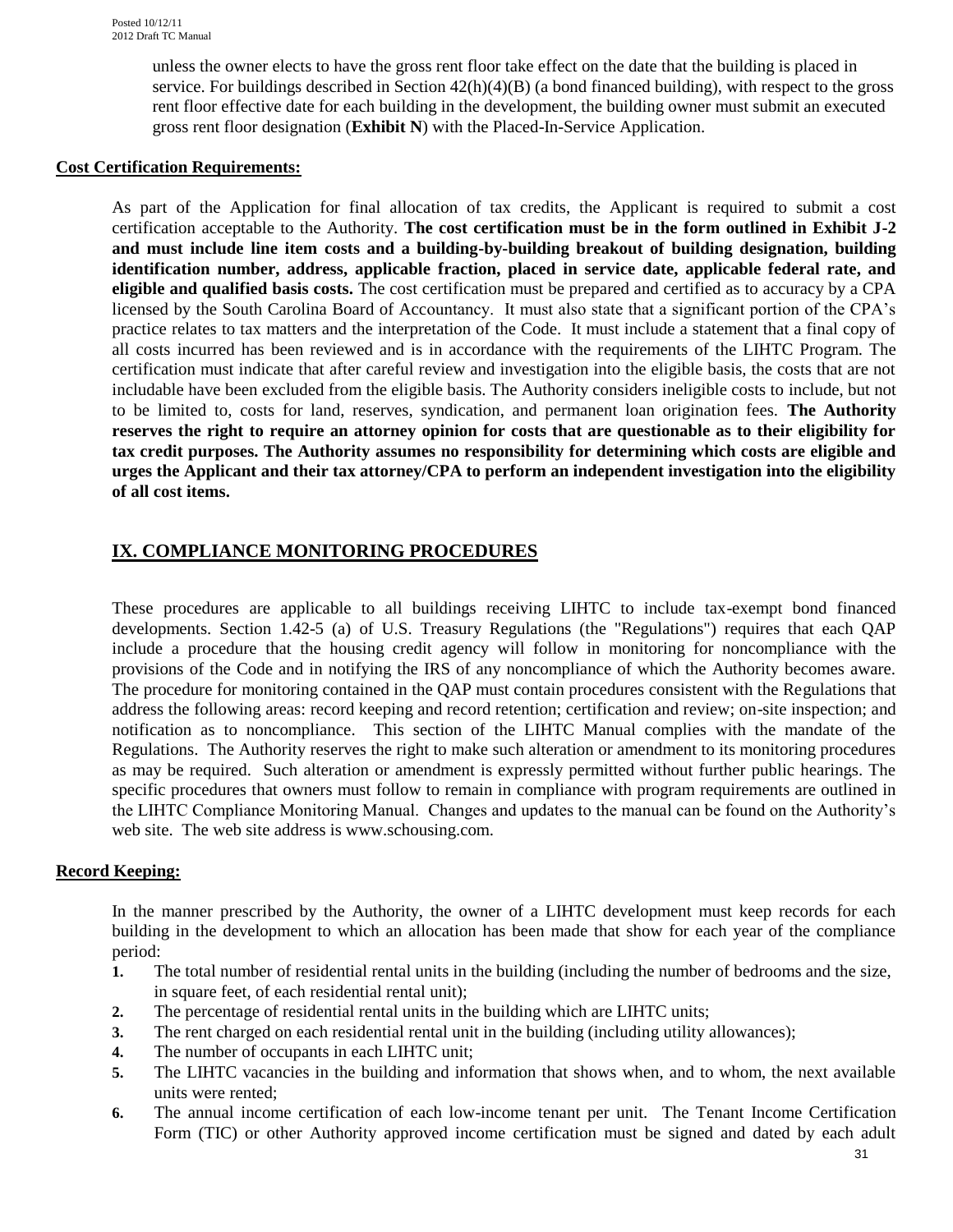unless the owner elects to have the gross rent floor take effect on the date that the building is placed in service. For buildings described in Section 42(h)(4)(B) (a bond financed building), with respect to the gross rent floor effective date for each building in the development, the building owner must submit an executed gross rent floor designation (**Exhibit N**) with the Placed-In-Service Application.

**Cost Certification Requirements:**

As part of the Application for final allocation of tax credits, the Applicant is required to submit a cost certification acceptable to the Authority. **The cost certification must be in the form outlined in Exhibit J-2 and must include line item costs and a building-by-building breakout of building designation, building identification number, address, applicable fraction, placed in service date, applicable federal rate, and eligible and qualified basis costs.** The cost certification must be prepared and certified as to accuracy by a CPA licensed by the South Carolina Board of Accountancy. It must also state that a significant portion of the CPA's practice relates to tax matters and the interpretation of the Code. It must include a statement that a final copy of all costs incurred has been reviewed and is in accordance with the requirements of the LIHTC Program. The certification must indicate that after careful review and investigation into the eligible basis, the costs that are not includable have been excluded from the eligible basis. The Authority considers ineligible costs to include, but not to be limited to, costs for land, reserves, syndication, and permanent loan origination fees. **The Authority reserves the right to require an attorney opinion for costs that are questionable as to their eligibility for tax credit purposes. The Authority assumes no responsibility for determining which costs are eligible and urges the Applicant and their tax attorney/CPA to perform an independent investigation into the eligibility of all cost items.**

## IX. COMPLIANCE MONITORING PROCEDURES

These procedures are applicable to all buildings receiving LIHTC to include tax-exempt bond financed developments. Section 1.42-5 (a) of U.S. Treasury Regulations (the "Regulations") requires that each QAP include a procedure that the housing credit agency will follow in monitoring for noncompliance with the provisions of the Code and in notifying the IRS of any noncompliance of which the Authority becomes aware. The procedure for monitoring contained in the QAP must contain procedures consistent with the Regulations that address the following areas: record keeping and record retention; certification and review; on-site inspection; and notification as to noncompliance. This section of the LIHTC Manual complies with the mandate of the Regulations. The Authority reserves the right to make such alteration or amendment to its monitoring procedures as may be required. Such alteration or amendment is expressly permitted without further public hearings. The specific procedures that owners must follow to remain in compliance with program requirements are outlined in the LIHTC Compliance Monitoring Manual. Changes and updates to the manual can be found on the Authority's web site. The web site address is www.schousing.com.

**Record Keeping:**

In the manner prescribed by the Authority, the owner of a LIHTC development must keep records for each building in the development to which an allocation has been made that show for each year of the compliance period:

1. The total number of residential rental units in the building (including the number of bedrooms and the size, in square feet, of each residential rental unit);
2. The percentage of residential rental units in the building which are LIHTC units;
3. The rent charged on each residential rental unit in the building (including utility allowances);
4. The number of occupants in each LIHTC unit;
5. The LIHTC vacancies in the building and information that shows when, and to whom, the next available units were rented;
6. The annual income certification of each low-income tenant per unit. The Tenant Income Certification Form (TIC) or other Authority approved income certification must be signed and dated by each adult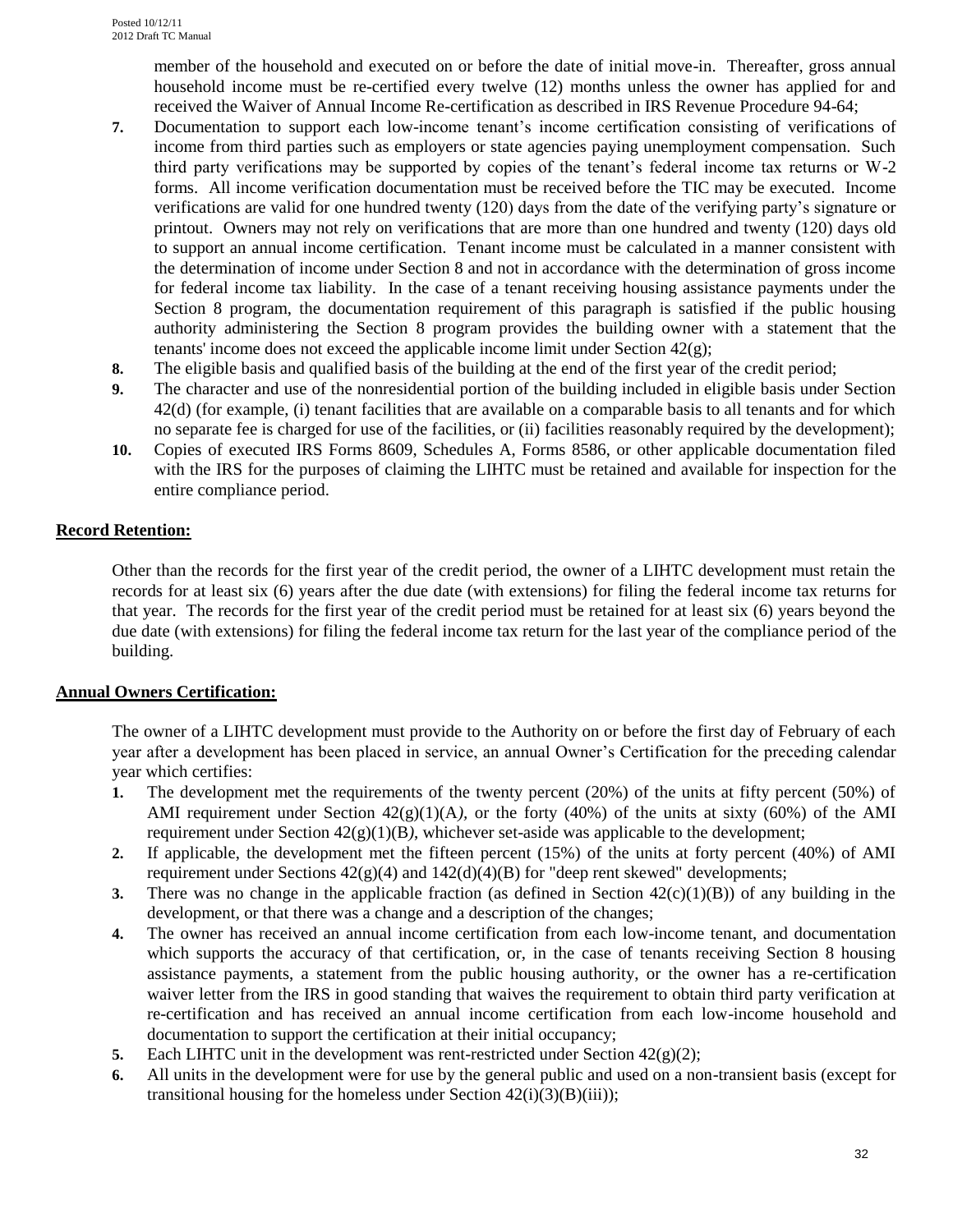member of the household and executed on or before the date of initial move-in. Thereafter, gross annual household income must be re-certified every twelve (12) months unless the owner has applied for and received the Waiver of Annual Income Re-certification as described in IRS Revenue Procedure 94-64;

7. Documentation to support each low-income tenant's income certification consisting of verifications of income from third parties such as employers or state agencies paying unemployment compensation. Such third party verifications may be supported by copies of the tenant's federal income tax returns or W-2 forms. All income verification documentation must be received before the TIC may be executed. Income verifications are valid for one hundred twenty (120) days from the date of the verifying party's signature or printout. Owners may not rely on verifications that are more than one hundred and twenty (120) days old to support an annual income certification. Tenant income must be calculated in a manner consistent with the determination of income under Section 8 and not in accordance with the determination of gross income for federal income tax liability. In the case of a tenant receiving housing assistance payments under the Section 8 program, the documentation requirement of this paragraph is satisfied if the public housing authority administering the Section 8 program provides the building owner with a statement that the tenants' income does not exceed the applicable income limit under Section 42(g);
8. The eligible basis and qualified basis of the building at the end of the first year of the credit period;
9. The character and use of the nonresidential portion of the building included in eligible basis under Section 42(d) (for example, (i) tenant facilities that are available on a comparable basis to all tenants and for which no separate fee is charged for use of the facilities, or (ii) facilities reasonably required by the development);
10. Copies of executed IRS Forms 8609, Schedules A, Forms 8586, or other applicable documentation filed with the IRS for the purposes of claiming the LIHTC must be retained and available for inspection for the entire compliance period.

**Record Retention:**

Other than the records for the first year of the credit period, the owner of a LIHTC development must retain the records for at least six (6) years after the due date (with extensions) for filing the federal income tax returns for that year. The records for the first year of the credit period must be retained for at least six (6) years beyond the due date (with extensions) for filing the federal income tax return for the last year of the compliance period of the building.

**Annual Owners Certification:**

The owner of a LIHTC development must provide to the Authority on or before the first day of February of each year after a development has been placed in service, an annual Owner's Certification for the preceding calendar year which certifies:

1. The development met the requirements of the twenty percent (20%) of the units at fifty percent (50%) of AMI requirement under Section 42(g)(1)(A*)*, or the forty (40%) of the units at sixty (60%) of the AMI requirement under Section 42(g)(1)(B*)*, whichever set-aside was applicable to the development;
2. If applicable, the development met the fifteen percent (15%) of the units at forty percent (40%) of AMI requirement under Sections 42(g)(4) and 142(d)(4)(B) for "deep rent skewed" developments;
3. There was no change in the applicable fraction (as defined in Section 42(c)(1)(B)) of any building in the development, or that there was a change and a description of the changes;
4. The owner has received an annual income certification from each low-income tenant, and documentation which supports the accuracy of that certification, or, in the case of tenants receiving Section 8 housing assistance payments, a statement from the public housing authority, or the owner has a re-certification waiver letter from the IRS in good standing that waives the requirement to obtain third party verification at re-certification and has received an annual income certification from each low-income household and documentation to support the certification at their initial occupancy;
5. Each LIHTC unit in the development was rent-restricted under Section 42(g)(2);
6. All units in the development were for use by the general public and used on a non-transient basis (except for transitional housing for the homeless under Section 42(i)(3)(B)(iii));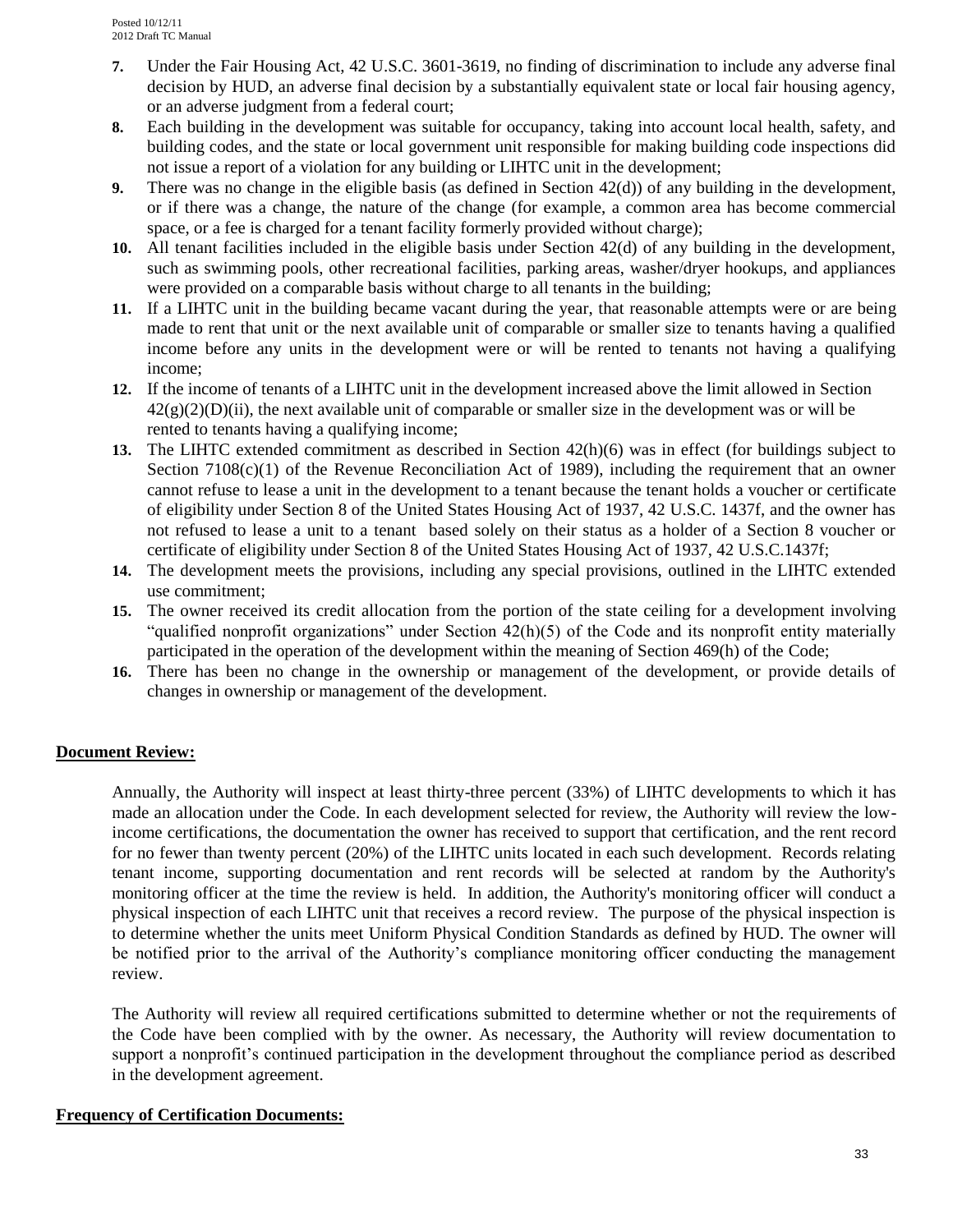7. Under the Fair Housing Act, 42 U.S.C. 3601-3619, no finding of discrimination to include any adverse final decision by HUD, an adverse final decision by a substantially equivalent state or local fair housing agency, or an adverse judgment from a federal court;
8. Each building in the development was suitable for occupancy, taking into account local health, safety, and building codes, and the state or local government unit responsible for making building code inspections did not issue a report of a violation for any building or LIHTC unit in the development;
9. There was no change in the eligible basis (as defined in Section 42(d)) of any building in the development, or if there was a change, the nature of the change (for example, a common area has become commercial space, or a fee is charged for a tenant facility formerly provided without charge);
10. All tenant facilities included in the eligible basis under Section 42(d) of any building in the development, such as swimming pools, other recreational facilities, parking areas, washer/dryer hookups, and appliances were provided on a comparable basis without charge to all tenants in the building;
11. If a LIHTC unit in the building became vacant during the year, that reasonable attempts were or are being made to rent that unit or the next available unit of comparable or smaller size to tenants having a qualified income before any units in the development were or will be rented to tenants not having a qualifying income;
12. If the income of tenants of a LIHTC unit in the development increased above the limit allowed in Section 42(g)(2)(D)(ii), the next available unit of comparable or smaller size in the development was or will be rented to tenants having a qualifying income;
13. The LIHTC extended commitment as described in Section 42(h)(6) was in effect (for buildings subject to Section 7108(c)(1) of the Revenue Reconciliation Act of 1989), including the requirement that an owner cannot refuse to lease a unit in the development to a tenant because the tenant holds a voucher or certificate of eligibility under Section 8 of the United States Housing Act of 1937, 42 U.S.C. 1437f, and the owner has not refused to lease a unit to a tenant based solely on their status as a holder of a Section 8 voucher or certificate of eligibility under Section 8 of the United States Housing Act of 1937, 42 U.S.C.1437f;
14. The development meets the provisions, including any special provisions, outlined in the LIHTC extended use commitment;
15. The owner received its credit allocation from the portion of the state ceiling for a development involving "qualified nonprofit organizations" under Section 42(h)(5) of the Code and its nonprofit entity materially participated in the operation of the development within the meaning of Section 469(h) of the Code;
16. There has been no change in the ownership or management of the development, or provide details of changes in ownership or management of the development.

**Document Review:**

Annually, the Authority will inspect at least thirty-three percent (33%) of LIHTC developments to which it has made an allocation under the Code. In each development selected for review, the Authority will review the low-income certifications, the documentation the owner has received to support that certification, and the rent record for no fewer than twenty percent (20%) of the LIHTC units located in each such development. Records relating tenant income, supporting documentation and rent records will be selected at random by the Authority's monitoring officer at the time the review is held. In addition, the Authority's monitoring officer will conduct a physical inspection of each LIHTC unit that receives a record review. The purpose of the physical inspection is to determine whether the units meet Uniform Physical Condition Standards as defined by HUD. The owner will be notified prior to the arrival of the Authority's compliance monitoring officer conducting the management review.

The Authority will review all required certifications submitted to determine whether or not the requirements of the Code have been complied with by the owner. As necessary, the Authority will review documentation to support a nonprofit's continued participation in the development throughout the compliance period as described in the development agreement.

**Frequency of Certification Documents:**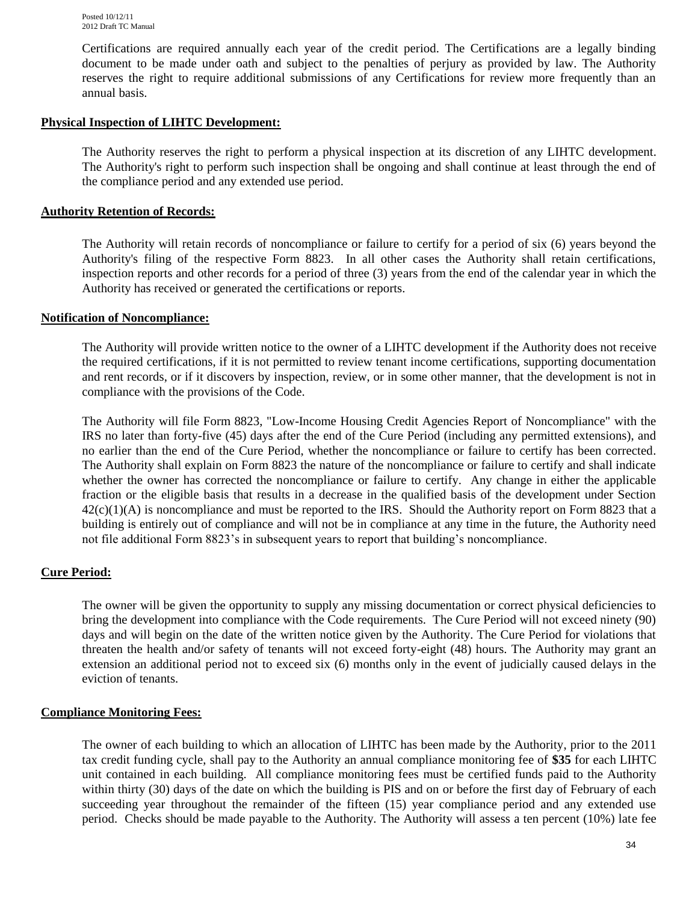Certifications are required annually each year of the credit period. The Certifications are a legally binding document to be made under oath and subject to the penalties of perjury as provided by law. The Authority reserves the right to require additional submissions of any Certifications for review more frequently than an annual basis.

**Physical Inspection of LIHTC Development:**

The Authority reserves the right to perform a physical inspection at its discretion of any LIHTC development. The Authority's right to perform such inspection shall be ongoing and shall continue at least through the end of the compliance period and any extended use period.

**Authority Retention of Records:**

The Authority will retain records of noncompliance or failure to certify for a period of six (6) years beyond the Authority's filing of the respective Form 8823. In all other cases the Authority shall retain certifications, inspection reports and other records for a period of three (3) years from the end of the calendar year in which the Authority has received or generated the certifications or reports.

**Notification of Noncompliance:**

The Authority will provide written notice to the owner of a LIHTC development if the Authority does not receive the required certifications, if it is not permitted to review tenant income certifications, supporting documentation and rent records, or if it discovers by inspection, review, or in some other manner, that the development is not in compliance with the provisions of the Code.

The Authority will file Form 8823, "Low-Income Housing Credit Agencies Report of Noncompliance" with the IRS no later than forty-five (45) days after the end of the Cure Period (including any permitted extensions), and no earlier than the end of the Cure Period, whether the noncompliance or failure to certify has been corrected. The Authority shall explain on Form 8823 the nature of the noncompliance or failure to certify and shall indicate whether the owner has corrected the noncompliance or failure to certify. Any change in either the applicable fraction or the eligible basis that results in a decrease in the qualified basis of the development under Section 42(c)(1)(A) is noncompliance and must be reported to the IRS. Should the Authority report on Form 8823 that a building is entirely out of compliance and will not be in compliance at any time in the future, the Authority need not file additional Form 8823's in subsequent years to report that building's noncompliance.

**Cure Period:**

The owner will be given the opportunity to supply any missing documentation or correct physical deficiencies to bring the development into compliance with the Code requirements. The Cure Period will not exceed ninety (90) days and will begin on the date of the written notice given by the Authority. The Cure Period for violations that threaten the health and/or safety of tenants will not exceed forty-eight (48) hours. The Authority may grant an extension an additional period not to exceed six (6) months only in the event of judicially caused delays in the eviction of tenants.

**Compliance Monitoring Fees:**

The owner of each building to which an allocation of LIHTC has been made by the Authority, prior to the 2011 tax credit funding cycle, shall pay to the Authority an annual compliance monitoring fee of **$35** for each LIHTC unit contained in each building. All compliance monitoring fees must be certified funds paid to the Authority within thirty (30) days of the date on which the building is PIS and on or before the first day of February of each succeeding year throughout the remainder of the fifteen (15) year compliance period and any extended use period. Checks should be made payable to the Authority. The Authority will assess a ten percent (10%) late fee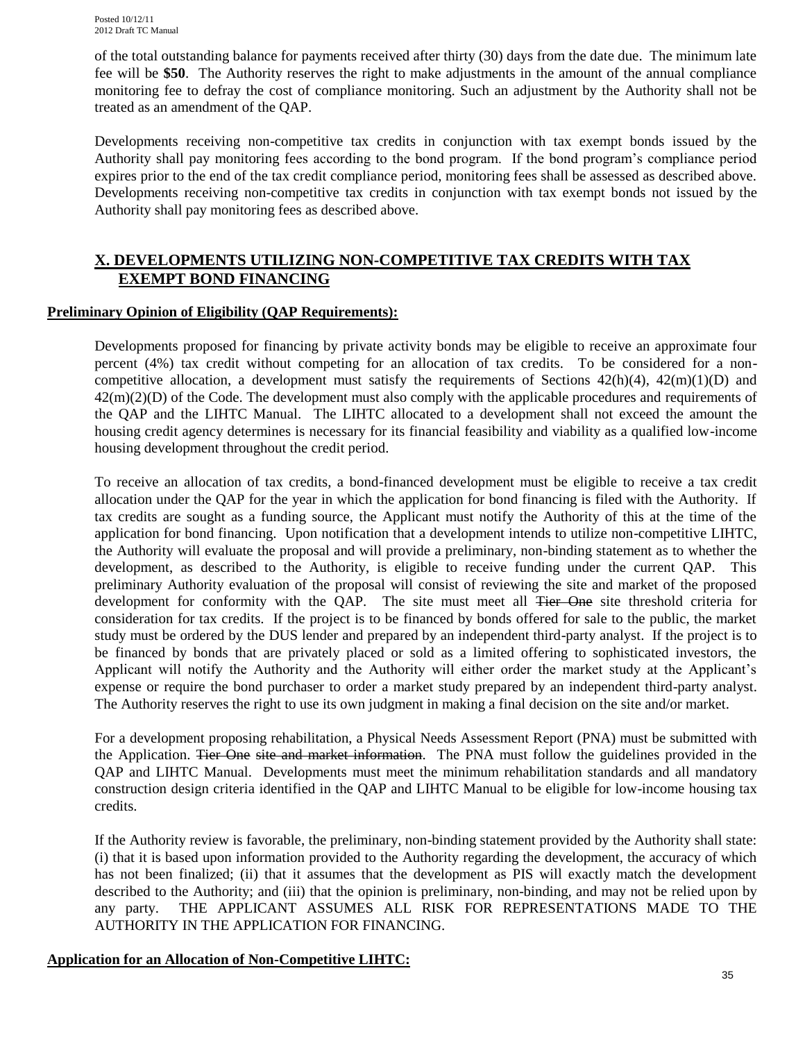of the total outstanding balance for payments received after thirty (30) days from the date due. The minimum late fee will be **$50**. The Authority reserves the right to make adjustments in the amount of the annual compliance monitoring fee to defray the cost of compliance monitoring. Such an adjustment by the Authority shall not be treated as an amendment of the QAP.

Developments receiving non-competitive tax credits in conjunction with tax exempt bonds issued by the Authority shall pay monitoring fees according to the bond program. If the bond program's compliance period expires prior to the end of the tax credit compliance period, monitoring fees shall be assessed as described above. Developments receiving non-competitive tax credits in conjunction with tax exempt bonds not issued by the Authority shall pay monitoring fees as described above.

## X. DEVELOPMENTS UTILIZING NON-COMPETITIVE TAX CREDITS WITH TAX EXEMPT BOND FINANCING

**Preliminary Opinion of Eligibility (QAP Requirements):**

Developments proposed for financing by private activity bonds may be eligible to receive an approximate four percent (4%) tax credit without competing for an allocation of tax credits. To be considered for a non-competitive allocation, a development must satisfy the requirements of Sections 42(h)(4), 42(m)(1)(D) and 42(m)(2)(D) of the Code. The development must also comply with the applicable procedures and requirements of the QAP and the LIHTC Manual. The LIHTC allocated to a development shall not exceed the amount the housing credit agency determines is necessary for its financial feasibility and viability as a qualified low-income housing development throughout the credit period.

To receive an allocation of tax credits, a bond-financed development must be eligible to receive a tax credit allocation under the QAP for the year in which the application for bond financing is filed with the Authority. If tax credits are sought as a funding source, the Applicant must notify the Authority of this at the time of the application for bond financing. Upon notification that a development intends to utilize non-competitive LIHTC, the Authority will evaluate the proposal and will provide a preliminary, non-binding statement as to whether the development, as described to the Authority, is eligible to receive funding under the current QAP. This preliminary Authority evaluation of the proposal will consist of reviewing the site and market of the proposed development for conformity with the QAP. The site must meet all ~~Tier One~~ site threshold criteria for consideration for tax credits. If the project is to be financed by bonds offered for sale to the public, the market study must be ordered by the DUS lender and prepared by an independent third-party analyst. If the project is to be financed by bonds that are privately placed or sold as a limited offering to sophisticated investors, the Applicant will notify the Authority and the Authority will either order the market study at the Applicant's expense or require the bond purchaser to order a market study prepared by an independent third-party analyst. The Authority reserves the right to use its own judgment in making a final decision on the site and/or market.

For a development proposing rehabilitation, a Physical Needs Assessment Report (PNA) must be submitted with the Application. ~~Tier One site and market information~~. The PNA must follow the guidelines provided in the QAP and LIHTC Manual. Developments must meet the minimum rehabilitation standards and all mandatory construction design criteria identified in the QAP and LIHTC Manual to be eligible for low-income housing tax credits.

If the Authority review is favorable, the preliminary, non-binding statement provided by the Authority shall state: (i) that it is based upon information provided to the Authority regarding the development, the accuracy of which has not been finalized; (ii) that it assumes that the development as PIS will exactly match the development described to the Authority; and (iii) that the opinion is preliminary, non-binding, and may not be relied upon by any party. THE APPLICANT ASSUMES ALL RISK FOR REPRESENTATIONS MADE TO THE AUTHORITY IN THE APPLICATION FOR FINANCING.

**Application for an Allocation of Non-Competitive LIHTC:**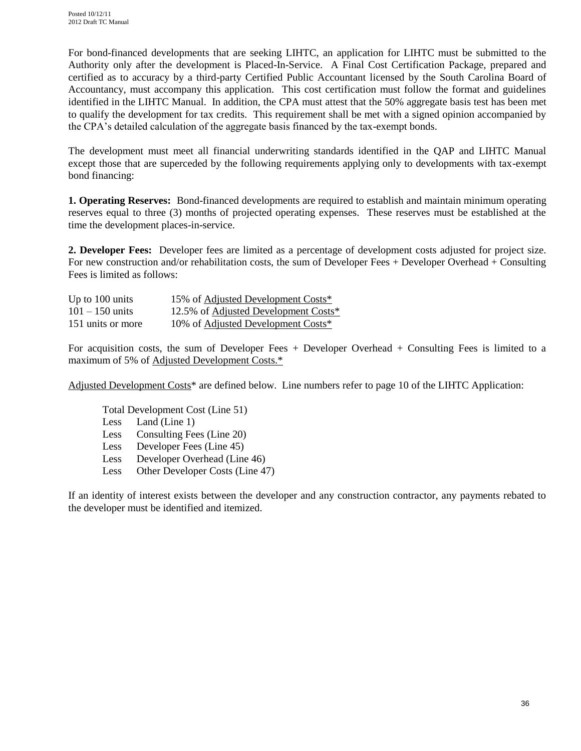For bond-financed developments that are seeking LIHTC, an application for LIHTC must be submitted to the Authority only after the development is Placed-In-Service. A Final Cost Certification Package, prepared and certified as to accuracy by a third-party Certified Public Accountant licensed by the South Carolina Board of Accountancy, must accompany this application. This cost certification must follow the format and guidelines identified in the LIHTC Manual. In addition, the CPA must attest that the 50% aggregate basis test has been met to qualify the development for tax credits. This requirement shall be met with a signed opinion accompanied by the CPA's detailed calculation of the aggregate basis financed by the tax-exempt bonds.

The development must meet all financial underwriting standards identified in the QAP and LIHTC Manual except those that are superceded by the following requirements applying only to developments with tax-exempt bond financing:

**1. Operating Reserves:** Bond-financed developments are required to establish and maintain minimum operating reserves equal to three (3) months of projected operating expenses. These reserves must be established at the time the development places-in-service.

**2. Developer Fees:** Developer fees are limited as a percentage of development costs adjusted for project size. For new construction and/or rehabilitation costs, the sum of Developer Fees + Developer Overhead + Consulting Fees is limited as follows:

| | |
|---|---|
| Up to 100 units | 15% of Adjusted Development Costs* |
| 101 – 150 units | 12.5% of Adjusted Development Costs* |
| 151 units or more | 10% of Adjusted Development Costs* |

For acquisition costs, the sum of Developer Fees + Developer Overhead + Consulting Fees is limited to a maximum of 5% of Adjusted Development Costs.*

Adjusted Development Costs* are defined below. Line numbers refer to page 10 of the LIHTC Application:

Total Development Cost (Line 51)
Less Land (Line 1)
Less Consulting Fees (Line 20)
Less Developer Fees (Line 45)
Less Developer Overhead (Line 46)
Less Other Developer Costs (Line 47)

If an identity of interest exists between the developer and any construction contractor, any payments rebated to the developer must be identified and itemized.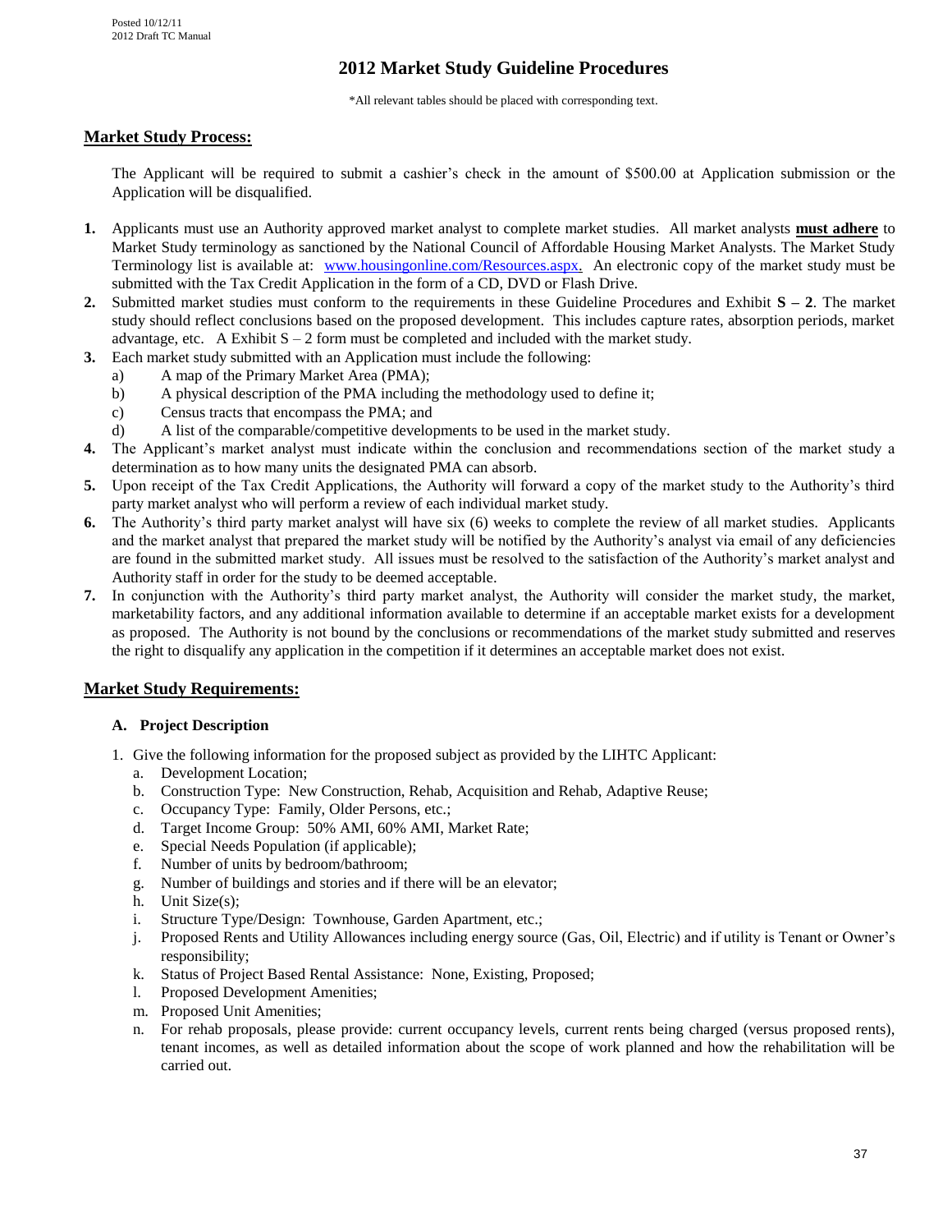# 2012 Market Study Guideline Procedures

*All relevant tables should be placed with corresponding text.

## Market Study Process:

The Applicant will be required to submit a cashier's check in the amount of $500.00 at Application submission or the Application will be disqualified.

1. Applicants must use an Authority approved market analyst to complete market studies. All market analysts **must adhere** to Market Study terminology as sanctioned by the National Council of Affordable Housing Market Analysts. The Market Study Terminology list is available at: [www.housingonline.com/Resources.aspx.](www.housingonline.com/Resources.aspx) An electronic copy of the market study must be submitted with the Tax Credit Application in the form of a CD, DVD or Flash Drive.
2. Submitted market studies must conform to the requirements in these Guideline Procedures and Exhibit **S – 2**. The market study should reflect conclusions based on the proposed development. This includes capture rates, absorption periods, market advantage, etc. A Exhibit S – 2 form must be completed and included with the market study.
3. Each market study submitted with an Application must include the following:
   a) A map of the Primary Market Area (PMA);
   b) A physical description of the PMA including the methodology used to define it;
   c) Census tracts that encompass the PMA; and
   d) A list of the comparable/competitive developments to be used in the market study.
4. The Applicant's market analyst must indicate within the conclusion and recommendations section of the market study a determination as to how many units the designated PMA can absorb.
5. Upon receipt of the Tax Credit Applications, the Authority will forward a copy of the market study to the Authority's third party market analyst who will perform a review of each individual market study.
6. The Authority's third party market analyst will have six (6) weeks to complete the review of all market studies. Applicants and the market analyst that prepared the market study will be notified by the Authority's analyst via email of any deficiencies are found in the submitted market study. All issues must be resolved to the satisfaction of the Authority's market analyst and Authority staff in order for the study to be deemed acceptable.
7. In conjunction with the Authority's third party market analyst, the Authority will consider the market study, the market, marketability factors, and any additional information available to determine if an acceptable market exists for a development as proposed. The Authority is not bound by the conclusions or recommendations of the market study submitted and reserves the right to disqualify any application in the competition if it determines an acceptable market does not exist.

## Market Study Requirements:

### A. Project Description

1. Give the following information for the proposed subject as provided by the LIHTC Applicant:
   a. Development Location;
   b. Construction Type: New Construction, Rehab, Acquisition and Rehab, Adaptive Reuse;
   c. Occupancy Type: Family, Older Persons, etc.;
   d. Target Income Group: 50% AMI, 60% AMI, Market Rate;
   e. Special Needs Population (if applicable);
   f. Number of units by bedroom/bathroom;
   g. Number of buildings and stories and if there will be an elevator;
   h. Unit Size(s);
   i. Structure Type/Design: Townhouse, Garden Apartment, etc.;
   j. Proposed Rents and Utility Allowances including energy source (Gas, Oil, Electric) and if utility is Tenant or Owner's responsibility;
   k. Status of Project Based Rental Assistance: None, Existing, Proposed;
   l. Proposed Development Amenities;
   m. Proposed Unit Amenities;
   n. For rehab proposals, please provide: current occupancy levels, current rents being charged (versus proposed rents), tenant incomes, as well as detailed information about the scope of work planned and how the rehabilitation will be carried out.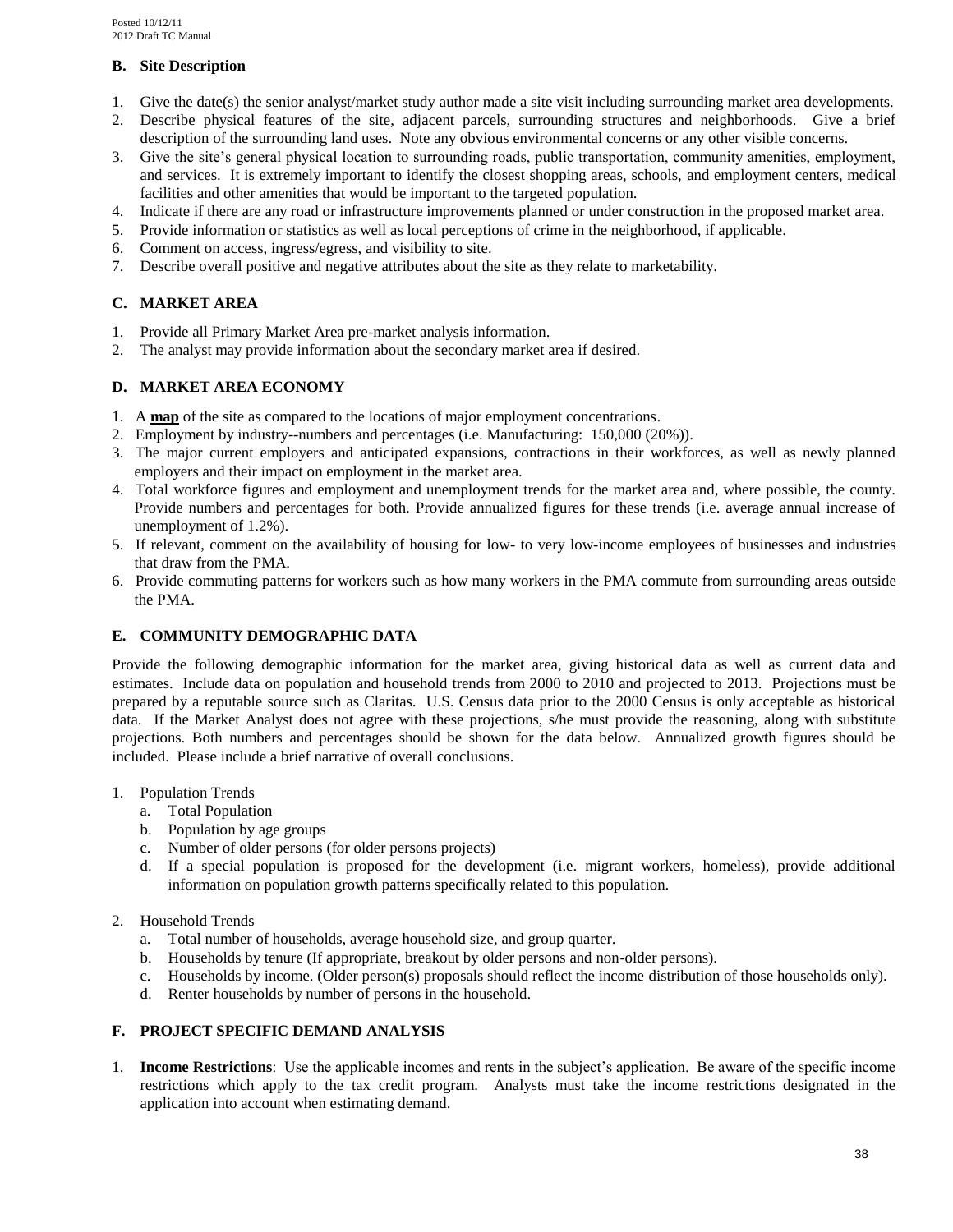### B. Site Description

1. Give the date(s) the senior analyst/market study author made a site visit including surrounding market area developments.
2. Describe physical features of the site, adjacent parcels, surrounding structures and neighborhoods. Give a brief description of the surrounding land uses. Note any obvious environmental concerns or any other visible concerns.
3. Give the site's general physical location to surrounding roads, public transportation, community amenities, employment, and services. It is extremely important to identify the closest shopping areas, schools, and employment centers, medical facilities and other amenities that would be important to the targeted population.
4. Indicate if there are any road or infrastructure improvements planned or under construction in the proposed market area.
5. Provide information or statistics as well as local perceptions of crime in the neighborhood, if applicable.
6. Comment on access, ingress/egress, and visibility to site.
7. Describe overall positive and negative attributes about the site as they relate to marketability.

### C. MARKET AREA

1. Provide all Primary Market Area pre-market analysis information.
2. The analyst may provide information about the secondary market area if desired.

### D. MARKET AREA ECONOMY

1. A **map** of the site as compared to the locations of major employment concentrations.
2. Employment by industry--numbers and percentages (i.e. Manufacturing: 150,000 (20%)).
3. The major current employers and anticipated expansions, contractions in their workforces, as well as newly planned employers and their impact on employment in the market area.
4. Total workforce figures and employment and unemployment trends for the market area and, where possible, the county. Provide numbers and percentages for both. Provide annualized figures for these trends (i.e. average annual increase of unemployment of 1.2%).
5. If relevant, comment on the availability of housing for low- to very low-income employees of businesses and industries that draw from the PMA.
6. Provide commuting patterns for workers such as how many workers in the PMA commute from surrounding areas outside the PMA.

### E. COMMUNITY DEMOGRAPHIC DATA

Provide the following demographic information for the market area, giving historical data as well as current data and estimates. Include data on population and household trends from 2000 to 2010 and projected to 2013. Projections must be prepared by a reputable source such as Claritas. U.S. Census data prior to the 2000 Census is only acceptable as historical data. If the Market Analyst does not agree with these projections, s/he must provide the reasoning, along with substitute projections. Both numbers and percentages should be shown for the data below. Annualized growth figures should be included. Please include a brief narrative of overall conclusions.

1. Population Trends
   a. Total Population
   b. Population by age groups
   c. Number of older persons (for older persons projects)
   d. If a special population is proposed for the development (i.e. migrant workers, homeless), provide additional information on population growth patterns specifically related to this population.

2. Household Trends
   a. Total number of households, average household size, and group quarter.
   b. Households by tenure (If appropriate, breakout by older persons and non-older persons).
   c. Households by income. (Older person(s) proposals should reflect the income distribution of those households only).
   d. Renter households by number of persons in the household.

### F. PROJECT SPECIFIC DEMAND ANALYSIS

1. **Income Restrictions**: Use the applicable incomes and rents in the subject's application. Be aware of the specific income restrictions which apply to the tax credit program. Analysts must take the income restrictions designated in the application into account when estimating demand.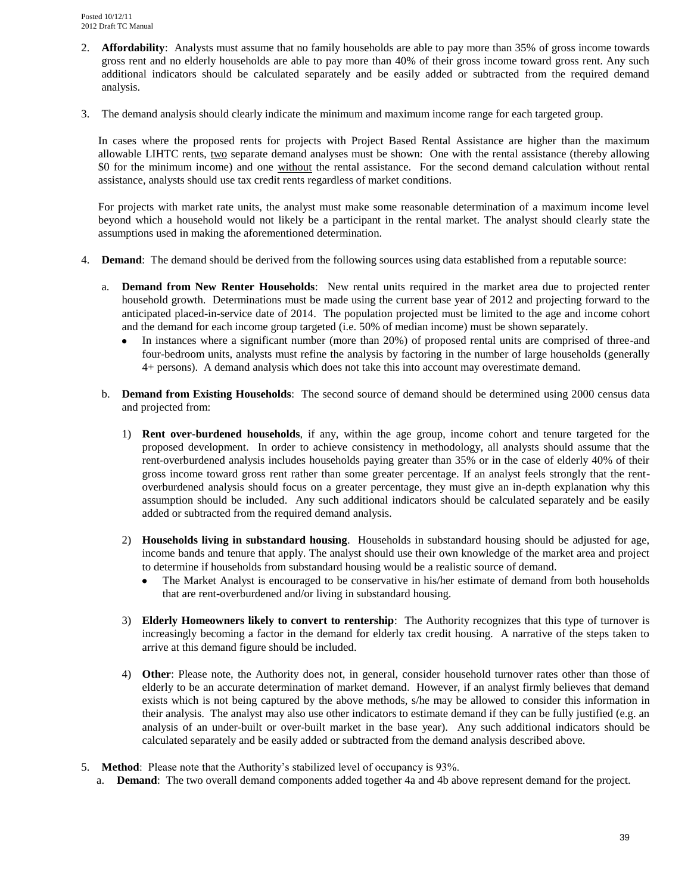2. **Affordability**: Analysts must assume that no family households are able to pay more than 35% of gross income towards gross rent and no elderly households are able to pay more than 40% of their gross income toward gross rent. Any such additional indicators should be calculated separately and be easily added or subtracted from the required demand analysis.

3. The demand analysis should clearly indicate the minimum and maximum income range for each targeted group.

   In cases where the proposed rents for projects with Project Based Rental Assistance are higher than the maximum allowable LIHTC rents, two separate demand analyses must be shown: One with the rental assistance (thereby allowing $0 for the minimum income) and one without the rental assistance. For the second demand calculation without rental assistance, analysts should use tax credit rents regardless of market conditions.

   For projects with market rate units, the analyst must make some reasonable determination of a maximum income level beyond which a household would not likely be a participant in the rental market. The analyst should clearly state the assumptions used in making the aforementioned determination.

4. **Demand**: The demand should be derived from the following sources using data established from a reputable source:

   a. **Demand from New Renter Households**: New rental units required in the market area due to projected renter household growth. Determinations must be made using the current base year of 2012 and projecting forward to the anticipated placed-in-service date of 2014. The population projected must be limited to the age and income cohort and the demand for each income group targeted (i.e. 50% of median income) must be shown separately.
      - In instances where a significant number (more than 20%) of proposed rental units are comprised of three-and four-bedroom units, analysts must refine the analysis by factoring in the number of large households (generally 4+ persons). A demand analysis which does not take this into account may overestimate demand.

   b. **Demand from Existing Households**: The second source of demand should be determined using 2000 census data and projected from:

      1) **Rent over-burdened households**, if any, within the age group, income cohort and tenure targeted for the proposed development. In order to achieve consistency in methodology, all analysts should assume that the rent-overburdened analysis includes households paying greater than 35% or in the case of elderly 40% of their gross income toward gross rent rather than some greater percentage. If an analyst feels strongly that the rent-overburdened analysis should focus on a greater percentage, they must give an in-depth explanation why this assumption should be included. Any such additional indicators should be calculated separately and be easily added or subtracted from the required demand analysis.

      2) **Households living in substandard housing**. Households in substandard housing should be adjusted for age, income bands and tenure that apply. The analyst should use their own knowledge of the market area and project to determine if households from substandard housing would be a realistic source of demand.
         - The Market Analyst is encouraged to be conservative in his/her estimate of demand from both households that are rent-overburdened and/or living in substandard housing.

      3) **Elderly Homeowners likely to convert to rentership**: The Authority recognizes that this type of turnover is increasingly becoming a factor in the demand for elderly tax credit housing. A narrative of the steps taken to arrive at this demand figure should be included.

      4) **Other**: Please note, the Authority does not, in general, consider household turnover rates other than those of elderly to be an accurate determination of market demand. However, if an analyst firmly believes that demand exists which is not being captured by the above methods, s/he may be allowed to consider this information in their analysis. The analyst may also use other indicators to estimate demand if they can be fully justified (e.g. an analysis of an under-built or over-built market in the base year). Any such additional indicators should be calculated separately and be easily added or subtracted from the demand analysis described above.

5. **Method**: Please note that the Authority's stabilized level of occupancy is 93%.

   a. **Demand**: The two overall demand components added together 4a and 4b above represent demand for the project.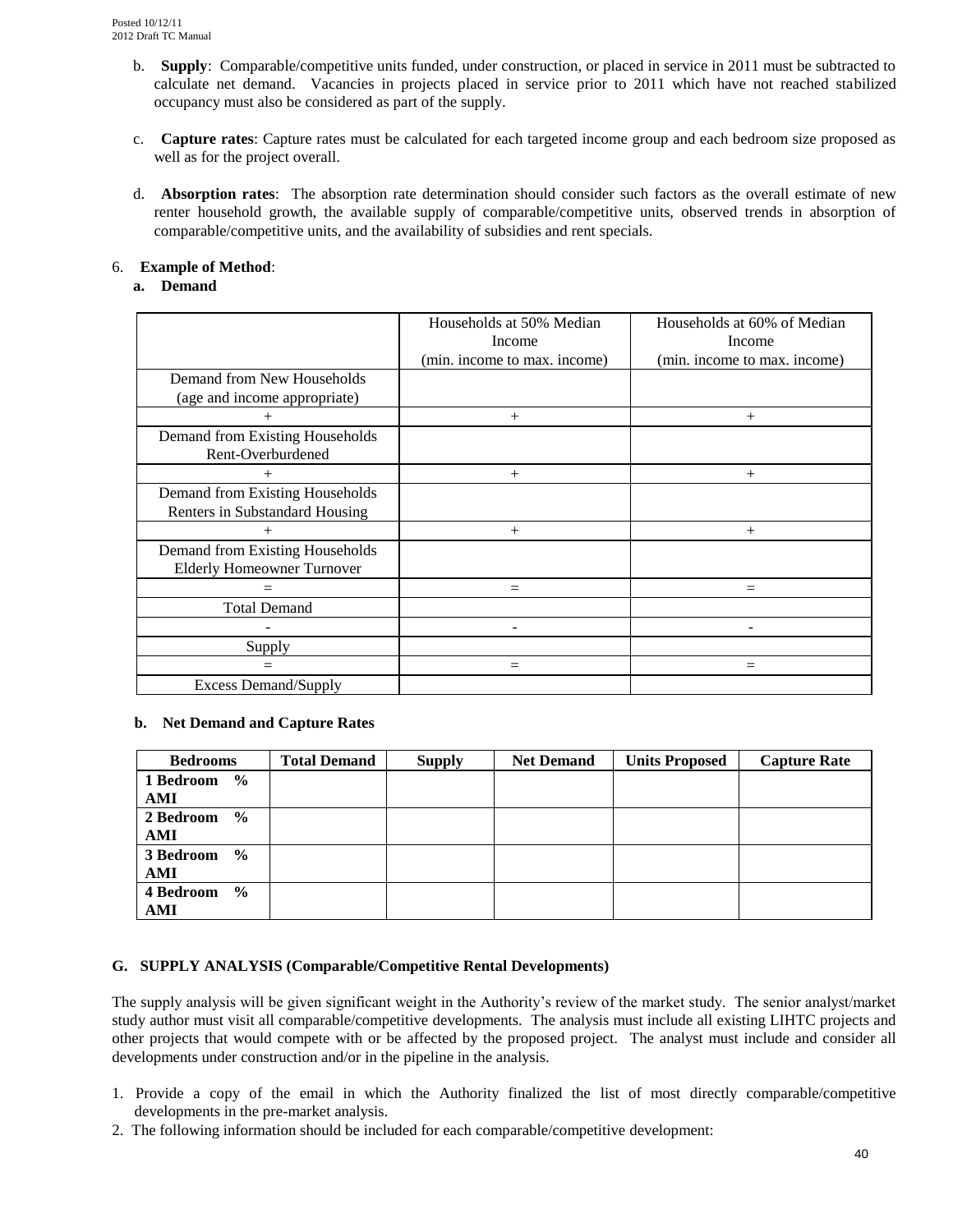b. **Supply**: Comparable/competitive units funded, under construction, or placed in service in 2011 must be subtracted to calculate net demand. Vacancies in projects placed in service prior to 2011 which have not reached stabilized occupancy must also be considered as part of the supply.

c. **Capture rates**: Capture rates must be calculated for each targeted income group and each bedroom size proposed as well as for the project overall.

d. **Absorption rates**: The absorption rate determination should consider such factors as the overall estimate of new renter household growth, the available supply of comparable/competitive units, observed trends in absorption of comparable/competitive units, and the availability of subsidies and rent specials.

6. **Example of Method**:

**a. Demand**

| | Households at 50% Median Income (min. income to max. income) | Households at 60% of Median Income (min. income to max. income) |
|---|---|---|
| Demand from New Households (age and income appropriate) | | |
| + | + | + |
| Demand from Existing Households Rent-Overburdened | | |
| + | + | + |
| Demand from Existing Households Renters in Substandard Housing | | |
| + | + | + |
| Demand from Existing Households Elderly Homeowner Turnover | | |
| = | = | = |
| Total Demand | | |
| - | - | - |
| Supply | | |
| = | = | = |
| Excess Demand/Supply | | |

**b. Net Demand and Capture Rates**

| Bedrooms | Total Demand | Supply | Net Demand | Units Proposed | Capture Rate |
|---|---|---|---|---|---|
| **1 Bedroom % AMI** | | | | | |
| **2 Bedroom % AMI** | | | | | |
| **3 Bedroom % AMI** | | | | | |
| **4 Bedroom % AMI** | | | | | |

### G. SUPPLY ANALYSIS (Comparable/Competitive Rental Developments)

The supply analysis will be given significant weight in the Authority's review of the market study. The senior analyst/market study author must visit all comparable/competitive developments. The analysis must include all existing LIHTC projects and other projects that would compete with or be affected by the proposed project. The analyst must include and consider all developments under construction and/or in the pipeline in the analysis.

1. Provide a copy of the email in which the Authority finalized the list of most directly comparable/competitive developments in the pre-market analysis.
2. The following information should be included for each comparable/competitive development: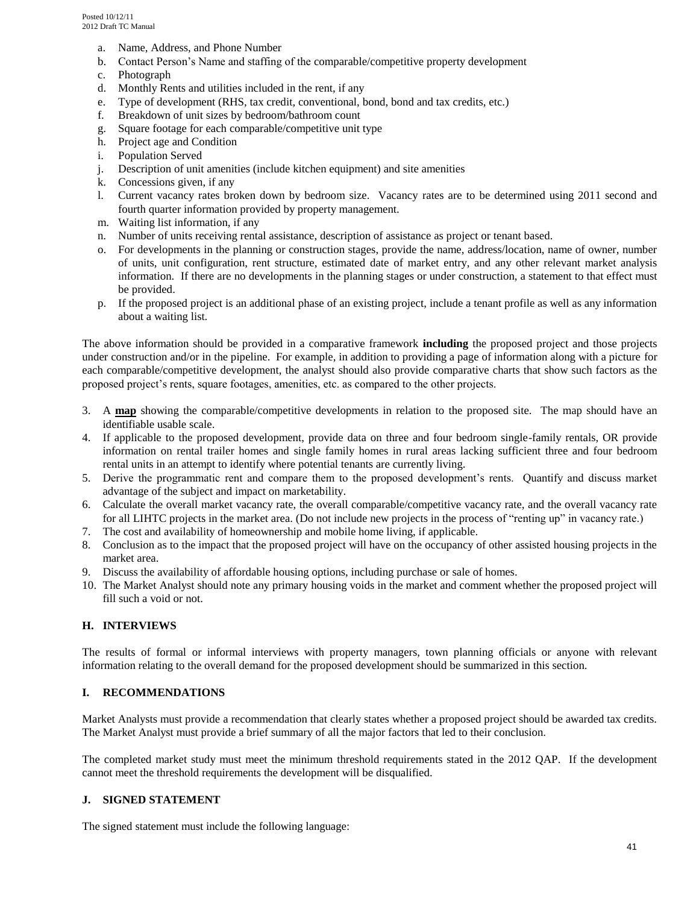a. Name, Address, and Phone Number
b. Contact Person's Name and staffing of the comparable/competitive property development
c. Photograph
d. Monthly Rents and utilities included in the rent, if any
e. Type of development (RHS, tax credit, conventional, bond, bond and tax credits, etc.)
f. Breakdown of unit sizes by bedroom/bathroom count
g. Square footage for each comparable/competitive unit type
h. Project age and Condition
i. Population Served
j. Description of unit amenities (include kitchen equipment) and site amenities
k. Concessions given, if any
l. Current vacancy rates broken down by bedroom size. Vacancy rates are to be determined using 2011 second and fourth quarter information provided by property management.
m. Waiting list information, if any
n. Number of units receiving rental assistance, description of assistance as project or tenant based.
o. For developments in the planning or construction stages, provide the name, address/location, name of owner, number of units, unit configuration, rent structure, estimated date of market entry, and any other relevant market analysis information. If there are no developments in the planning stages or under construction, a statement to that effect must be provided.
p. If the proposed project is an additional phase of an existing project, include a tenant profile as well as any information about a waiting list.

The above information should be provided in a comparative framework **including** the proposed project and those projects under construction and/or in the pipeline. For example, in addition to providing a page of information along with a picture for each comparable/competitive development, the analyst should also provide comparative charts that show such factors as the proposed project's rents, square footages, amenities, etc. as compared to the other projects.

3. A **map** showing the comparable/competitive developments in relation to the proposed site. The map should have an identifiable usable scale.
4. If applicable to the proposed development, provide data on three and four bedroom single-family rentals, OR provide information on rental trailer homes and single family homes in rural areas lacking sufficient three and four bedroom rental units in an attempt to identify where potential tenants are currently living.
5. Derive the programmatic rent and compare them to the proposed development's rents. Quantify and discuss market advantage of the subject and impact on marketability.
6. Calculate the overall market vacancy rate, the overall comparable/competitive vacancy rate, and the overall vacancy rate for all LIHTC projects in the market area. (Do not include new projects in the process of "renting up" in vacancy rate.)
7. The cost and availability of homeownership and mobile home living, if applicable.
8. Conclusion as to the impact that the proposed project will have on the occupancy of other assisted housing projects in the market area.
9. Discuss the availability of affordable housing options, including purchase or sale of homes.
10. The Market Analyst should note any primary housing voids in the market and comment whether the proposed project will fill such a void or not.

## H. INTERVIEWS

The results of formal or informal interviews with property managers, town planning officials or anyone with relevant information relating to the overall demand for the proposed development should be summarized in this section.

## I. RECOMMENDATIONS

Market Analysts must provide a recommendation that clearly states whether a proposed project should be awarded tax credits. The Market Analyst must provide a brief summary of all the major factors that led to their conclusion.

The completed market study must meet the minimum threshold requirements stated in the 2012 QAP. If the development cannot meet the threshold requirements the development will be disqualified.

## J. SIGNED STATEMENT

The signed statement must include the following language: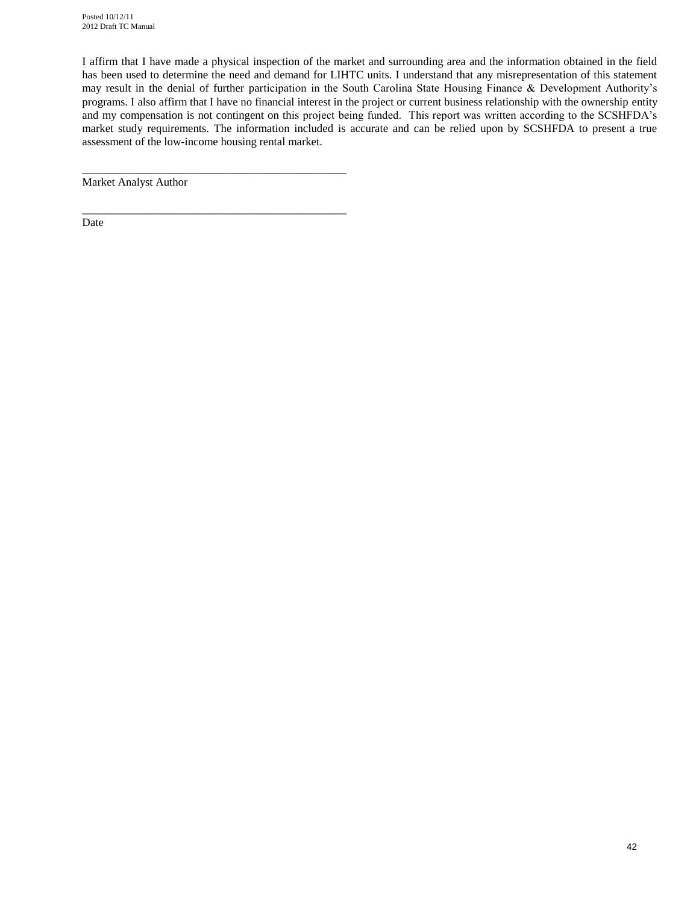I affirm that I have made a physical inspection of the market and surrounding area and the information obtained in the field has been used to determine the need and demand for LIHTC units. I understand that any misrepresentation of this statement may result in the denial of further participation in the South Carolina State Housing Finance & Development Authority's programs. I also affirm that I have no financial interest in the project or current business relationship with the ownership entity and my compensation is not contingent on this project being funded. This report was written according to the SCSHFDA's market study requirements. The information included is accurate and can be relied upon by SCSHFDA to present a true assessment of the low-income housing rental market.

_______________________________________________

Market Analyst Author

_______________________________________________

Date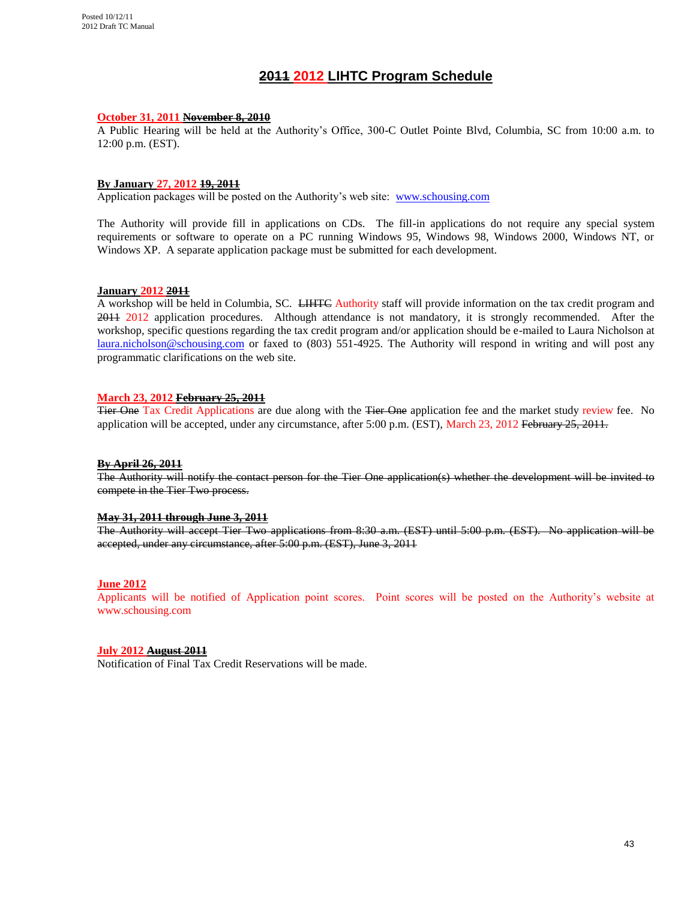## ~~2011~~ 2012 LIHTC Program Schedule

**October 31, 2011 ~~November 8, 2010~~**
A Public Hearing will be held at the Authority's Office, 300-C Outlet Pointe Blvd, Columbia, SC from 10:00 a.m. to 12:00 p.m. (EST).

**By January 27, 2012 ~~19, 2011~~**
Application packages will be posted on the Authority's web site: www.schousing.com

The Authority will provide fill in applications on CDs. The fill-in applications do not require any special system requirements or software to operate on a PC running Windows 95, Windows 98, Windows 2000, Windows NT, or Windows XP. A separate application package must be submitted for each development.

**January 2012 ~~2011~~**
A workshop will be held in Columbia, SC. ~~LIHTC~~ Authority staff will provide information on the tax credit program and ~~2011~~ 2012 application procedures. Although attendance is not mandatory, it is strongly recommended. After the workshop, specific questions regarding the tax credit program and/or application should be e-mailed to Laura Nicholson at laura.nicholson@schousing.com or faxed to (803) 551-4925. The Authority will respond in writing and will post any programmatic clarifications on the web site.

**March 23, 2012 ~~February 25, 2011~~**
~~Tier One~~ Tax Credit Applications are due along with the ~~Tier One~~ application fee and the market study review fee. No application will be accepted, under any circumstance, after 5:00 p.m. (EST), March 23, 2012 ~~February 25, 2011.~~

**~~By April 26, 2011~~**
~~The Authority will notify the contact person for the Tier One application(s) whether the development will be invited to compete in the Tier Two process.~~

**~~May 31, 2011 through June 3, 2011~~**
~~The Authority will accept Tier Two applications from 8:30 a.m. (EST) until 5:00 p.m. (EST). No application will be accepted, under any circumstance, after 5:00 p.m. (EST), June 3, 2011~~

**June 2012**
Applicants will be notified of Application point scores. Point scores will be posted on the Authority's website at www.schousing.com

**July 2012 ~~August 2011~~**
Notification of Final Tax Credit Reservations will be made.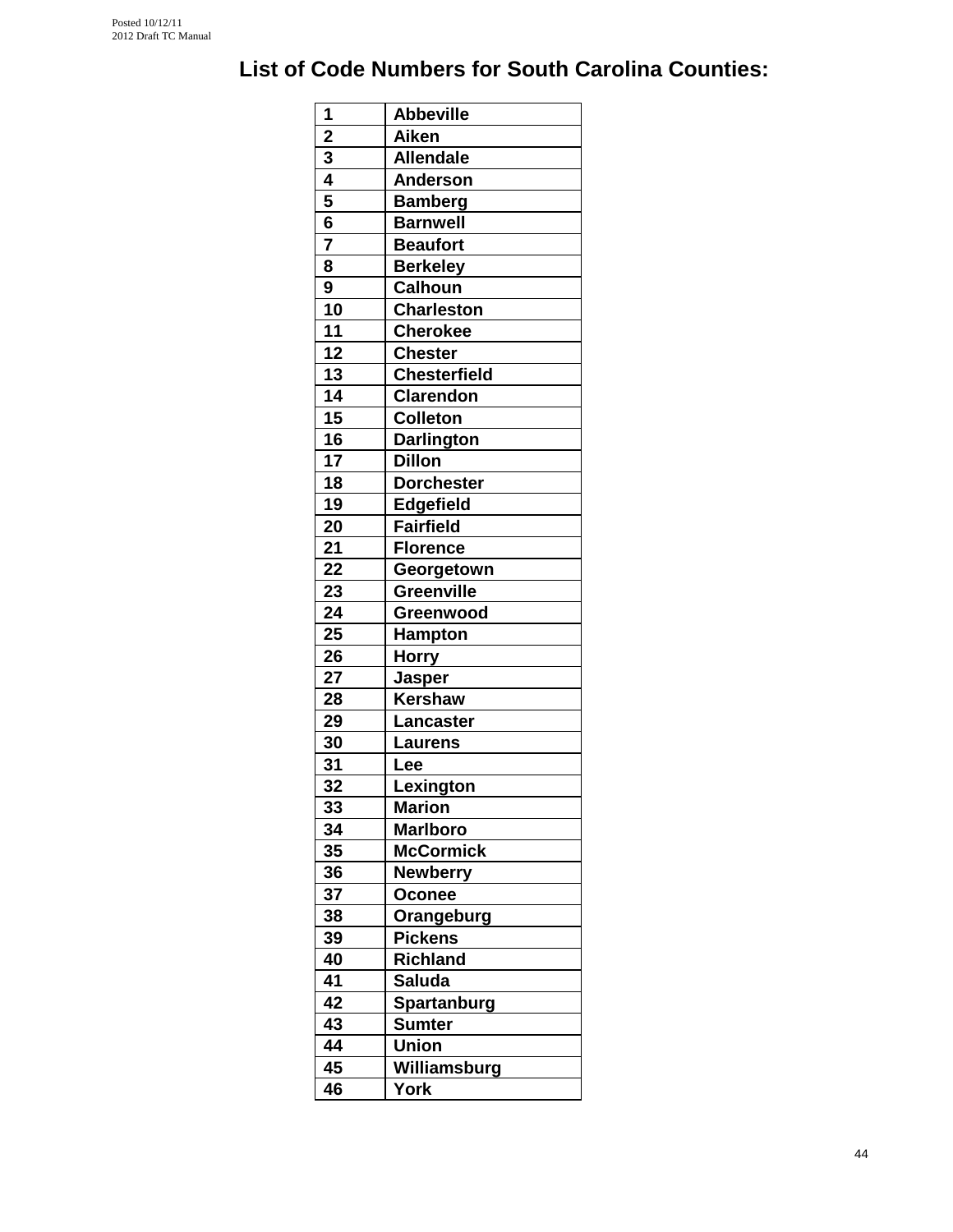## List of Code Numbers for South Carolina Counties:

| | |
|---|---|
| 1 | Abbeville |
| 2 | Aiken |
| 3 | Allendale |
| 4 | Anderson |
| 5 | Bamberg |
| 6 | Barnwell |
| 7 | Beaufort |
| 8 | Berkeley |
| 9 | Calhoun |
| 10 | Charleston |
| 11 | Cherokee |
| 12 | Chester |
| 13 | Chesterfield |
| 14 | Clarendon |
| 15 | Colleton |
| 16 | Darlington |
| 17 | Dillon |
| 18 | Dorchester |
| 19 | Edgefield |
| 20 | Fairfield |
| 21 | Florence |
| 22 | Georgetown |
| 23 | Greenville |
| 24 | Greenwood |
| 25 | Hampton |
| 26 | Horry |
| 27 | Jasper |
| 28 | Kershaw |
| 29 | Lancaster |
| 30 | Laurens |
| 31 | Lee |
| 32 | Lexington |
| 33 | Marion |
| 34 | Marlboro |
| 35 | McCormick |
| 36 | Newberry |
| 37 | Oconee |
| 38 | Orangeburg |
| 39 | Pickens |
| 40 | Richland |
| 41 | Saluda |
| 42 | Spartanburg |
| 43 | Sumter |
| 44 | Union |
| 45 | Williamsburg |
| 46 | York |